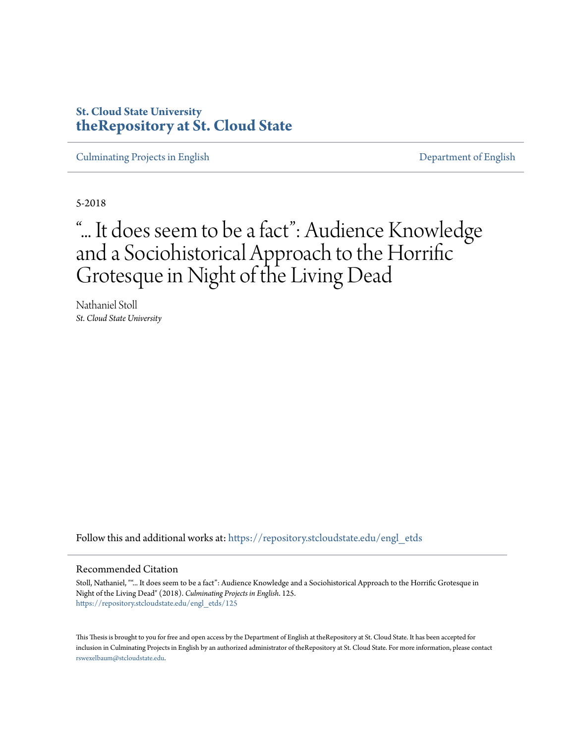**St. Cloud State University**
**theRepository at St. Cloud State**

Culminating Projects in English — Department of English

5-2018

# "... It does seem to be a fact": Audience Knowledge and a Sociohistorical Approach to the Horrific Grotesque in Night of the Living Dead

Nathaniel Stoll
*St. Cloud State University*

Follow this and additional works at: https://repository.stcloudstate.edu/engl_etds

## Recommended Citation

Stoll, Nathaniel, ""... It does seem to be a fact": Audience Knowledge and a Sociohistorical Approach to the Horrific Grotesque in Night of the Living Dead" (2018). *Culminating Projects in English*. 125.
https://repository.stcloudstate.edu/engl_etds/125

This Thesis is brought to you for free and open access by the Department of English at theRepository at St. Cloud State. It has been accepted for inclusion in Culminating Projects in English by an authorized administrator of theRepository at St. Cloud State. For more information, please contact rswexelbaum@stcloudstate.edu.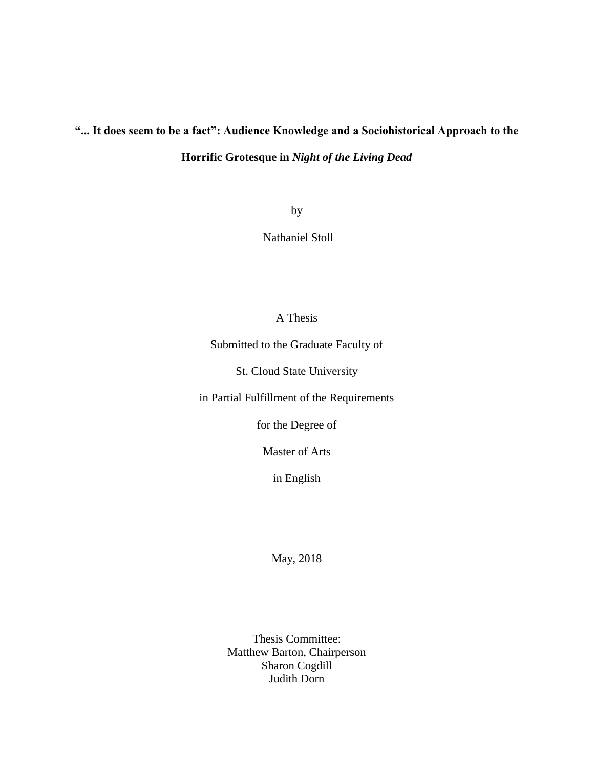# **"... It does seem to be a fact": Audience Knowledge and a Sociohistorical Approach to the Horrific Grotesque in *Night of the Living Dead***

by

Nathaniel Stoll

A Thesis

Submitted to the Graduate Faculty of

St. Cloud State University

in Partial Fulfillment of the Requirements

for the Degree of

Master of Arts

in English

May, 2018

Thesis Committee:
Matthew Barton, Chairperson
Sharon Cogdill
Judith Dorn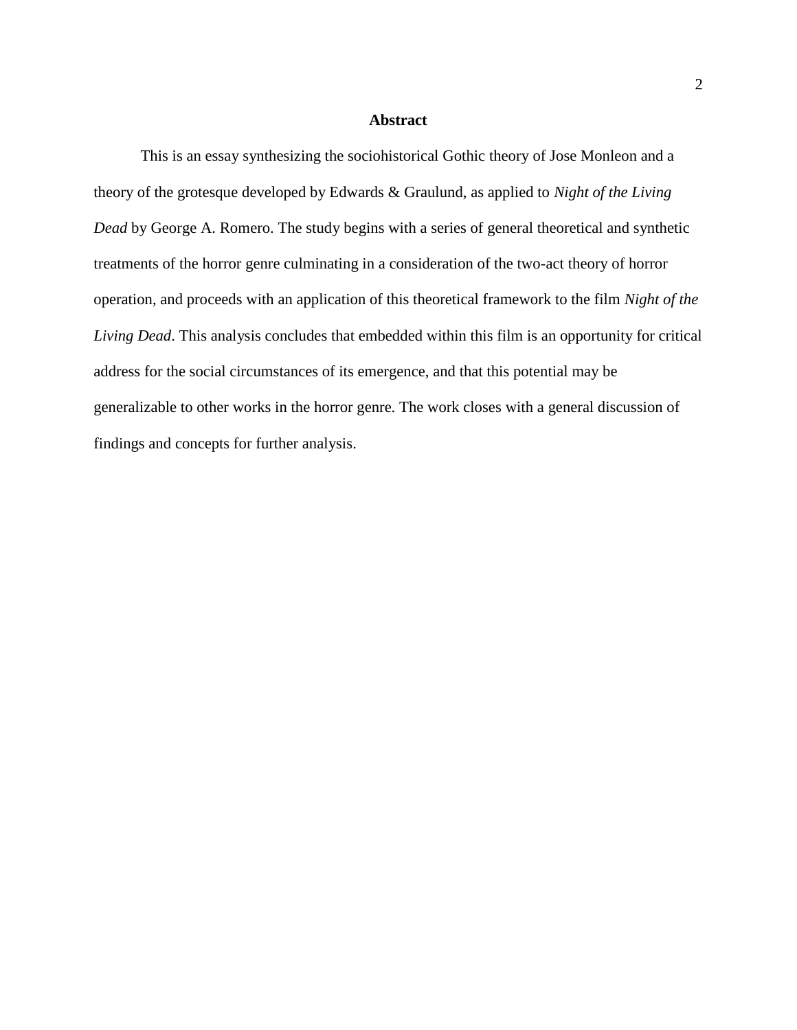## Abstract

This is an essay synthesizing the sociohistorical Gothic theory of Jose Monleon and a theory of the grotesque developed by Edwards & Graulund, as applied to *Night of the Living Dead* by George A. Romero. The study begins with a series of general theoretical and synthetic treatments of the horror genre culminating in a consideration of the two-act theory of horror operation, and proceeds with an application of this theoretical framework to the film *Night of the Living Dead*. This analysis concludes that embedded within this film is an opportunity for critical address for the social circumstances of its emergence, and that this potential may be generalizable to other works in the horror genre. The work closes with a general discussion of findings and concepts for further analysis.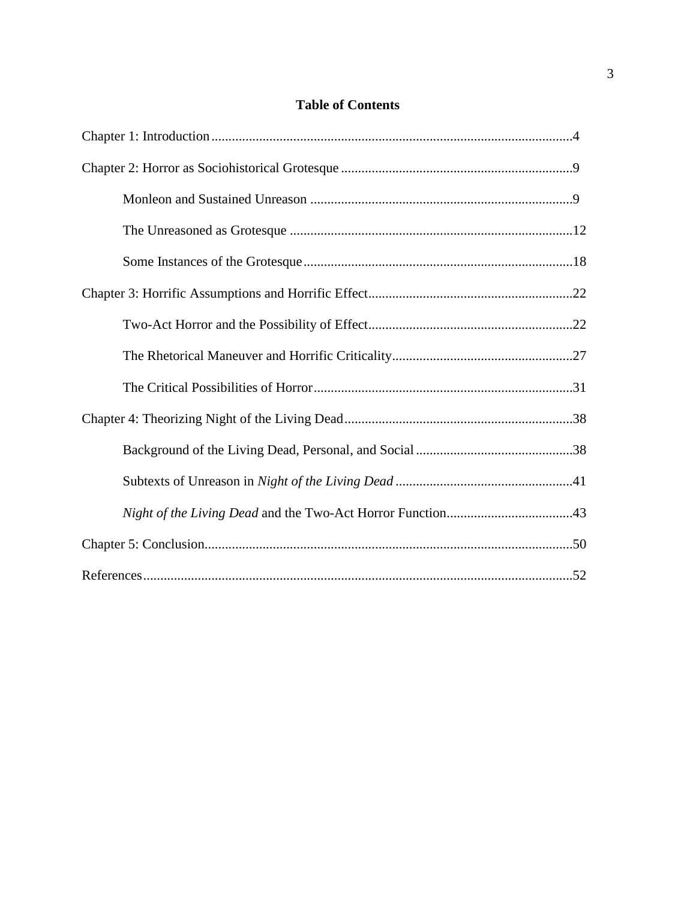# Table of Contents

Chapter 1: Introduction ........................................................................................................4

Chapter 2: Horror as Sociohistorical Grotesque ..................................................................9

Monleon and Sustained Unreason ..........................................................................9

The Unreasoned as Grotesque ..............................................................................12

Some Instances of the Grotesque ..........................................................................18

Chapter 3: Horrific Assumptions and Horrific Effect .........................................................22

Two-Act Horror and the Possibility of Effect .........................................................22

The Rhetorical Maneuver and Horrific Criticality ..................................................27

The Critical Possibilities of Horror ........................................................................31

Chapter 4: Theorizing Night of the Living Dead ...............................................................38

Background of the Living Dead, Personal, and Social ...........................................38

Subtexts of Unreason in *Night of the Living Dead* ................................................41

*Night of the Living Dead* and the Two-Act Horror Function ....................................43

Chapter 5: Conclusion .........................................................................................................50

References ...........................................................................................................................52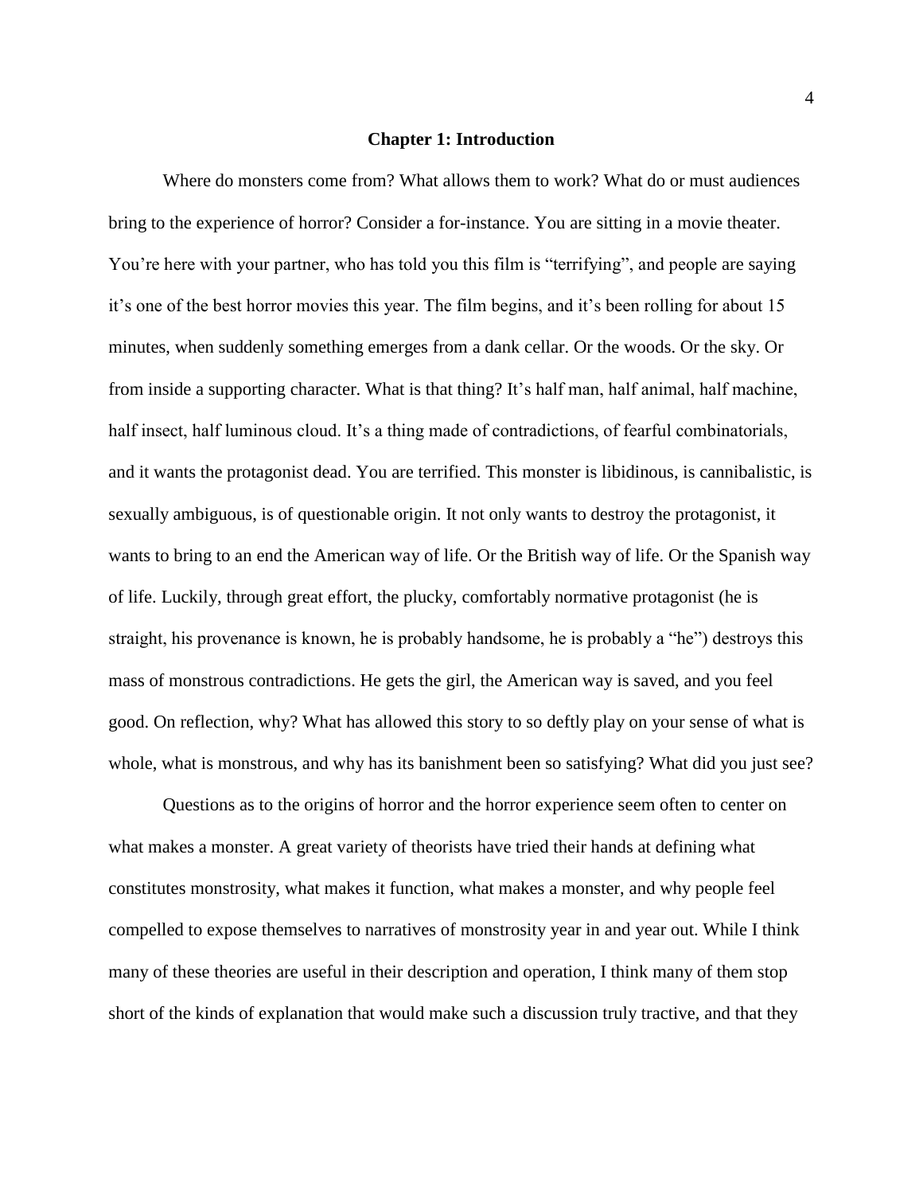## Chapter 1: Introduction

Where do monsters come from? What allows them to work? What do or must audiences bring to the experience of horror? Consider a for-instance. You are sitting in a movie theater. You're here with your partner, who has told you this film is "terrifying", and people are saying it's one of the best horror movies this year. The film begins, and it's been rolling for about 15 minutes, when suddenly something emerges from a dank cellar. Or the woods. Or the sky. Or from inside a supporting character. What is that thing? It's half man, half animal, half machine, half insect, half luminous cloud. It's a thing made of contradictions, of fearful combinatorials, and it wants the protagonist dead. You are terrified. This monster is libidinous, is cannibalistic, is sexually ambiguous, is of questionable origin. It not only wants to destroy the protagonist, it wants to bring to an end the American way of life. Or the British way of life. Or the Spanish way of life. Luckily, through great effort, the plucky, comfortably normative protagonist (he is straight, his provenance is known, he is probably handsome, he is probably a "he") destroys this mass of monstrous contradictions. He gets the girl, the American way is saved, and you feel good. On reflection, why? What has allowed this story to so deftly play on your sense of what is whole, what is monstrous, and why has its banishment been so satisfying? What did you just see?

Questions as to the origins of horror and the horror experience seem often to center on what makes a monster. A great variety of theorists have tried their hands at defining what constitutes monstrosity, what makes it function, what makes a monster, and why people feel compelled to expose themselves to narratives of monstrosity year in and year out. While I think many of these theories are useful in their description and operation, I think many of them stop short of the kinds of explanation that would make such a discussion truly tractive, and that they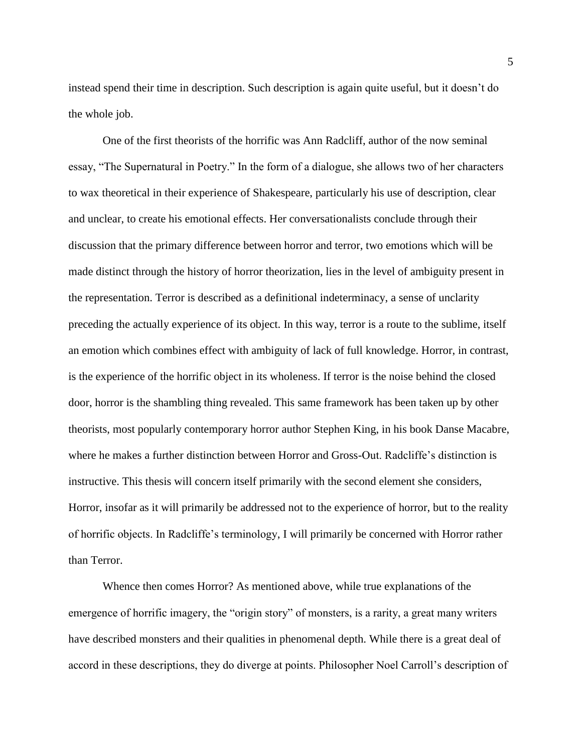instead spend their time in description. Such description is again quite useful, but it doesn't do the whole job.

One of the first theorists of the horrific was Ann Radcliff, author of the now seminal essay, "The Supernatural in Poetry." In the form of a dialogue, she allows two of her characters to wax theoretical in their experience of Shakespeare, particularly his use of description, clear and unclear, to create his emotional effects. Her conversationalists conclude through their discussion that the primary difference between horror and terror, two emotions which will be made distinct through the history of horror theorization, lies in the level of ambiguity present in the representation. Terror is described as a definitional indeterminacy, a sense of unclarity preceding the actually experience of its object. In this way, terror is a route to the sublime, itself an emotion which combines effect with ambiguity of lack of full knowledge. Horror, in contrast, is the experience of the horrific object in its wholeness. If terror is the noise behind the closed door, horror is the shambling thing revealed. This same framework has been taken up by other theorists, most popularly contemporary horror author Stephen King, in his book Danse Macabre, where he makes a further distinction between Horror and Gross-Out. Radcliffe's distinction is instructive. This thesis will concern itself primarily with the second element she considers, Horror, insofar as it will primarily be addressed not to the experience of horror, but to the reality of horrific objects. In Radcliffe's terminology, I will primarily be concerned with Horror rather than Terror.

Whence then comes Horror? As mentioned above, while true explanations of the emergence of horrific imagery, the "origin story" of monsters, is a rarity, a great many writers have described monsters and their qualities in phenomenal depth. While there is a great deal of accord in these descriptions, they do diverge at points. Philosopher Noel Carroll's description of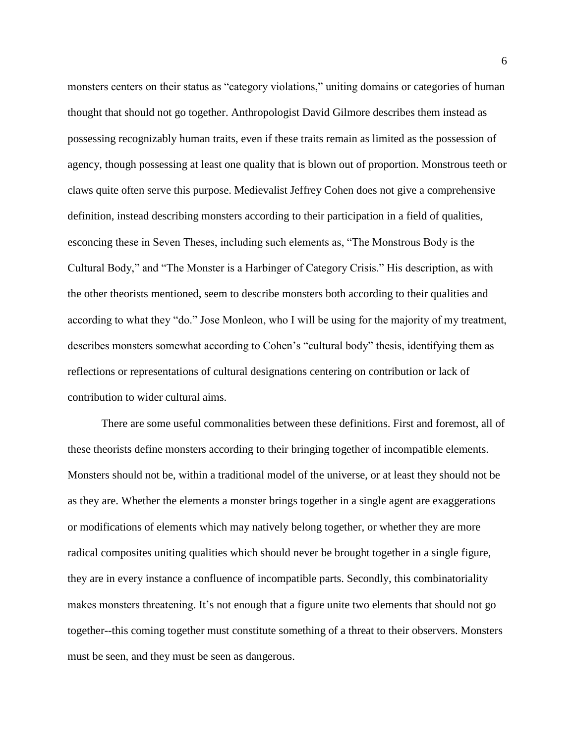monsters centers on their status as "category violations," uniting domains or categories of human thought that should not go together. Anthropologist David Gilmore describes them instead as possessing recognizably human traits, even if these traits remain as limited as the possession of agency, though possessing at least one quality that is blown out of proportion. Monstrous teeth or claws quite often serve this purpose. Medievalist Jeffrey Cohen does not give a comprehensive definition, instead describing monsters according to their participation in a field of qualities, esconcing these in Seven Theses, including such elements as, "The Monstrous Body is the Cultural Body," and "The Monster is a Harbinger of Category Crisis." His description, as with the other theorists mentioned, seem to describe monsters both according to their qualities and according to what they "do." Jose Monleon, who I will be using for the majority of my treatment, describes monsters somewhat according to Cohen's "cultural body" thesis, identifying them as reflections or representations of cultural designations centering on contribution or lack of contribution to wider cultural aims.

There are some useful commonalities between these definitions. First and foremost, all of these theorists define monsters according to their bringing together of incompatible elements. Monsters should not be, within a traditional model of the universe, or at least they should not be as they are. Whether the elements a monster brings together in a single agent are exaggerations or modifications of elements which may natively belong together, or whether they are more radical composites uniting qualities which should never be brought together in a single figure, they are in every instance a confluence of incompatible parts. Secondly, this combinatoriality makes monsters threatening. It's not enough that a figure unite two elements that should not go together--this coming together must constitute something of a threat to their observers. Monsters must be seen, and they must be seen as dangerous.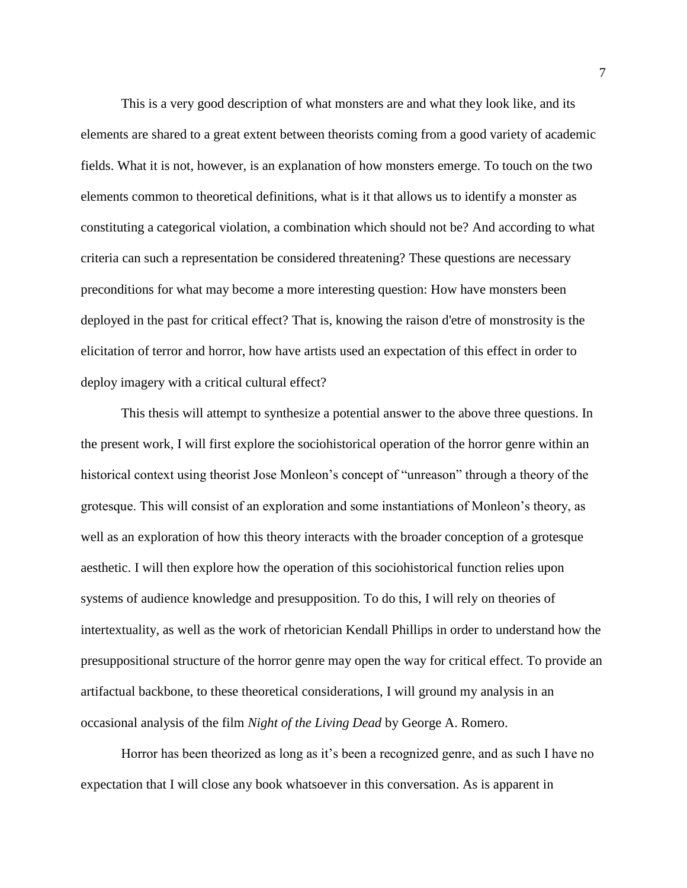This is a very good description of what monsters are and what they look like, and its elements are shared to a great extent between theorists coming from a good variety of academic fields. What it is not, however, is an explanation of how monsters emerge. To touch on the two elements common to theoretical definitions, what is it that allows us to identify a monster as constituting a categorical violation, a combination which should not be? And according to what criteria can such a representation be considered threatening? These questions are necessary preconditions for what may become a more interesting question: How have monsters been deployed in the past for critical effect? That is, knowing the raison d'etre of monstrosity is the elicitation of terror and horror, how have artists used an expectation of this effect in order to deploy imagery with a critical cultural effect?

This thesis will attempt to synthesize a potential answer to the above three questions. In the present work, I will first explore the sociohistorical operation of the horror genre within an historical context using theorist Jose Monleon's concept of "unreason" through a theory of the grotesque. This will consist of an exploration and some instantiations of Monleon's theory, as well as an exploration of how this theory interacts with the broader conception of a grotesque aesthetic. I will then explore how the operation of this sociohistorical function relies upon systems of audience knowledge and presupposition. To do this, I will rely on theories of intertextuality, as well as the work of rhetorician Kendall Phillips in order to understand how the presuppositional structure of the horror genre may open the way for critical effect. To provide an artifactual backbone, to these theoretical considerations, I will ground my analysis in an occasional analysis of the film *Night of the Living Dead* by George A. Romero.

Horror has been theorized as long as it's been a recognized genre, and as such I have no expectation that I will close any book whatsoever in this conversation. As is apparent in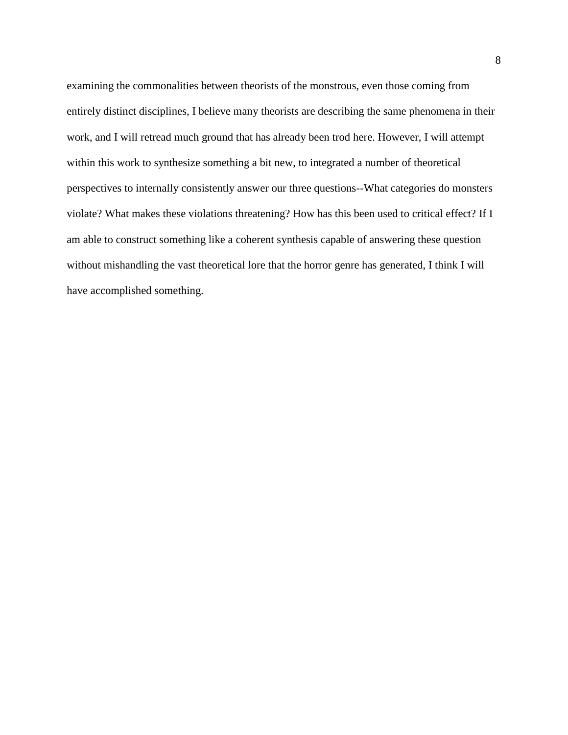examining the commonalities between theorists of the monstrous, even those coming from entirely distinct disciplines, I believe many theorists are describing the same phenomena in their work, and I will retread much ground that has already been trod here. However, I will attempt within this work to synthesize something a bit new, to integrated a number of theoretical perspectives to internally consistently answer our three questions--What categories do monsters violate? What makes these violations threatening? How has this been used to critical effect? If I am able to construct something like a coherent synthesis capable of answering these question without mishandling the vast theoretical lore that the horror genre has generated, I think I will have accomplished something.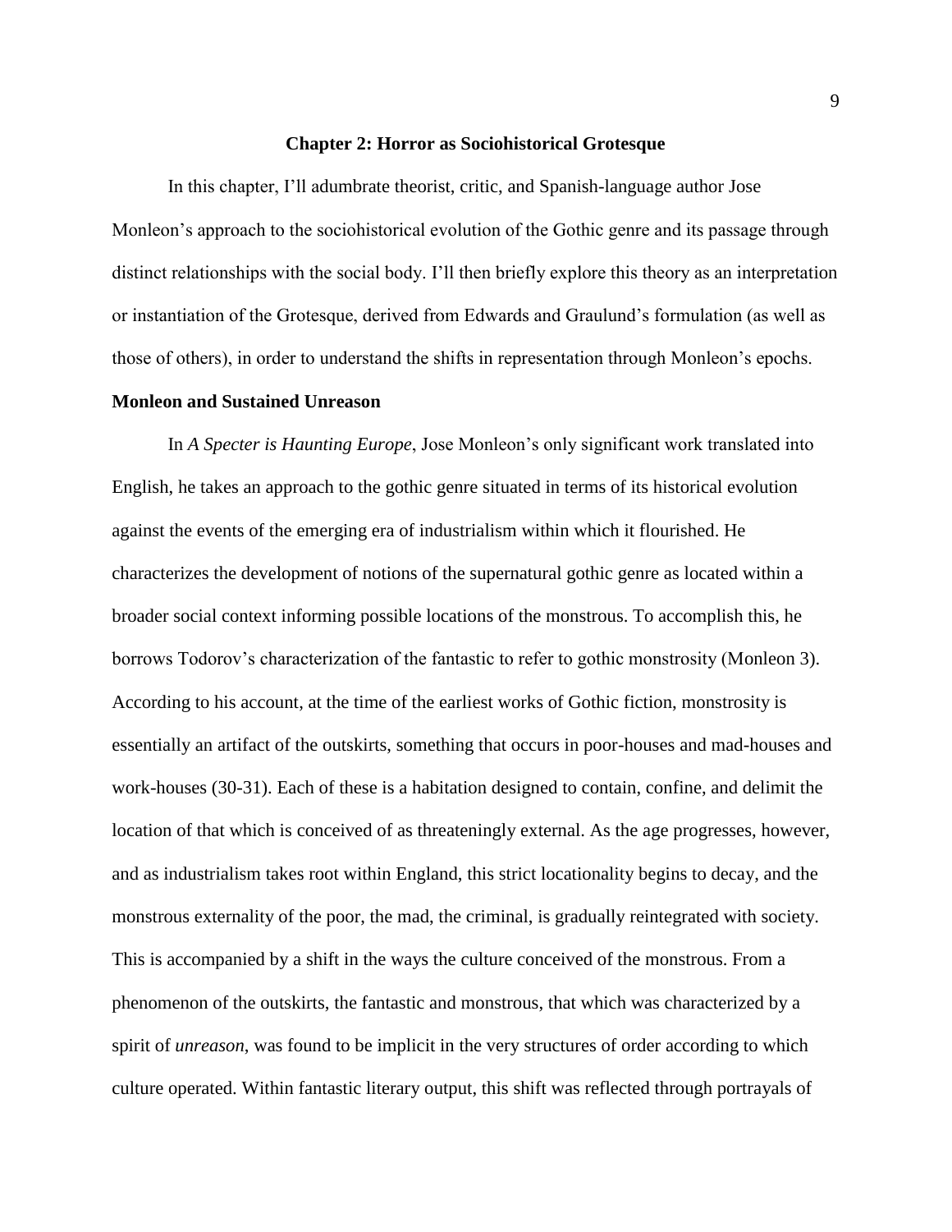## Chapter 2: Horror as Sociohistorical Grotesque

In this chapter, I'll adumbrate theorist, critic, and Spanish-language author Jose Monleon's approach to the sociohistorical evolution of the Gothic genre and its passage through distinct relationships with the social body. I'll then briefly explore this theory as an interpretation or instantiation of the Grotesque, derived from Edwards and Graulund's formulation (as well as those of others), in order to understand the shifts in representation through Monleon's epochs.

### Monleon and Sustained Unreason

In *A Specter is Haunting Europe*, Jose Monleon's only significant work translated into English, he takes an approach to the gothic genre situated in terms of its historical evolution against the events of the emerging era of industrialism within which it flourished. He characterizes the development of notions of the supernatural gothic genre as located within a broader social context informing possible locations of the monstrous. To accomplish this, he borrows Todorov's characterization of the fantastic to refer to gothic monstrosity (Monleon 3). According to his account, at the time of the earliest works of Gothic fiction, monstrosity is essentially an artifact of the outskirts, something that occurs in poor-houses and mad-houses and work-houses (30-31). Each of these is a habitation designed to contain, confine, and delimit the location of that which is conceived of as threateningly external. As the age progresses, however, and as industrialism takes root within England, this strict locationality begins to decay, and the monstrous externality of the poor, the mad, the criminal, is gradually reintegrated with society. This is accompanied by a shift in the ways the culture conceived of the monstrous. From a phenomenon of the outskirts, the fantastic and monstrous, that which was characterized by a spirit of *unreason*, was found to be implicit in the very structures of order according to which culture operated. Within fantastic literary output, this shift was reflected through portrayals of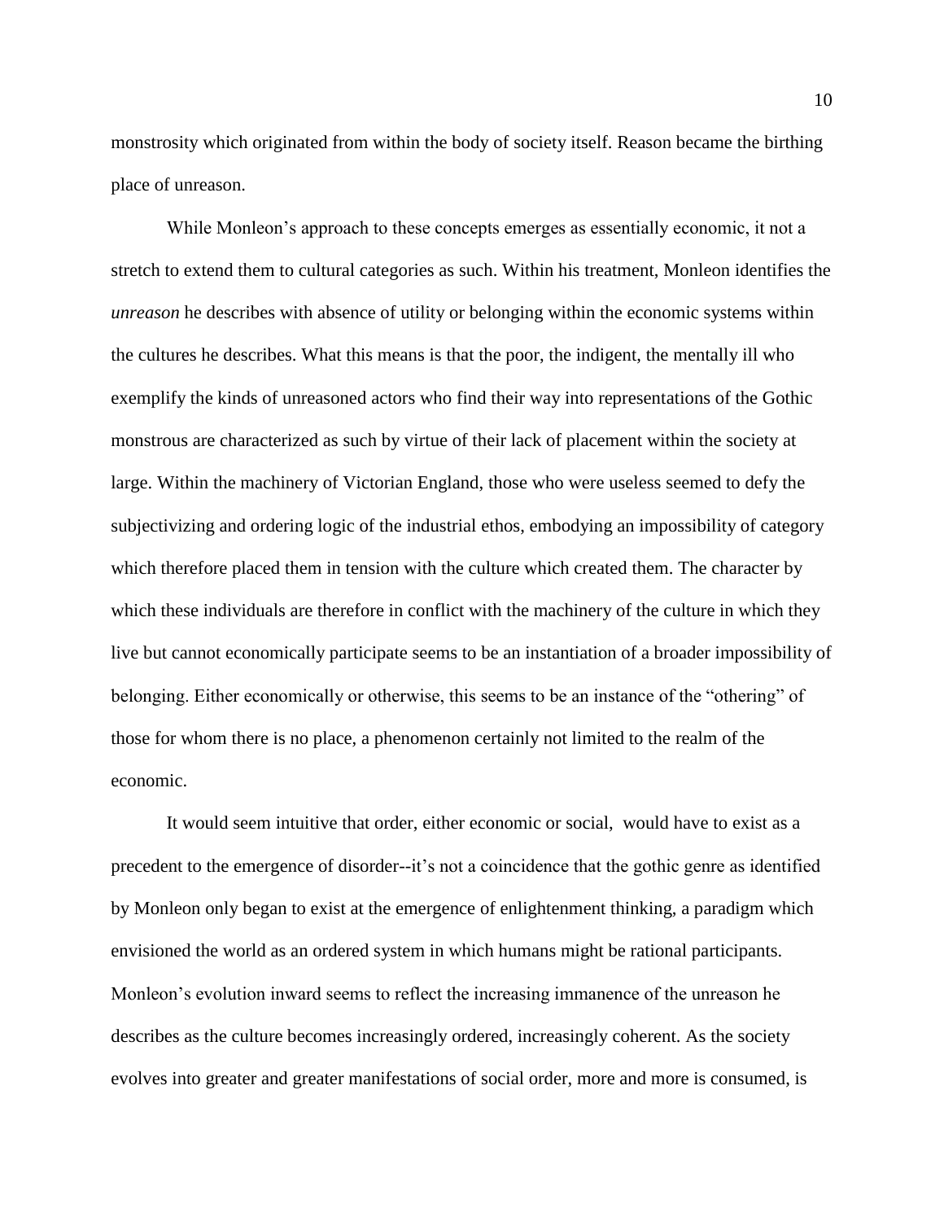monstrosity which originated from within the body of society itself. Reason became the birthing place of unreason.

While Monleon's approach to these concepts emerges as essentially economic, it not a stretch to extend them to cultural categories as such. Within his treatment, Monleon identifies the *unreason* he describes with absence of utility or belonging within the economic systems within the cultures he describes. What this means is that the poor, the indigent, the mentally ill who exemplify the kinds of unreasoned actors who find their way into representations of the Gothic monstrous are characterized as such by virtue of their lack of placement within the society at large. Within the machinery of Victorian England, those who were useless seemed to defy the subjectivizing and ordering logic of the industrial ethos, embodying an impossibility of category which therefore placed them in tension with the culture which created them. The character by which these individuals are therefore in conflict with the machinery of the culture in which they live but cannot economically participate seems to be an instantiation of a broader impossibility of belonging. Either economically or otherwise, this seems to be an instance of the "othering" of those for whom there is no place, a phenomenon certainly not limited to the realm of the economic.

It would seem intuitive that order, either economic or social, would have to exist as a precedent to the emergence of disorder--it's not a coincidence that the gothic genre as identified by Monleon only began to exist at the emergence of enlightenment thinking, a paradigm which envisioned the world as an ordered system in which humans might be rational participants. Monleon's evolution inward seems to reflect the increasing immanence of the unreason he describes as the culture becomes increasingly ordered, increasingly coherent. As the society evolves into greater and greater manifestations of social order, more and more is consumed, is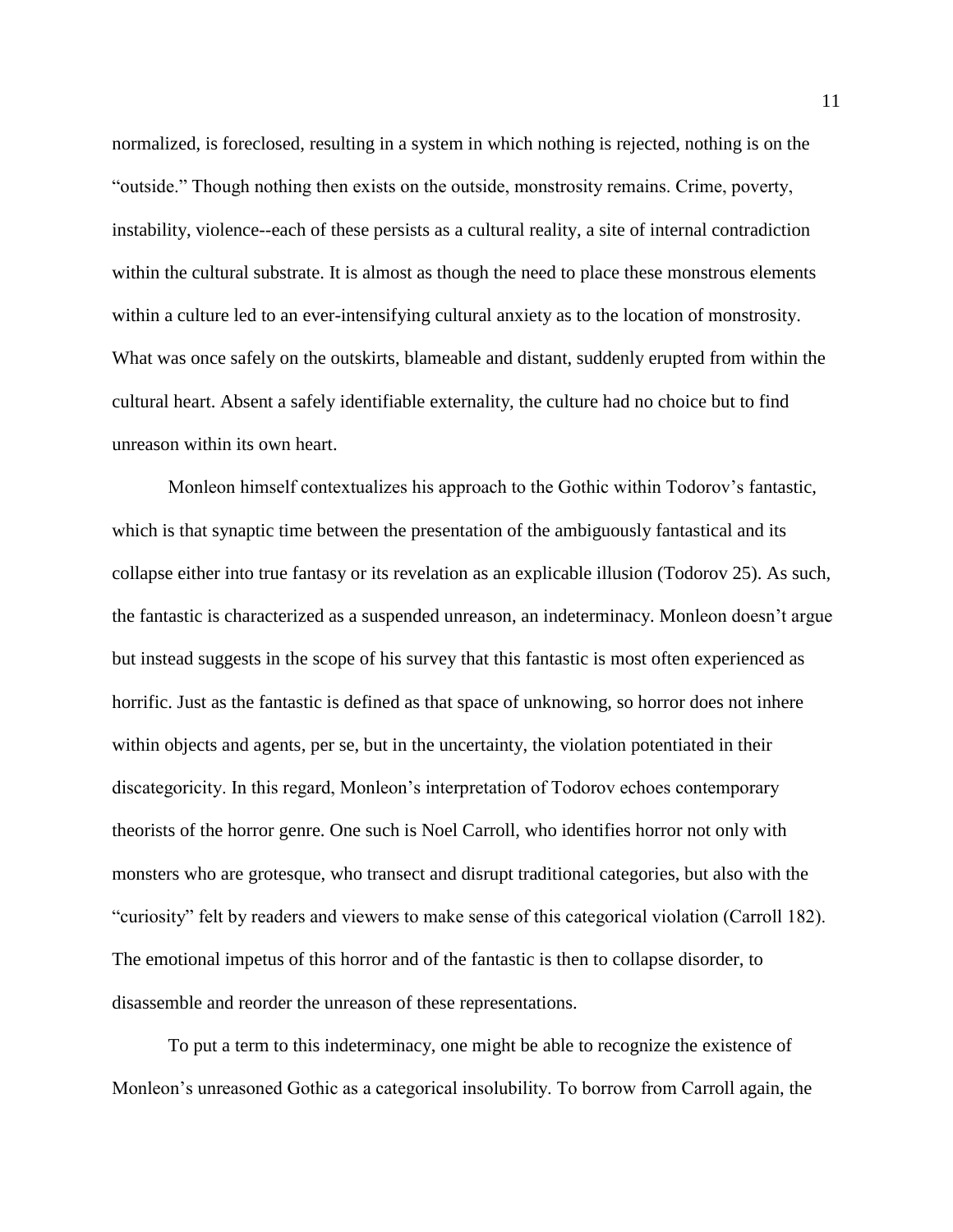normalized, is foreclosed, resulting in a system in which nothing is rejected, nothing is on the "outside." Though nothing then exists on the outside, monstrosity remains. Crime, poverty, instability, violence--each of these persists as a cultural reality, a site of internal contradiction within the cultural substrate. It is almost as though the need to place these monstrous elements within a culture led to an ever-intensifying cultural anxiety as to the location of monstrosity. What was once safely on the outskirts, blameable and distant, suddenly erupted from within the cultural heart. Absent a safely identifiable externality, the culture had no choice but to find unreason within its own heart.

Monleon himself contextualizes his approach to the Gothic within Todorov's fantastic, which is that synaptic time between the presentation of the ambiguously fantastical and its collapse either into true fantasy or its revelation as an explicable illusion (Todorov 25). As such, the fantastic is characterized as a suspended unreason, an indeterminacy. Monleon doesn't argue but instead suggests in the scope of his survey that this fantastic is most often experienced as horrific. Just as the fantastic is defined as that space of unknowing, so horror does not inhere within objects and agents, per se, but in the uncertainty, the violation potentiated in their discategoricity. In this regard, Monleon's interpretation of Todorov echoes contemporary theorists of the horror genre. One such is Noel Carroll, who identifies horror not only with monsters who are grotesque, who transect and disrupt traditional categories, but also with the "curiosity" felt by readers and viewers to make sense of this categorical violation (Carroll 182). The emotional impetus of this horror and of the fantastic is then to collapse disorder, to disassemble and reorder the unreason of these representations.

To put a term to this indeterminacy, one might be able to recognize the existence of Monleon's unreasoned Gothic as a categorical insolubility. To borrow from Carroll again, the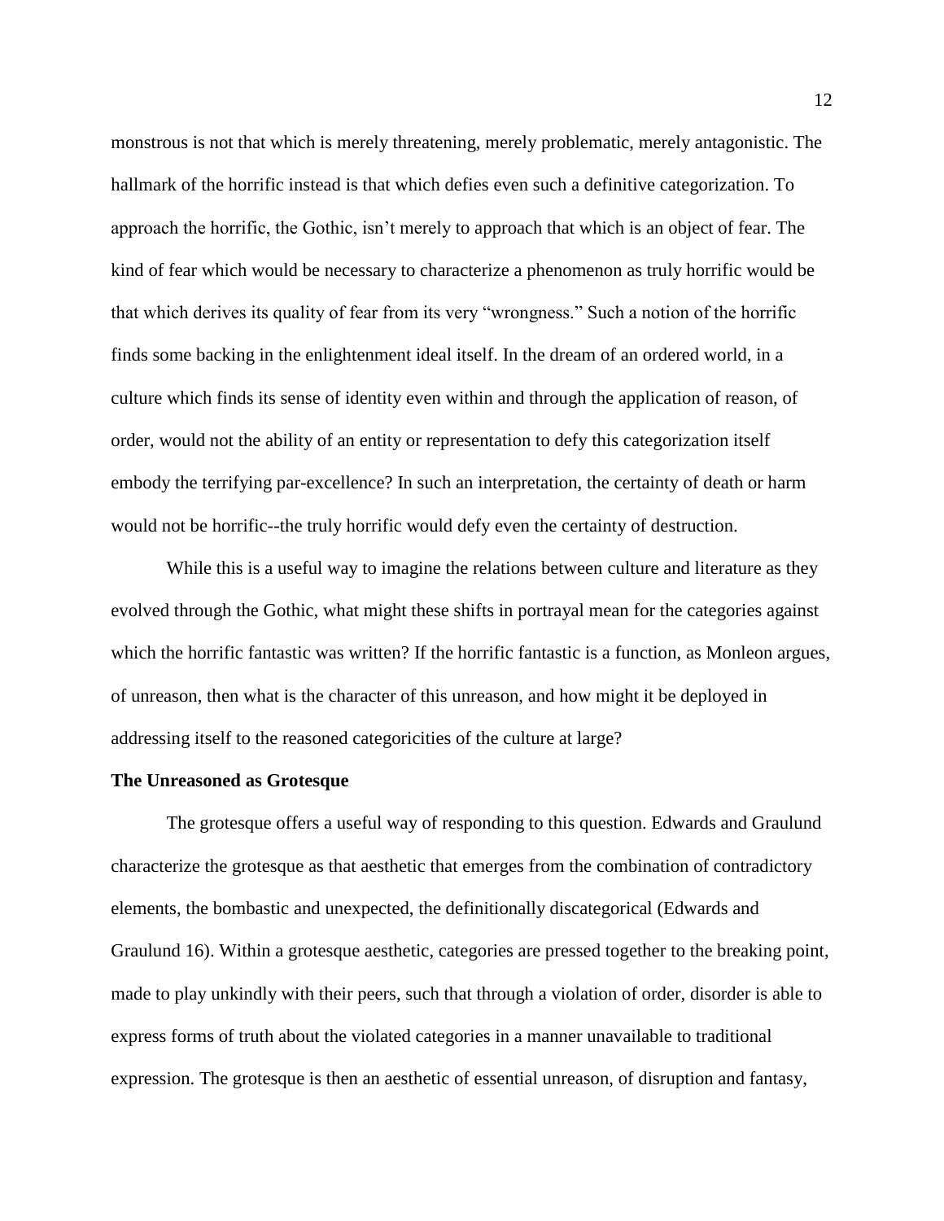monstrous is not that which is merely threatening, merely problematic, merely antagonistic. The hallmark of the horrific instead is that which defies even such a definitive categorization. To approach the horrific, the Gothic, isn't merely to approach that which is an object of fear. The kind of fear which would be necessary to characterize a phenomenon as truly horrific would be that which derives its quality of fear from its very "wrongness." Such a notion of the horrific finds some backing in the enlightenment ideal itself. In the dream of an ordered world, in a culture which finds its sense of identity even within and through the application of reason, of order, would not the ability of an entity or representation to defy this categorization itself embody the terrifying par-excellence? In such an interpretation, the certainty of death or harm would not be horrific--the truly horrific would defy even the certainty of destruction.

While this is a useful way to imagine the relations between culture and literature as they evolved through the Gothic, what might these shifts in portrayal mean for the categories against which the horrific fantastic was written? If the horrific fantastic is a function, as Monleon argues, of unreason, then what is the character of this unreason, and how might it be deployed in addressing itself to the reasoned categoricities of the culture at large?

**The Unreasoned as Grotesque**

The grotesque offers a useful way of responding to this question. Edwards and Graulund characterize the grotesque as that aesthetic that emerges from the combination of contradictory elements, the bombastic and unexpected, the definitionally discategorical (Edwards and Graulund 16). Within a grotesque aesthetic, categories are pressed together to the breaking point, made to play unkindly with their peers, such that through a violation of order, disorder is able to express forms of truth about the violated categories in a manner unavailable to traditional expression. The grotesque is then an aesthetic of essential unreason, of disruption and fantasy,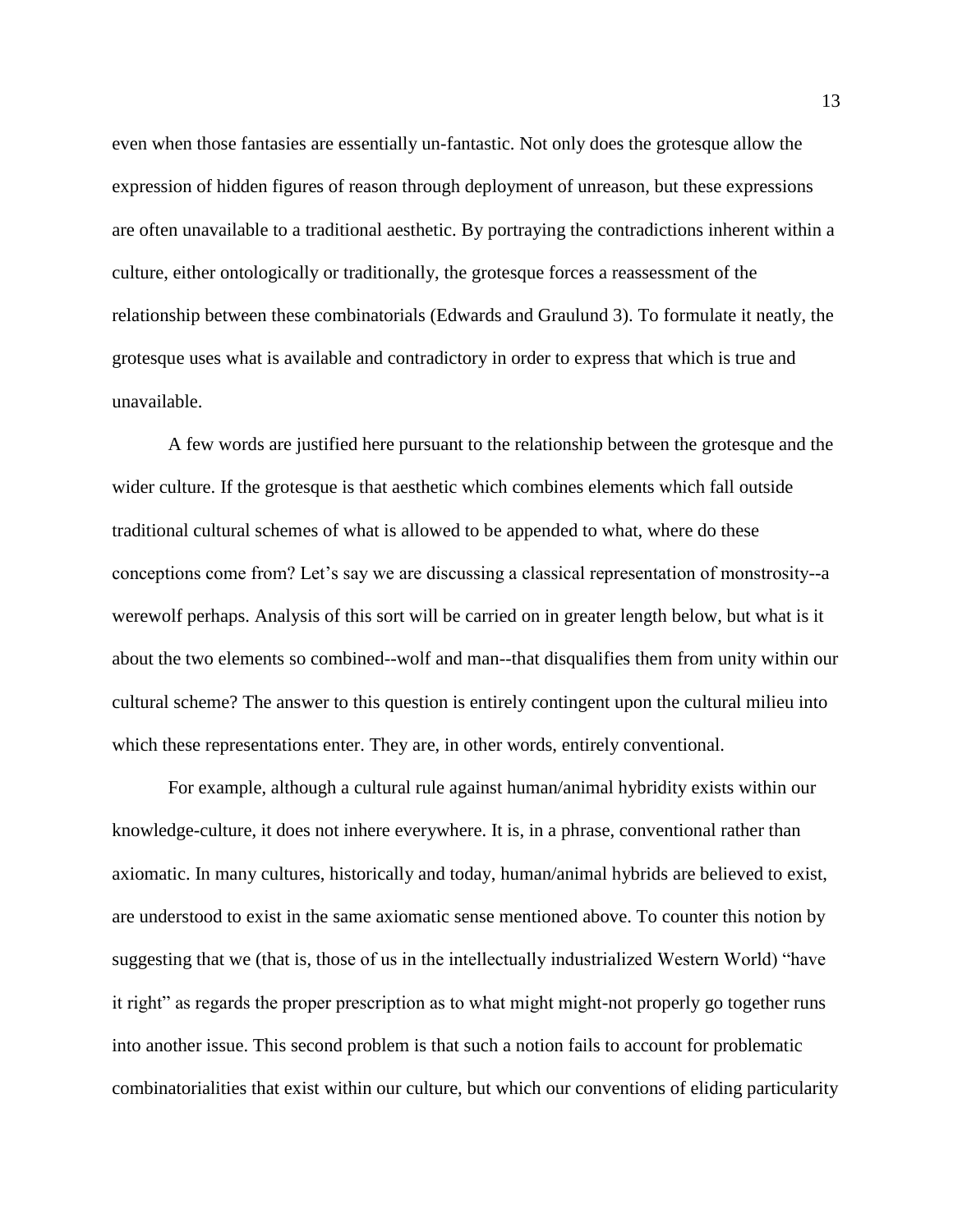even when those fantasies are essentially un-fantastic. Not only does the grotesque allow the expression of hidden figures of reason through deployment of unreason, but these expressions are often unavailable to a traditional aesthetic. By portraying the contradictions inherent within a culture, either ontologically or traditionally, the grotesque forces a reassessment of the relationship between these combinatorials (Edwards and Graulund 3). To formulate it neatly, the grotesque uses what is available and contradictory in order to express that which is true and unavailable.

A few words are justified here pursuant to the relationship between the grotesque and the wider culture. If the grotesque is that aesthetic which combines elements which fall outside traditional cultural schemes of what is allowed to be appended to what, where do these conceptions come from? Let's say we are discussing a classical representation of monstrosity--a werewolf perhaps. Analysis of this sort will be carried on in greater length below, but what is it about the two elements so combined--wolf and man--that disqualifies them from unity within our cultural scheme? The answer to this question is entirely contingent upon the cultural milieu into which these representations enter. They are, in other words, entirely conventional.

For example, although a cultural rule against human/animal hybridity exists within our knowledge-culture, it does not inhere everywhere. It is, in a phrase, conventional rather than axiomatic. In many cultures, historically and today, human/animal hybrids are believed to exist, are understood to exist in the same axiomatic sense mentioned above. To counter this notion by suggesting that we (that is, those of us in the intellectually industrialized Western World) "have it right" as regards the proper prescription as to what might might-not properly go together runs into another issue. This second problem is that such a notion fails to account for problematic combinatorialities that exist within our culture, but which our conventions of eliding particularity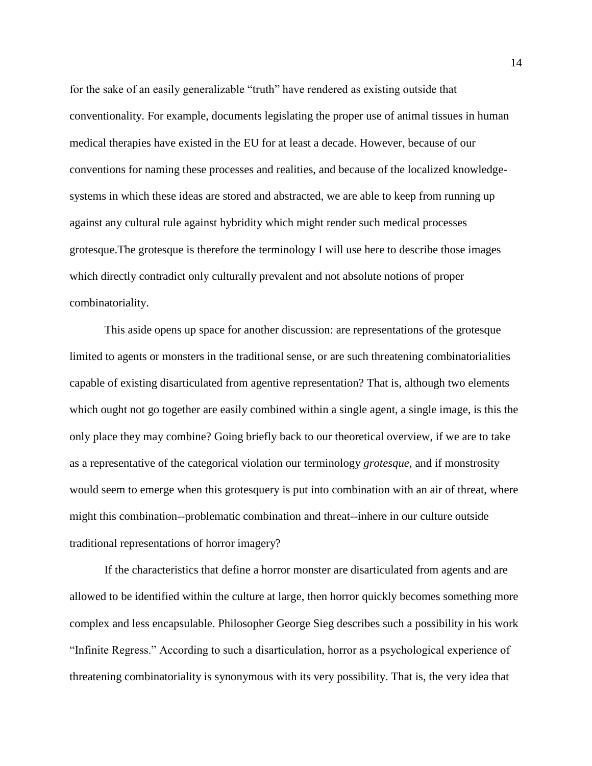for the sake of an easily generalizable "truth" have rendered as existing outside that conventionality. For example, documents legislating the proper use of animal tissues in human medical therapies have existed in the EU for at least a decade. However, because of our conventions for naming these processes and realities, and because of the localized knowledge-systems in which these ideas are stored and abstracted, we are able to keep from running up against any cultural rule against hybridity which might render such medical processes grotesque.The grotesque is therefore the terminology I will use here to describe those images which directly contradict only culturally prevalent and not absolute notions of proper combinatoriality.

This aside opens up space for another discussion: are representations of the grotesque limited to agents or monsters in the traditional sense, or are such threatening combinatorialities capable of existing disarticulated from agentive representation? That is, although two elements which ought not go together are easily combined within a single agent, a single image, is this the only place they may combine? Going briefly back to our theoretical overview, if we are to take as a representative of the categorical violation our terminology *grotesque*, and if monstrosity would seem to emerge when this grotesquery is put into combination with an air of threat, where might this combination--problematic combination and threat--inhere in our culture outside traditional representations of horror imagery?

If the characteristics that define a horror monster are disarticulated from agents and are allowed to be identified within the culture at large, then horror quickly becomes something more complex and less encapsulable. Philosopher George Sieg describes such a possibility in his work "Infinite Regress." According to such a disarticulation, horror as a psychological experience of threatening combinatoriality is synonymous with its very possibility. That is, the very idea that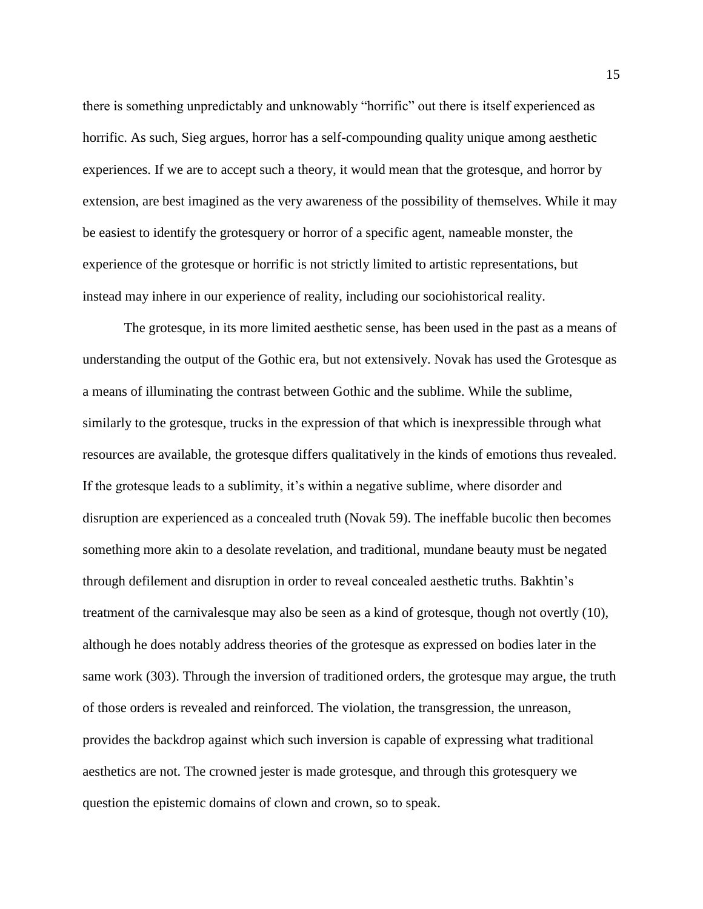there is something unpredictably and unknowably "horrific" out there is itself experienced as horrific. As such, Sieg argues, horror has a self-compounding quality unique among aesthetic experiences. If we are to accept such a theory, it would mean that the grotesque, and horror by extension, are best imagined as the very awareness of the possibility of themselves. While it may be easiest to identify the grotesquery or horror of a specific agent, nameable monster, the experience of the grotesque or horrific is not strictly limited to artistic representations, but instead may inhere in our experience of reality, including our sociohistorical reality.

The grotesque, in its more limited aesthetic sense, has been used in the past as a means of understanding the output of the Gothic era, but not extensively. Novak has used the Grotesque as a means of illuminating the contrast between Gothic and the sublime. While the sublime, similarly to the grotesque, trucks in the expression of that which is inexpressible through what resources are available, the grotesque differs qualitatively in the kinds of emotions thus revealed. If the grotesque leads to a sublimity, it's within a negative sublime, where disorder and disruption are experienced as a concealed truth (Novak 59). The ineffable bucolic then becomes something more akin to a desolate revelation, and traditional, mundane beauty must be negated through defilement and disruption in order to reveal concealed aesthetic truths. Bakhtin's treatment of the carnivalesque may also be seen as a kind of grotesque, though not overtly (10), although he does notably address theories of the grotesque as expressed on bodies later in the same work (303). Through the inversion of traditioned orders, the grotesque may argue, the truth of those orders is revealed and reinforced. The violation, the transgression, the unreason, provides the backdrop against which such inversion is capable of expressing what traditional aesthetics are not. The crowned jester is made grotesque, and through this grotesquery we question the epistemic domains of clown and crown, so to speak.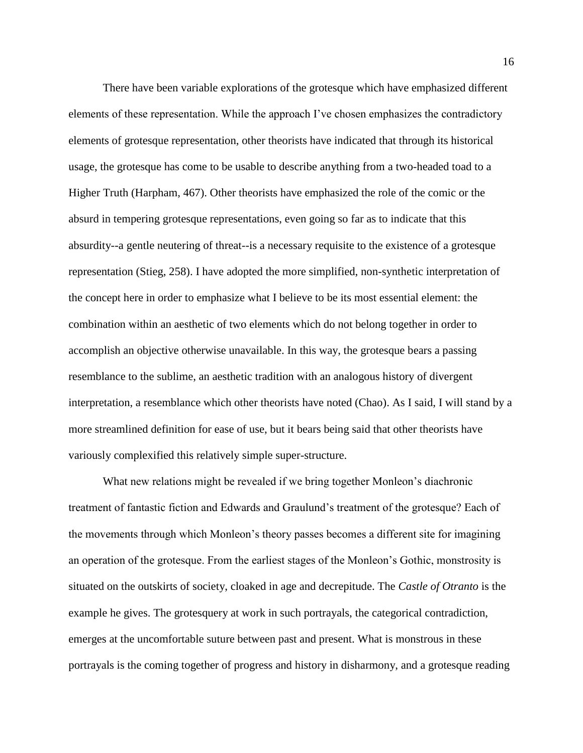There have been variable explorations of the grotesque which have emphasized different elements of these representation. While the approach I've chosen emphasizes the contradictory elements of grotesque representation, other theorists have indicated that through its historical usage, the grotesque has come to be usable to describe anything from a two-headed toad to a Higher Truth (Harpham, 467). Other theorists have emphasized the role of the comic or the absurd in tempering grotesque representations, even going so far as to indicate that this absurdity--a gentle neutering of threat--is a necessary requisite to the existence of a grotesque representation (Stieg, 258). I have adopted the more simplified, non-synthetic interpretation of the concept here in order to emphasize what I believe to be its most essential element: the combination within an aesthetic of two elements which do not belong together in order to accomplish an objective otherwise unavailable. In this way, the grotesque bears a passing resemblance to the sublime, an aesthetic tradition with an analogous history of divergent interpretation, a resemblance which other theorists have noted (Chao). As I said, I will stand by a more streamlined definition for ease of use, but it bears being said that other theorists have variously complexified this relatively simple super-structure.

What new relations might be revealed if we bring together Monleon's diachronic treatment of fantastic fiction and Edwards and Graulund's treatment of the grotesque? Each of the movements through which Monleon's theory passes becomes a different site for imagining an operation of the grotesque. From the earliest stages of the Monleon's Gothic, monstrosity is situated on the outskirts of society, cloaked in age and decrepitude. The *Castle of Otranto* is the example he gives. The grotesquery at work in such portrayals, the categorical contradiction, emerges at the uncomfortable suture between past and present. What is monstrous in these portrayals is the coming together of progress and history in disharmony, and a grotesque reading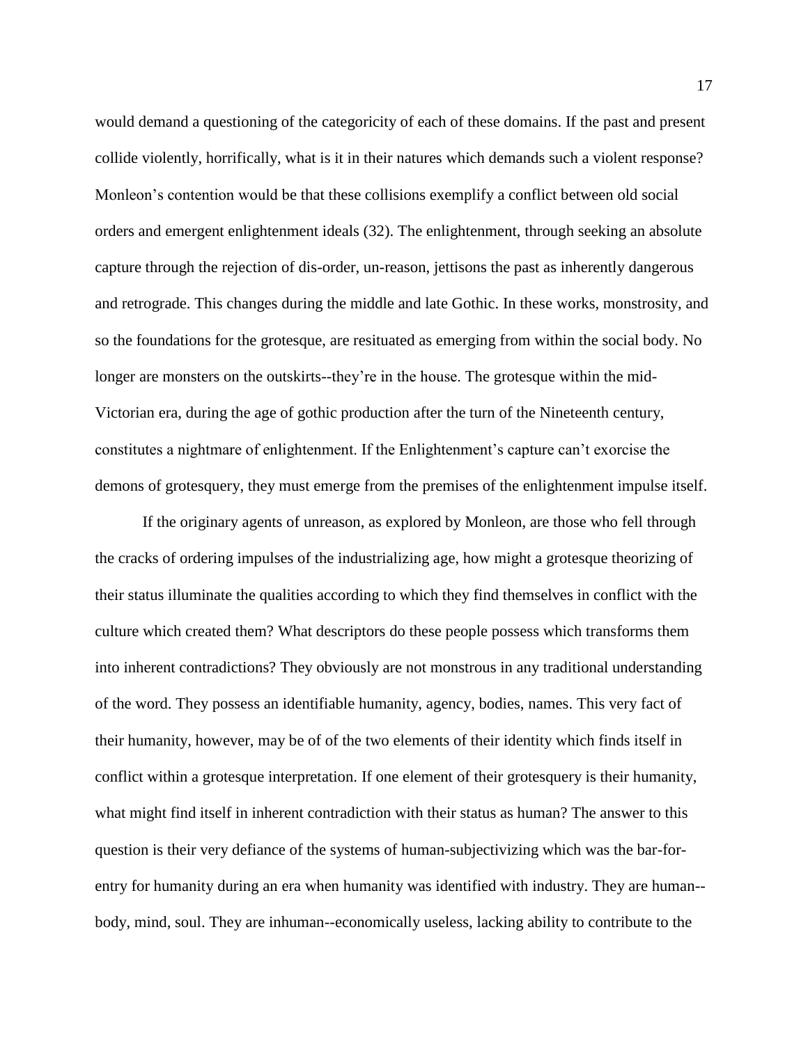would demand a questioning of the categoricity of each of these domains. If the past and present collide violently, horrifically, what is it in their natures which demands such a violent response? Monleon's contention would be that these collisions exemplify a conflict between old social orders and emergent enlightenment ideals (32). The enlightenment, through seeking an absolute capture through the rejection of dis-order, un-reason, jettisons the past as inherently dangerous and retrograde. This changes during the middle and late Gothic. In these works, monstrosity, and so the foundations for the grotesque, are resituated as emerging from within the social body. No longer are monsters on the outskirts--they're in the house. The grotesque within the mid-Victorian era, during the age of gothic production after the turn of the Nineteenth century, constitutes a nightmare of enlightenment. If the Enlightenment's capture can't exorcise the demons of grotesquery, they must emerge from the premises of the enlightenment impulse itself.

If the originary agents of unreason, as explored by Monleon, are those who fell through the cracks of ordering impulses of the industrializing age, how might a grotesque theorizing of their status illuminate the qualities according to which they find themselves in conflict with the culture which created them? What descriptors do these people possess which transforms them into inherent contradictions? They obviously are not monstrous in any traditional understanding of the word. They possess an identifiable humanity, agency, bodies, names. This very fact of their humanity, however, may be of of the two elements of their identity which finds itself in conflict within a grotesque interpretation. If one element of their grotesquery is their humanity, what might find itself in inherent contradiction with their status as human? The answer to this question is their very defiance of the systems of human-subjectivizing which was the bar-for-entry for humanity during an era when humanity was identified with industry. They are human--body, mind, soul. They are inhuman--economically useless, lacking ability to contribute to the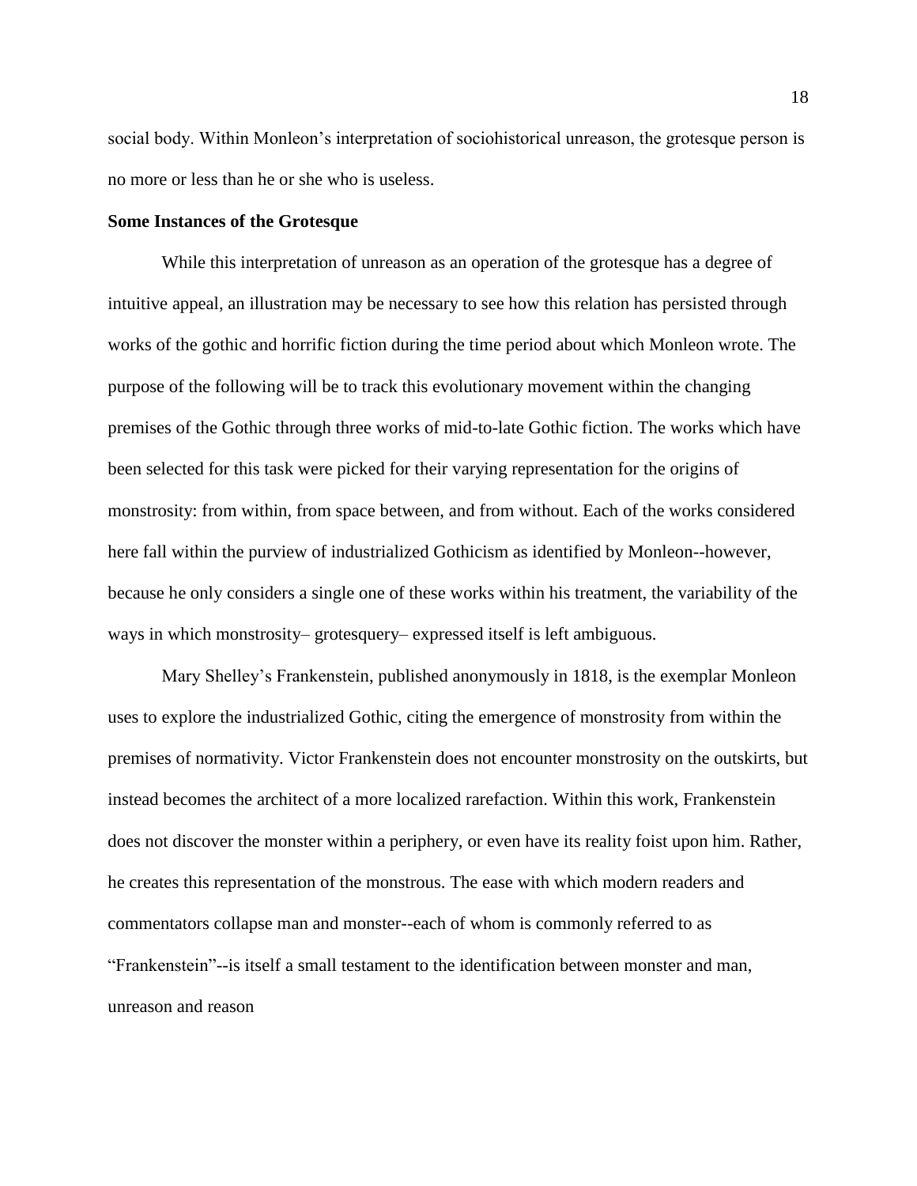social body. Within Monleon's interpretation of sociohistorical unreason, the grotesque person is no more or less than he or she who is useless.

**Some Instances of the Grotesque**

While this interpretation of unreason as an operation of the grotesque has a degree of intuitive appeal, an illustration may be necessary to see how this relation has persisted through works of the gothic and horrific fiction during the time period about which Monleon wrote. The purpose of the following will be to track this evolutionary movement within the changing premises of the Gothic through three works of mid-to-late Gothic fiction. The works which have been selected for this task were picked for their varying representation for the origins of monstrosity: from within, from space between, and from without. Each of the works considered here fall within the purview of industrialized Gothicism as identified by Monleon--however, because he only considers a single one of these works within his treatment, the variability of the ways in which monstrosity– grotesquery– expressed itself is left ambiguous.

Mary Shelley's Frankenstein, published anonymously in 1818, is the exemplar Monleon uses to explore the industrialized Gothic, citing the emergence of monstrosity from within the premises of normativity. Victor Frankenstein does not encounter monstrosity on the outskirts, but instead becomes the architect of a more localized rarefaction. Within this work, Frankenstein does not discover the monster within a periphery, or even have its reality foist upon him. Rather, he creates this representation of the monstrous. The ease with which modern readers and commentators collapse man and monster--each of whom is commonly referred to as "Frankenstein"--is itself a small testament to the identification between monster and man, unreason and reason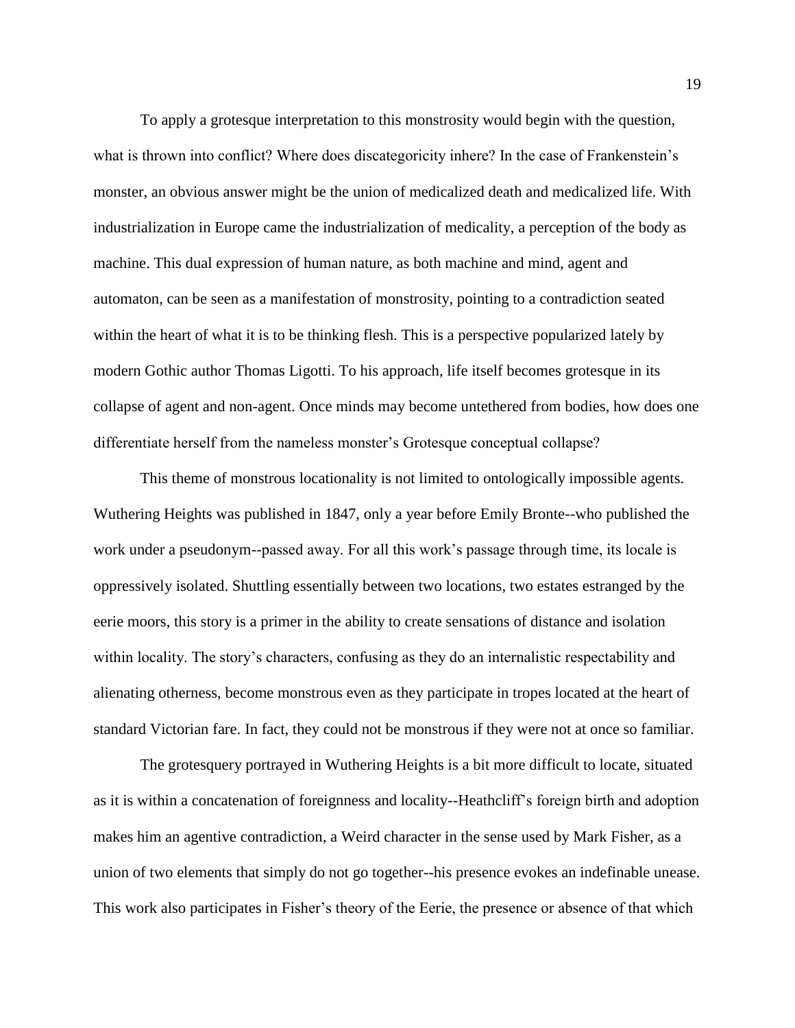To apply a grotesque interpretation to this monstrosity would begin with the question, what is thrown into conflict? Where does discategoricity inhere? In the case of Frankenstein's monster, an obvious answer might be the union of medicalized death and medicalized life. With industrialization in Europe came the industrialization of medicality, a perception of the body as machine. This dual expression of human nature, as both machine and mind, agent and automaton, can be seen as a manifestation of monstrosity, pointing to a contradiction seated within the heart of what it is to be thinking flesh. This is a perspective popularized lately by modern Gothic author Thomas Ligotti. To his approach, life itself becomes grotesque in its collapse of agent and non-agent. Once minds may become untethered from bodies, how does one differentiate herself from the nameless monster's Grotesque conceptual collapse?

This theme of monstrous locationality is not limited to ontologically impossible agents. Wuthering Heights was published in 1847, only a year before Emily Bronte--who published the work under a pseudonym--passed away. For all this work's passage through time, its locale is oppressively isolated. Shuttling essentially between two locations, two estates estranged by the eerie moors, this story is a primer in the ability to create sensations of distance and isolation within locality. The story's characters, confusing as they do an internalistic respectability and alienating otherness, become monstrous even as they participate in tropes located at the heart of standard Victorian fare. In fact, they could not be monstrous if they were not at once so familiar.

The grotesquery portrayed in Wuthering Heights is a bit more difficult to locate, situated as it is within a concatenation of foreignness and locality--Heathcliff's foreign birth and adoption makes him an agentive contradiction, a Weird character in the sense used by Mark Fisher, as a union of two elements that simply do not go together--his presence evokes an indefinable unease. This work also participates in Fisher's theory of the Eerie, the presence or absence of that which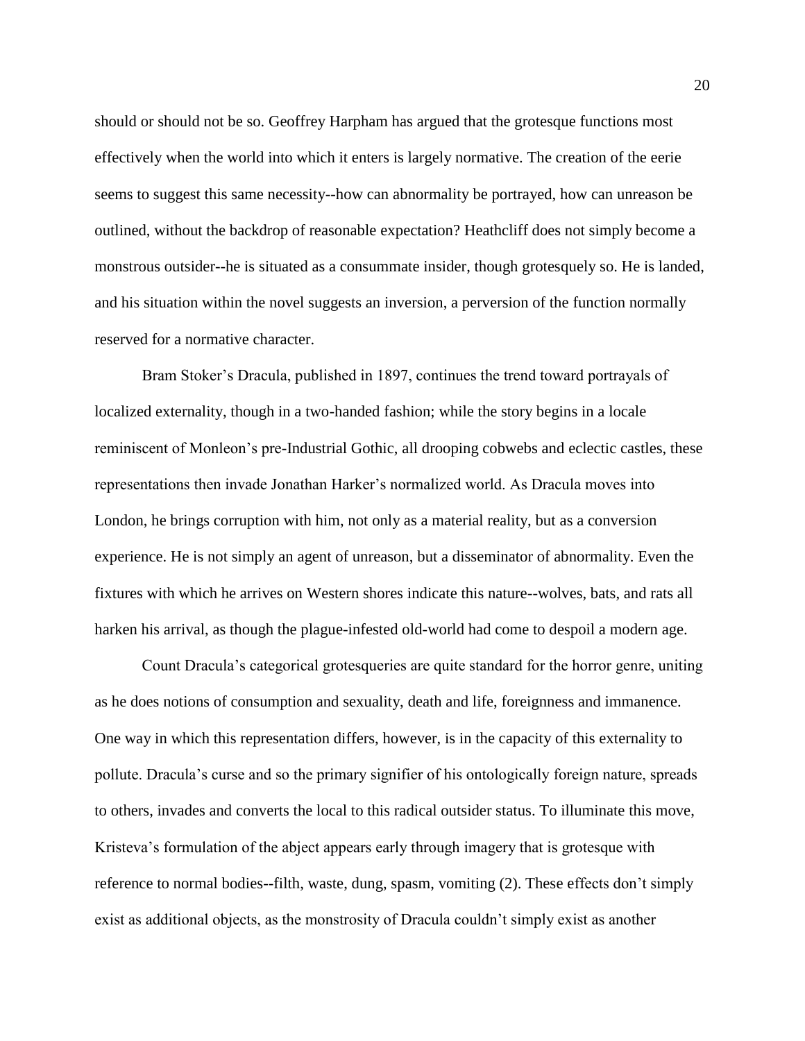should or should not be so. Geoffrey Harpham has argued that the grotesque functions most effectively when the world into which it enters is largely normative. The creation of the eerie seems to suggest this same necessity--how can abnormality be portrayed, how can unreason be outlined, without the backdrop of reasonable expectation? Heathcliff does not simply become a monstrous outsider--he is situated as a consummate insider, though grotesquely so. He is landed, and his situation within the novel suggests an inversion, a perversion of the function normally reserved for a normative character.

Bram Stoker's Dracula, published in 1897, continues the trend toward portrayals of localized externality, though in a two-handed fashion; while the story begins in a locale reminiscent of Monleon's pre-Industrial Gothic, all drooping cobwebs and eclectic castles, these representations then invade Jonathan Harker's normalized world. As Dracula moves into London, he brings corruption with him, not only as a material reality, but as a conversion experience. He is not simply an agent of unreason, but a disseminator of abnormality. Even the fixtures with which he arrives on Western shores indicate this nature--wolves, bats, and rats all harken his arrival, as though the plague-infested old-world had come to despoil a modern age.

Count Dracula's categorical grotesqueries are quite standard for the horror genre, uniting as he does notions of consumption and sexuality, death and life, foreignness and immanence. One way in which this representation differs, however, is in the capacity of this externality to pollute. Dracula's curse and so the primary signifier of his ontologically foreign nature, spreads to others, invades and converts the local to this radical outsider status. To illuminate this move, Kristeva's formulation of the abject appears early through imagery that is grotesque with reference to normal bodies--filth, waste, dung, spasm, vomiting (2). These effects don't simply exist as additional objects, as the monstrosity of Dracula couldn't simply exist as another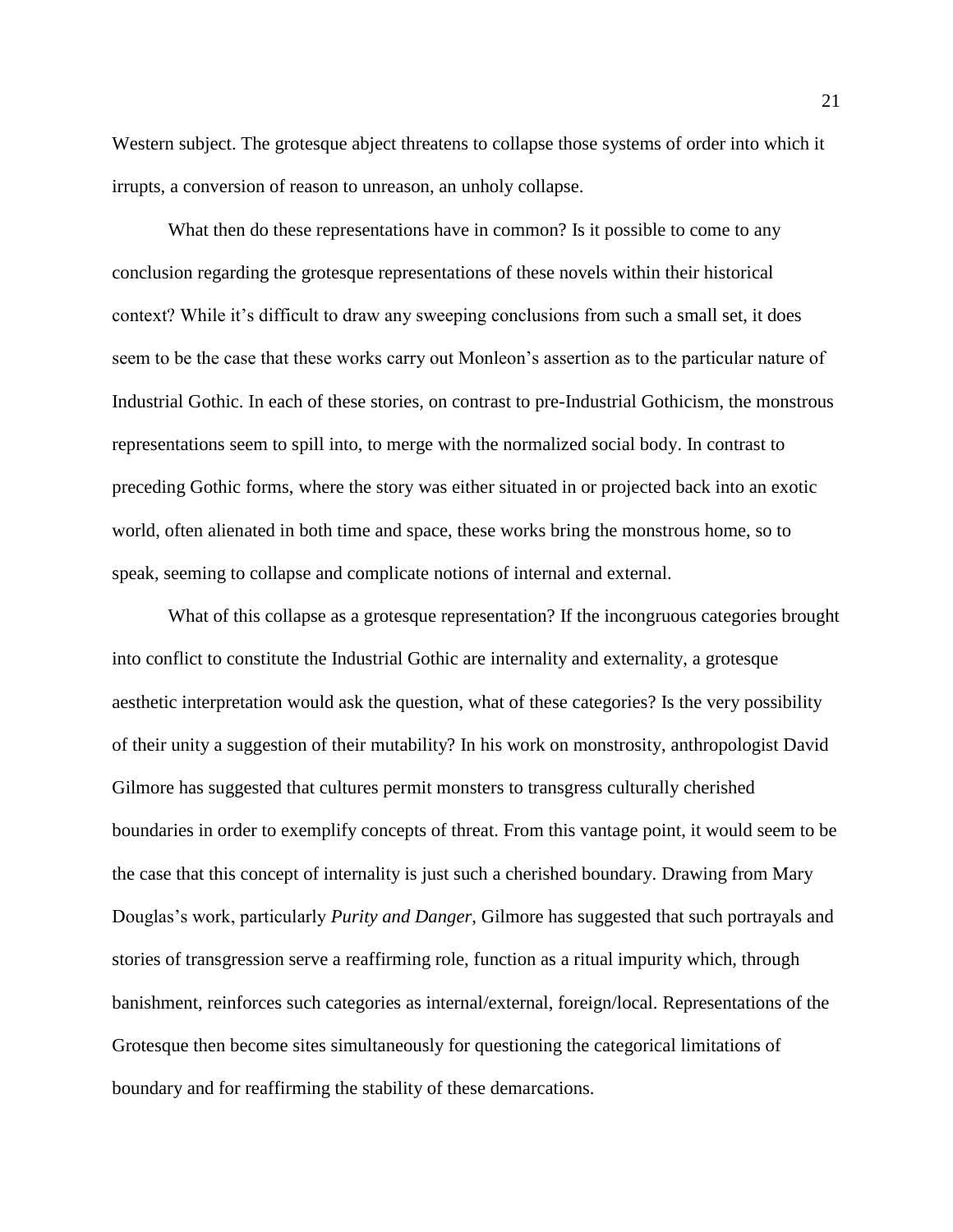Western subject. The grotesque abject threatens to collapse those systems of order into which it irrupts, a conversion of reason to unreason, an unholy collapse.

What then do these representations have in common? Is it possible to come to any conclusion regarding the grotesque representations of these novels within their historical context? While it's difficult to draw any sweeping conclusions from such a small set, it does seem to be the case that these works carry out Monleon's assertion as to the particular nature of Industrial Gothic. In each of these stories, on contrast to pre-Industrial Gothicism, the monstrous representations seem to spill into, to merge with the normalized social body. In contrast to preceding Gothic forms, where the story was either situated in or projected back into an exotic world, often alienated in both time and space, these works bring the monstrous home, so to speak, seeming to collapse and complicate notions of internal and external.

What of this collapse as a grotesque representation? If the incongruous categories brought into conflict to constitute the Industrial Gothic are internality and externality, a grotesque aesthetic interpretation would ask the question, what of these categories? Is the very possibility of their unity a suggestion of their mutability? In his work on monstrosity, anthropologist David Gilmore has suggested that cultures permit monsters to transgress culturally cherished boundaries in order to exemplify concepts of threat. From this vantage point, it would seem to be the case that this concept of internality is just such a cherished boundary. Drawing from Mary Douglas's work, particularly *Purity and Danger*, Gilmore has suggested that such portrayals and stories of transgression serve a reaffirming role, function as a ritual impurity which, through banishment, reinforces such categories as internal/external, foreign/local. Representations of the Grotesque then become sites simultaneously for questioning the categorical limitations of boundary and for reaffirming the stability of these demarcations.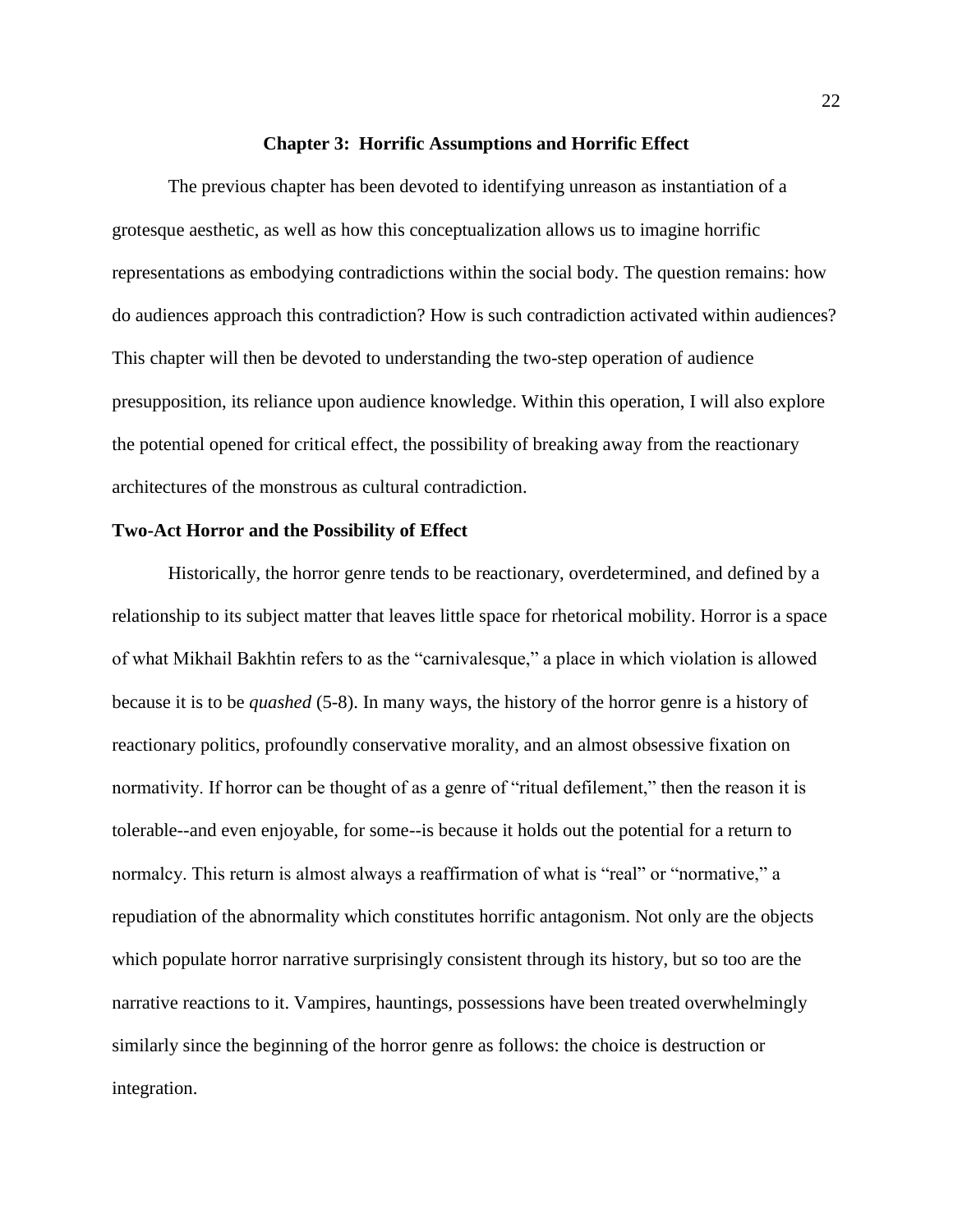## Chapter 3: Horrific Assumptions and Horrific Effect

The previous chapter has been devoted to identifying unreason as instantiation of a grotesque aesthetic, as well as how this conceptualization allows us to imagine horrific representations as embodying contradictions within the social body. The question remains: how do audiences approach this contradiction? How is such contradiction activated within audiences? This chapter will then be devoted to understanding the two-step operation of audience presupposition, its reliance upon audience knowledge. Within this operation, I will also explore the potential opened for critical effect, the possibility of breaking away from the reactionary architectures of the monstrous as cultural contradiction.

### Two-Act Horror and the Possibility of Effect

Historically, the horror genre tends to be reactionary, overdetermined, and defined by a relationship to its subject matter that leaves little space for rhetorical mobility. Horror is a space of what Mikhail Bakhtin refers to as the "carnivalesque," a place in which violation is allowed because it is to be *quashed* (5-8). In many ways, the history of the horror genre is a history of reactionary politics, profoundly conservative morality, and an almost obsessive fixation on normativity. If horror can be thought of as a genre of "ritual defilement," then the reason it is tolerable--and even enjoyable, for some--is because it holds out the potential for a return to normalcy. This return is almost always a reaffirmation of what is "real" or "normative," a repudiation of the abnormality which constitutes horrific antagonism. Not only are the objects which populate horror narrative surprisingly consistent through its history, but so too are the narrative reactions to it. Vampires, hauntings, possessions have been treated overwhelmingly similarly since the beginning of the horror genre as follows: the choice is destruction or integration.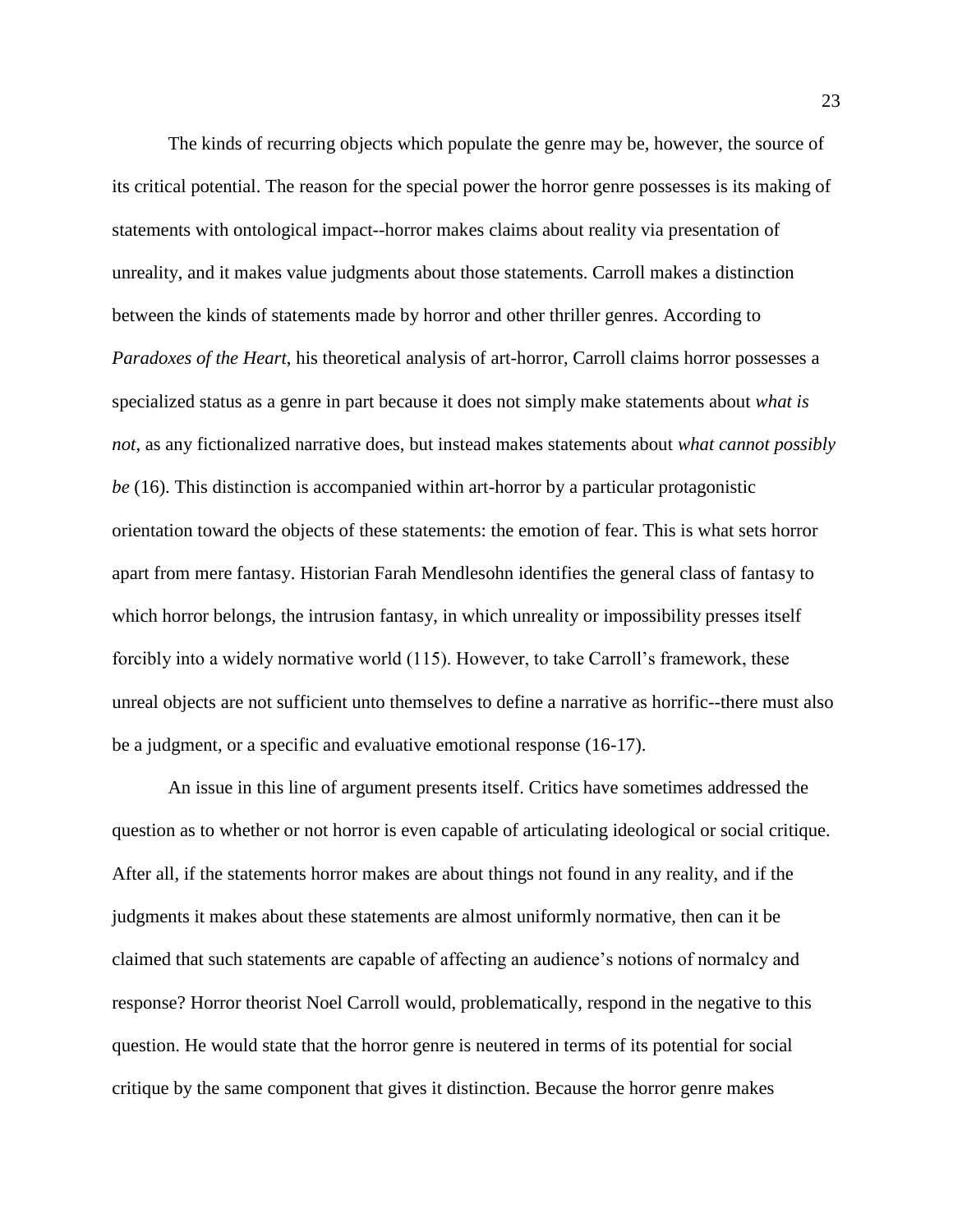The kinds of recurring objects which populate the genre may be, however, the source of its critical potential. The reason for the special power the horror genre possesses is its making of statements with ontological impact--horror makes claims about reality via presentation of unreality, and it makes value judgments about those statements. Carroll makes a distinction between the kinds of statements made by horror and other thriller genres. According to *Paradoxes of the Heart*, his theoretical analysis of art-horror, Carroll claims horror possesses a specialized status as a genre in part because it does not simply make statements about *what is not*, as any fictionalized narrative does, but instead makes statements about *what cannot possibly be* (16). This distinction is accompanied within art-horror by a particular protagonistic orientation toward the objects of these statements: the emotion of fear. This is what sets horror apart from mere fantasy. Historian Farah Mendlesohn identifies the general class of fantasy to which horror belongs, the intrusion fantasy, in which unreality or impossibility presses itself forcibly into a widely normative world (115). However, to take Carroll's framework, these unreal objects are not sufficient unto themselves to define a narrative as horrific--there must also be a judgment, or a specific and evaluative emotional response (16-17).

An issue in this line of argument presents itself. Critics have sometimes addressed the question as to whether or not horror is even capable of articulating ideological or social critique. After all, if the statements horror makes are about things not found in any reality, and if the judgments it makes about these statements are almost uniformly normative, then can it be claimed that such statements are capable of affecting an audience's notions of normalcy and response? Horror theorist Noel Carroll would, problematically, respond in the negative to this question. He would state that the horror genre is neutered in terms of its potential for social critique by the same component that gives it distinction. Because the horror genre makes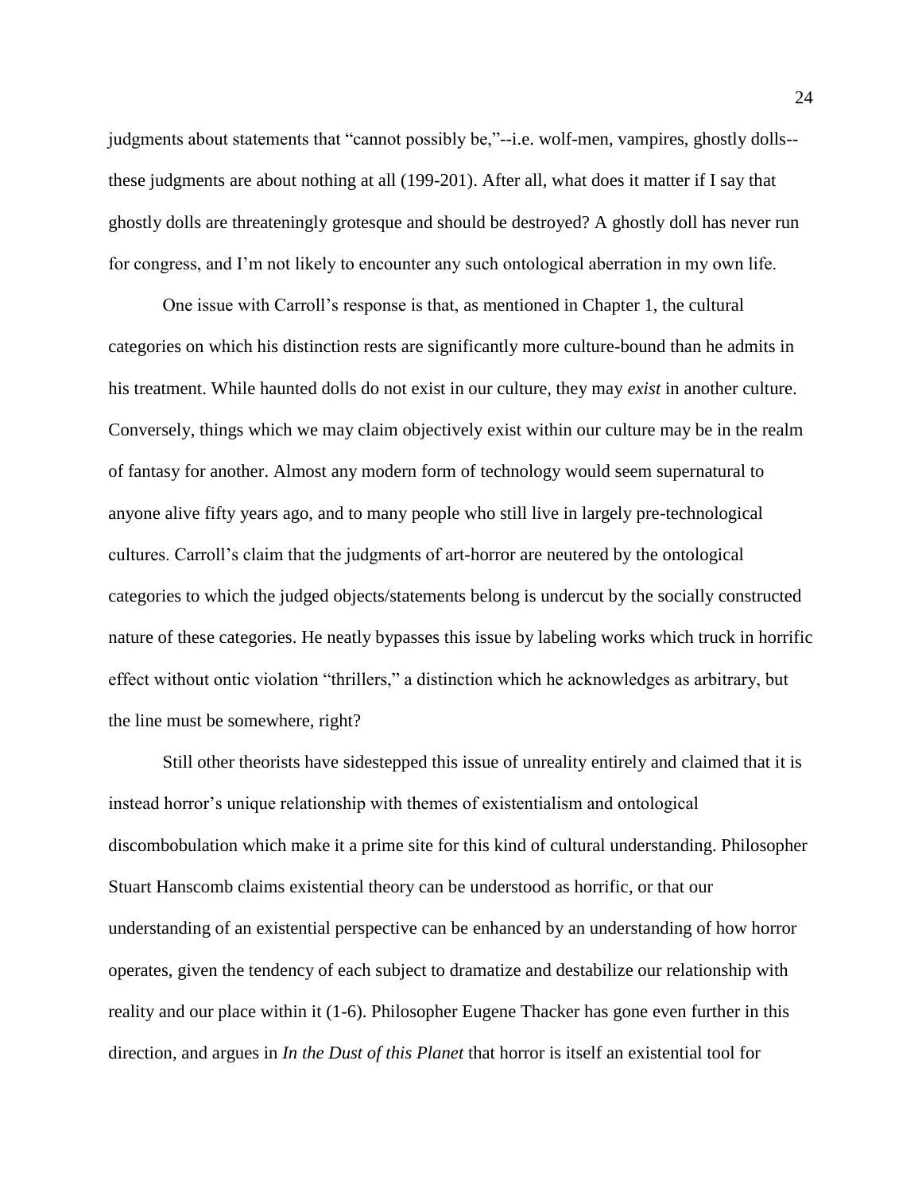judgments about statements that "cannot possibly be,"--i.e. wolf-men, vampires, ghostly dolls--these judgments are about nothing at all (199-201). After all, what does it matter if I say that ghostly dolls are threateningly grotesque and should be destroyed? A ghostly doll has never run for congress, and I'm not likely to encounter any such ontological aberration in my own life.

One issue with Carroll's response is that, as mentioned in Chapter 1, the cultural categories on which his distinction rests are significantly more culture-bound than he admits in his treatment. While haunted dolls do not exist in our culture, they may *exist* in another culture. Conversely, things which we may claim objectively exist within our culture may be in the realm of fantasy for another. Almost any modern form of technology would seem supernatural to anyone alive fifty years ago, and to many people who still live in largely pre-technological cultures. Carroll's claim that the judgments of art-horror are neutered by the ontological categories to which the judged objects/statements belong is undercut by the socially constructed nature of these categories. He neatly bypasses this issue by labeling works which truck in horrific effect without ontic violation "thrillers," a distinction which he acknowledges as arbitrary, but the line must be somewhere, right?

Still other theorists have sidestepped this issue of unreality entirely and claimed that it is instead horror's unique relationship with themes of existentialism and ontological discombobulation which make it a prime site for this kind of cultural understanding. Philosopher Stuart Hanscomb claims existential theory can be understood as horrific, or that our understanding of an existential perspective can be enhanced by an understanding of how horror operates, given the tendency of each subject to dramatize and destabilize our relationship with reality and our place within it (1-6). Philosopher Eugene Thacker has gone even further in this direction, and argues in *In the Dust of this Planet* that horror is itself an existential tool for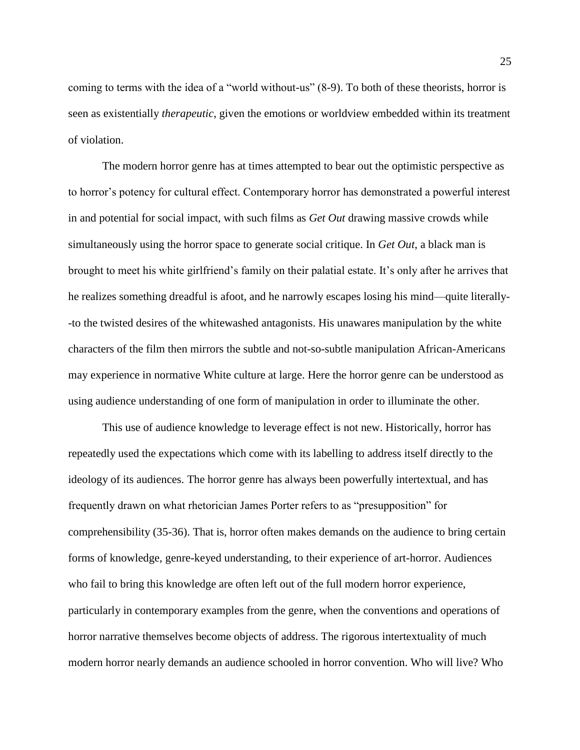coming to terms with the idea of a "world without-us" (8-9). To both of these theorists, horror is seen as existentially *therapeutic*, given the emotions or worldview embedded within its treatment of violation.

The modern horror genre has at times attempted to bear out the optimistic perspective as to horror's potency for cultural effect. Contemporary horror has demonstrated a powerful interest in and potential for social impact, with such films as *Get Out* drawing massive crowds while simultaneously using the horror space to generate social critique. In *Get Out*, a black man is brought to meet his white girlfriend's family on their palatial estate. It's only after he arrives that he realizes something dreadful is afoot, and he narrowly escapes losing his mind—quite literally--to the twisted desires of the whitewashed antagonists. His unawares manipulation by the white characters of the film then mirrors the subtle and not-so-subtle manipulation African-Americans may experience in normative White culture at large. Here the horror genre can be understood as using audience understanding of one form of manipulation in order to illuminate the other.

This use of audience knowledge to leverage effect is not new. Historically, horror has repeatedly used the expectations which come with its labelling to address itself directly to the ideology of its audiences. The horror genre has always been powerfully intertextual, and has frequently drawn on what rhetorician James Porter refers to as "presupposition" for comprehensibility (35-36). That is, horror often makes demands on the audience to bring certain forms of knowledge, genre-keyed understanding, to their experience of art-horror. Audiences who fail to bring this knowledge are often left out of the full modern horror experience, particularly in contemporary examples from the genre, when the conventions and operations of horror narrative themselves become objects of address. The rigorous intertextuality of much modern horror nearly demands an audience schooled in horror convention. Who will live? Who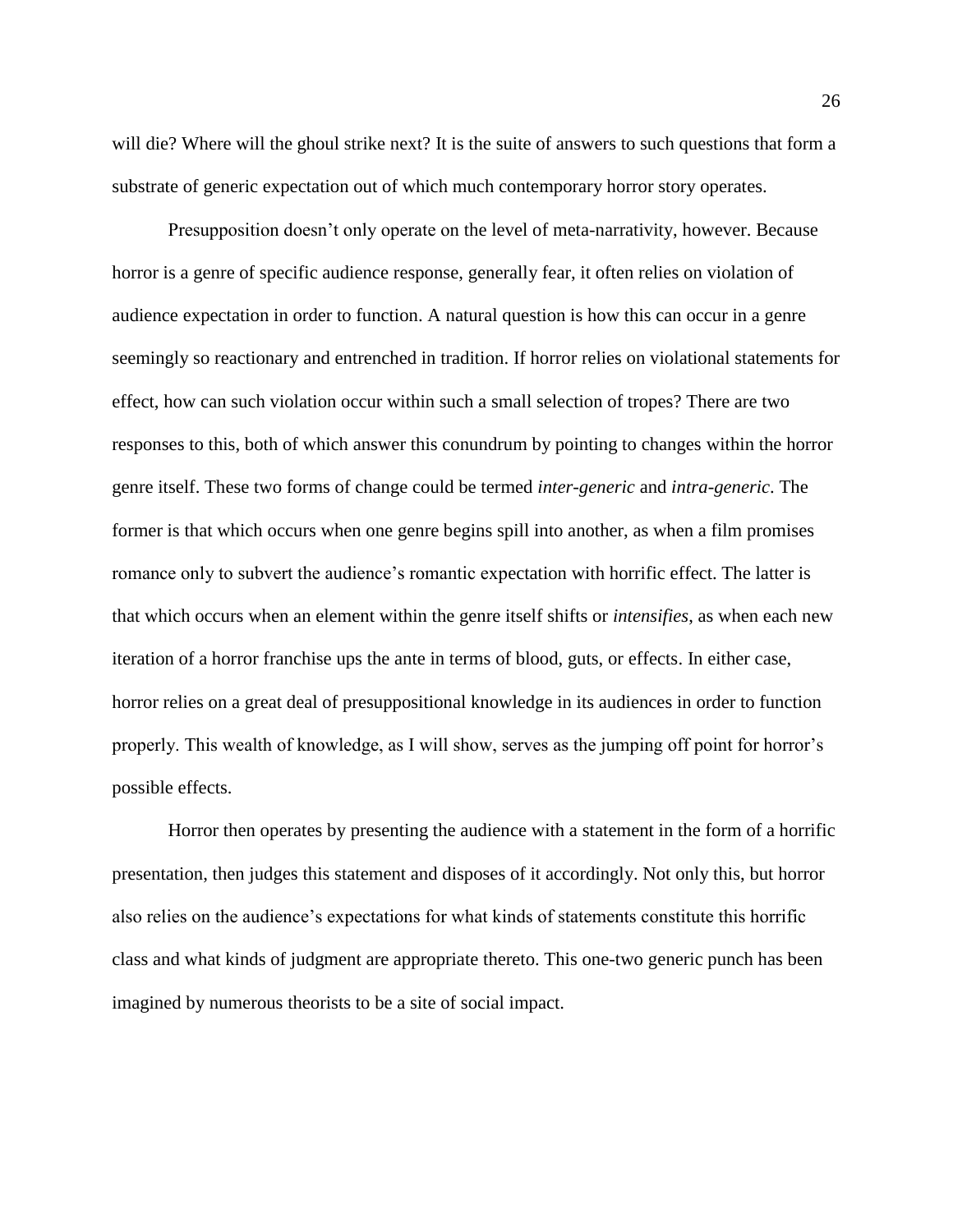will die? Where will the ghoul strike next? It is the suite of answers to such questions that form a substrate of generic expectation out of which much contemporary horror story operates.

Presupposition doesn't only operate on the level of meta-narrativity, however. Because horror is a genre of specific audience response, generally fear, it often relies on violation of audience expectation in order to function. A natural question is how this can occur in a genre seemingly so reactionary and entrenched in tradition. If horror relies on violational statements for effect, how can such violation occur within such a small selection of tropes? There are two responses to this, both of which answer this conundrum by pointing to changes within the horror genre itself. These two forms of change could be termed *inter-generic* and *intra-generic*. The former is that which occurs when one genre begins spill into another, as when a film promises romance only to subvert the audience's romantic expectation with horrific effect. The latter is that which occurs when an element within the genre itself shifts or *intensifies*, as when each new iteration of a horror franchise ups the ante in terms of blood, guts, or effects. In either case, horror relies on a great deal of presuppositional knowledge in its audiences in order to function properly. This wealth of knowledge, as I will show, serves as the jumping off point for horror's possible effects.

Horror then operates by presenting the audience with a statement in the form of a horrific presentation, then judges this statement and disposes of it accordingly. Not only this, but horror also relies on the audience's expectations for what kinds of statements constitute this horrific class and what kinds of judgment are appropriate thereto. This one-two generic punch has been imagined by numerous theorists to be a site of social impact.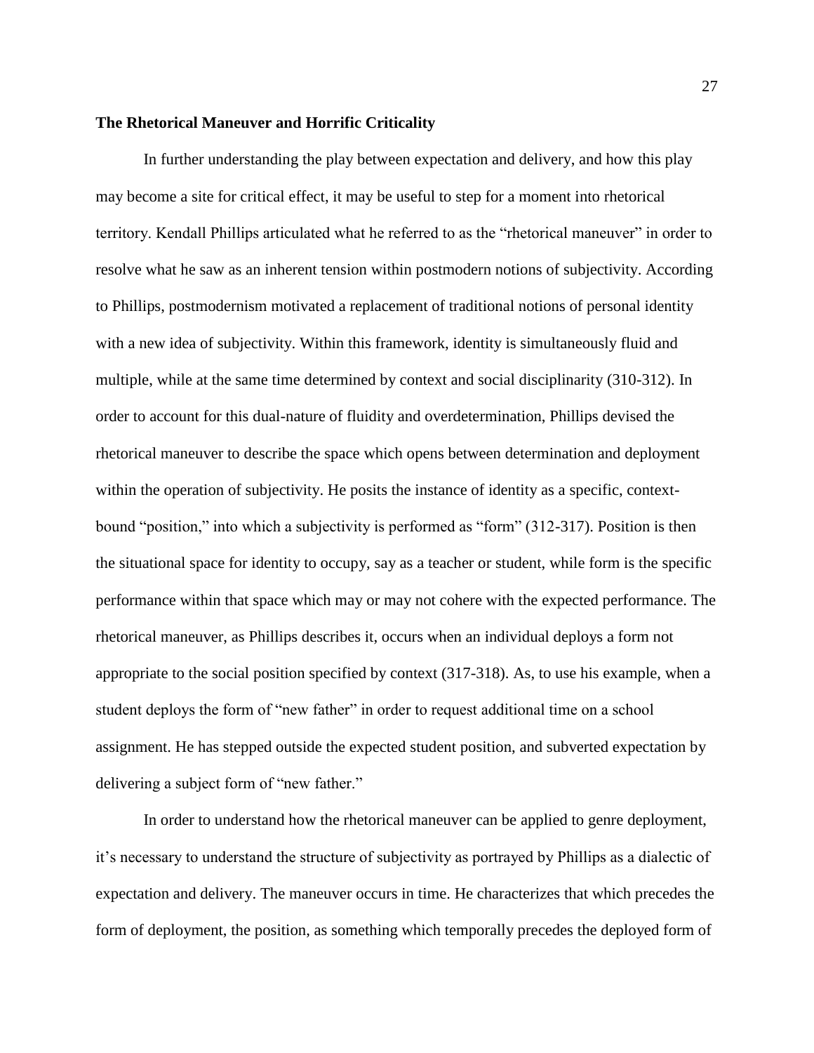**The Rhetorical Maneuver and Horrific Criticality**

In further understanding the play between expectation and delivery, and how this play may become a site for critical effect, it may be useful to step for a moment into rhetorical territory. Kendall Phillips articulated what he referred to as the "rhetorical maneuver" in order to resolve what he saw as an inherent tension within postmodern notions of subjectivity. According to Phillips, postmodernism motivated a replacement of traditional notions of personal identity with a new idea of subjectivity. Within this framework, identity is simultaneously fluid and multiple, while at the same time determined by context and social disciplinarity (310-312). In order to account for this dual-nature of fluidity and overdetermination, Phillips devised the rhetorical maneuver to describe the space which opens between determination and deployment within the operation of subjectivity. He posits the instance of identity as a specific, context-bound "position," into which a subjectivity is performed as "form" (312-317). Position is then the situational space for identity to occupy, say as a teacher or student, while form is the specific performance within that space which may or may not cohere with the expected performance. The rhetorical maneuver, as Phillips describes it, occurs when an individual deploys a form not appropriate to the social position specified by context (317-318). As, to use his example, when a student deploys the form of "new father" in order to request additional time on a school assignment. He has stepped outside the expected student position, and subverted expectation by delivering a subject form of "new father."

In order to understand how the rhetorical maneuver can be applied to genre deployment, it's necessary to understand the structure of subjectivity as portrayed by Phillips as a dialectic of expectation and delivery. The maneuver occurs in time. He characterizes that which precedes the form of deployment, the position, as something which temporally precedes the deployed form of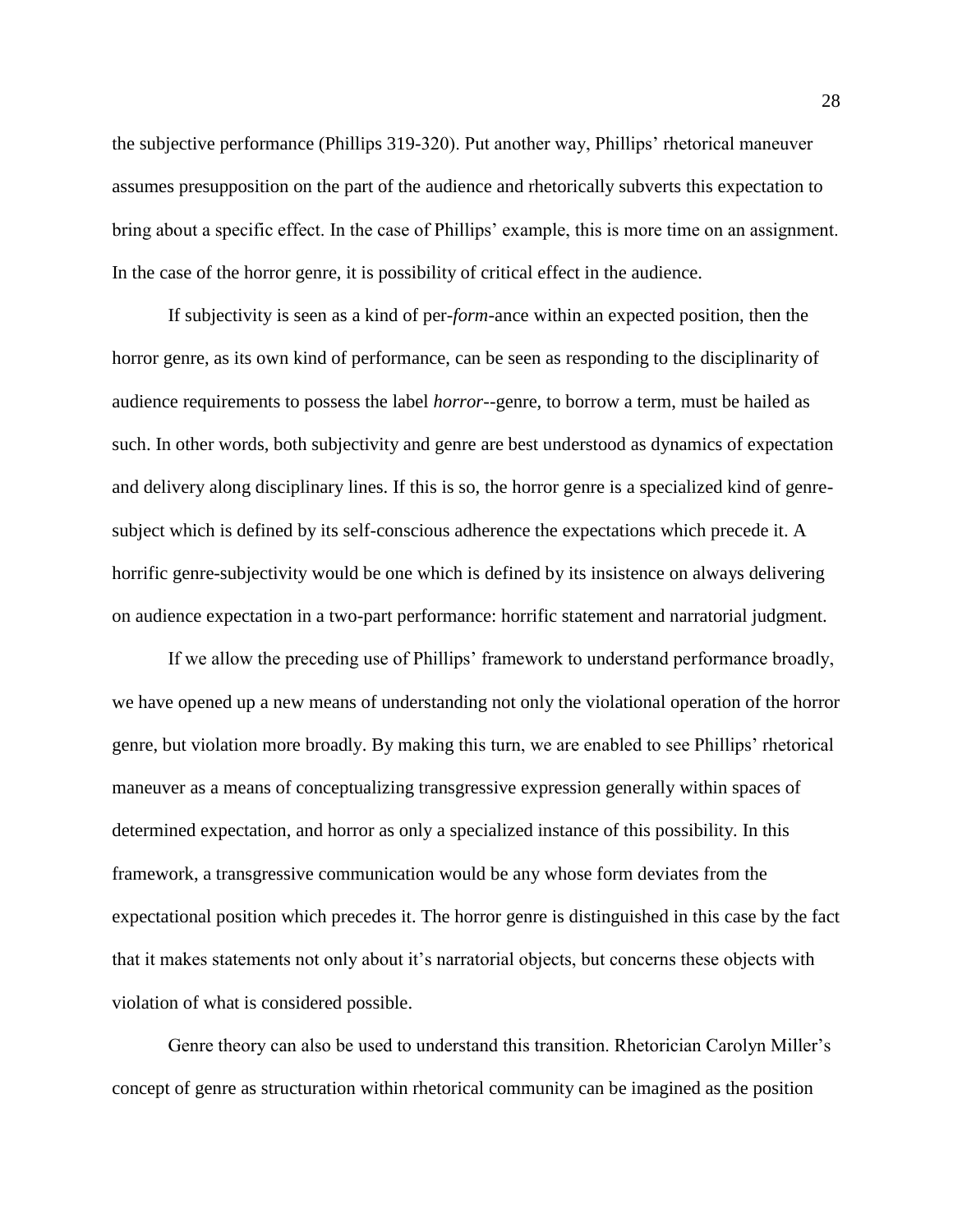the subjective performance (Phillips 319-320). Put another way, Phillips' rhetorical maneuver assumes presupposition on the part of the audience and rhetorically subverts this expectation to bring about a specific effect. In the case of Phillips' example, this is more time on an assignment. In the case of the horror genre, it is possibility of critical effect in the audience.

If subjectivity is seen as a kind of per-*form*-ance within an expected position, then the horror genre, as its own kind of performance, can be seen as responding to the disciplinarity of audience requirements to possess the label *horror*--genre, to borrow a term, must be hailed as such. In other words, both subjectivity and genre are best understood as dynamics of expectation and delivery along disciplinary lines. If this is so, the horror genre is a specialized kind of genre-subject which is defined by its self-conscious adherence the expectations which precede it. A horrific genre-subjectivity would be one which is defined by its insistence on always delivering on audience expectation in a two-part performance: horrific statement and narratorial judgment.

If we allow the preceding use of Phillips' framework to understand performance broadly, we have opened up a new means of understanding not only the violational operation of the horror genre, but violation more broadly. By making this turn, we are enabled to see Phillips' rhetorical maneuver as a means of conceptualizing transgressive expression generally within spaces of determined expectation, and horror as only a specialized instance of this possibility. In this framework, a transgressive communication would be any whose form deviates from the expectational position which precedes it. The horror genre is distinguished in this case by the fact that it makes statements not only about it's narratorial objects, but concerns these objects with violation of what is considered possible.

Genre theory can also be used to understand this transition. Rhetorician Carolyn Miller's concept of genre as structuration within rhetorical community can be imagined as the position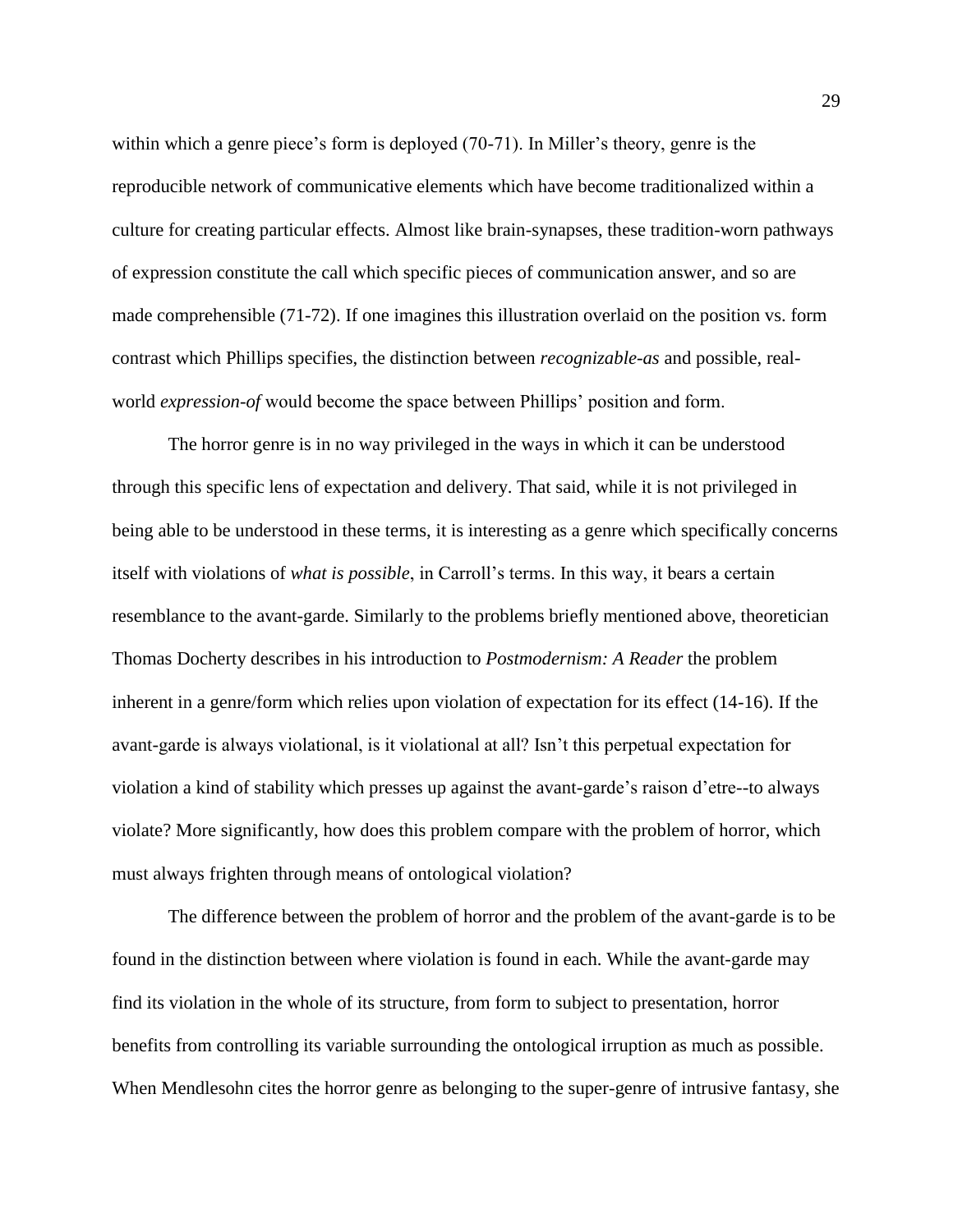within which a genre piece's form is deployed (70-71). In Miller's theory, genre is the reproducible network of communicative elements which have become traditionalized within a culture for creating particular effects. Almost like brain-synapses, these tradition-worn pathways of expression constitute the call which specific pieces of communication answer, and so are made comprehensible (71-72). If one imagines this illustration overlaid on the position vs. form contrast which Phillips specifies, the distinction between *recognizable-as* and possible, real-world *expression-of* would become the space between Phillips' position and form.

The horror genre is in no way privileged in the ways in which it can be understood through this specific lens of expectation and delivery. That said, while it is not privileged in being able to be understood in these terms, it is interesting as a genre which specifically concerns itself with violations of *what is possible*, in Carroll's terms. In this way, it bears a certain resemblance to the avant-garde. Similarly to the problems briefly mentioned above, theoretician Thomas Docherty describes in his introduction to *Postmodernism: A Reader* the problem inherent in a genre/form which relies upon violation of expectation for its effect (14-16). If the avant-garde is always violational, is it violational at all? Isn't this perpetual expectation for violation a kind of stability which presses up against the avant-garde's raison d'etre--to always violate? More significantly, how does this problem compare with the problem of horror, which must always frighten through means of ontological violation?

The difference between the problem of horror and the problem of the avant-garde is to be found in the distinction between where violation is found in each. While the avant-garde may find its violation in the whole of its structure, from form to subject to presentation, horror benefits from controlling its variable surrounding the ontological irruption as much as possible. When Mendlesohn cites the horror genre as belonging to the super-genre of intrusive fantasy, she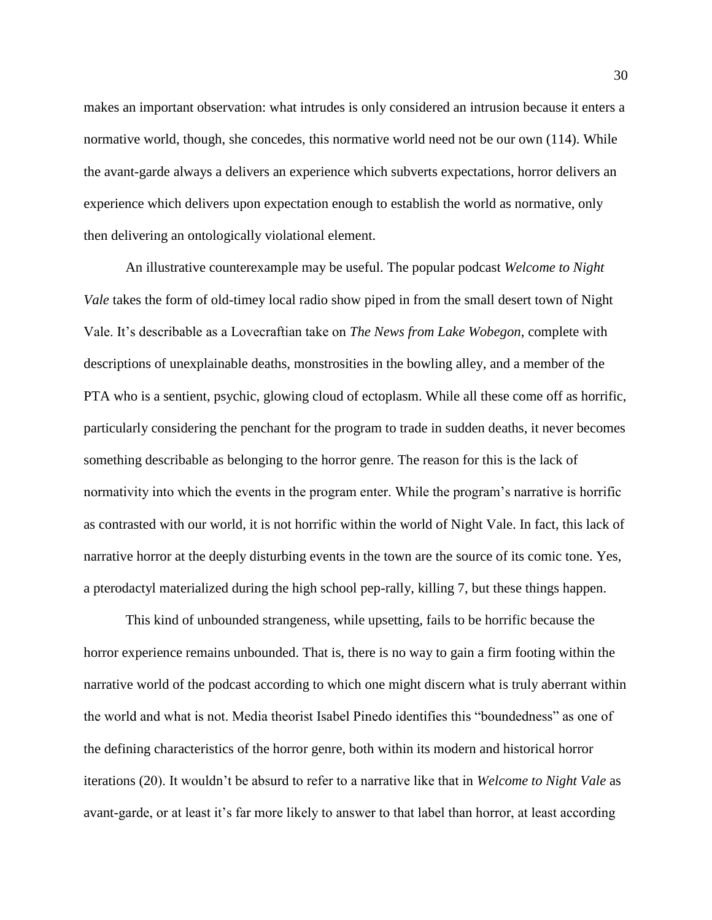makes an important observation: what intrudes is only considered an intrusion because it enters a normative world, though, she concedes, this normative world need not be our own (114). While the avant-garde always a delivers an experience which subverts expectations, horror delivers an experience which delivers upon expectation enough to establish the world as normative, only then delivering an ontologically violational element.

An illustrative counterexample may be useful. The popular podcast *Welcome to Night Vale* takes the form of old-timey local radio show piped in from the small desert town of Night Vale. It's describable as a Lovecraftian take on *The News from Lake Wobegon*, complete with descriptions of unexplainable deaths, monstrosities in the bowling alley, and a member of the PTA who is a sentient, psychic, glowing cloud of ectoplasm. While all these come off as horrific, particularly considering the penchant for the program to trade in sudden deaths, it never becomes something describable as belonging to the horror genre. The reason for this is the lack of normativity into which the events in the program enter. While the program's narrative is horrific as contrasted with our world, it is not horrific within the world of Night Vale. In fact, this lack of narrative horror at the deeply disturbing events in the town are the source of its comic tone. Yes, a pterodactyl materialized during the high school pep-rally, killing 7, but these things happen.

This kind of unbounded strangeness, while upsetting, fails to be horrific because the horror experience remains unbounded. That is, there is no way to gain a firm footing within the narrative world of the podcast according to which one might discern what is truly aberrant within the world and what is not. Media theorist Isabel Pinedo identifies this "boundedness" as one of the defining characteristics of the horror genre, both within its modern and historical horror iterations (20). It wouldn't be absurd to refer to a narrative like that in *Welcome to Night Vale* as avant-garde, or at least it's far more likely to answer to that label than horror, at least according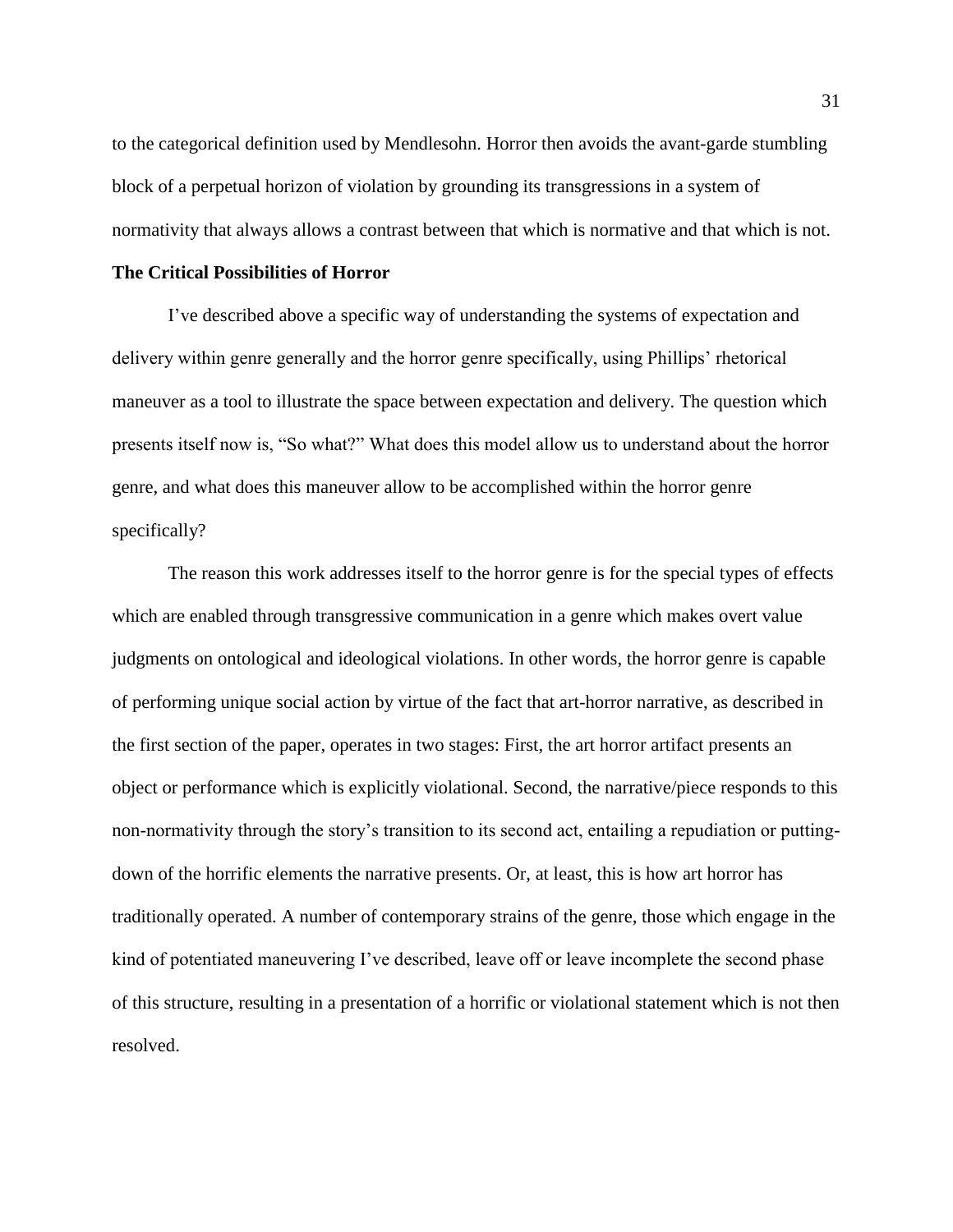to the categorical definition used by Mendlesohn. Horror then avoids the avant-garde stumbling block of a perpetual horizon of violation by grounding its transgressions in a system of normativity that always allows a contrast between that which is normative and that which is not.

**The Critical Possibilities of Horror**

I've described above a specific way of understanding the systems of expectation and delivery within genre generally and the horror genre specifically, using Phillips' rhetorical maneuver as a tool to illustrate the space between expectation and delivery. The question which presents itself now is, "So what?" What does this model allow us to understand about the horror genre, and what does this maneuver allow to be accomplished within the horror genre specifically?

The reason this work addresses itself to the horror genre is for the special types of effects which are enabled through transgressive communication in a genre which makes overt value judgments on ontological and ideological violations. In other words, the horror genre is capable of performing unique social action by virtue of the fact that art-horror narrative, as described in the first section of the paper, operates in two stages: First, the art horror artifact presents an object or performance which is explicitly violational. Second, the narrative/piece responds to this non-normativity through the story's transition to its second act, entailing a repudiation or putting-down of the horrific elements the narrative presents. Or, at least, this is how art horror has traditionally operated. A number of contemporary strains of the genre, those which engage in the kind of potentiated maneuvering I've described, leave off or leave incomplete the second phase of this structure, resulting in a presentation of a horrific or violational statement which is not then resolved.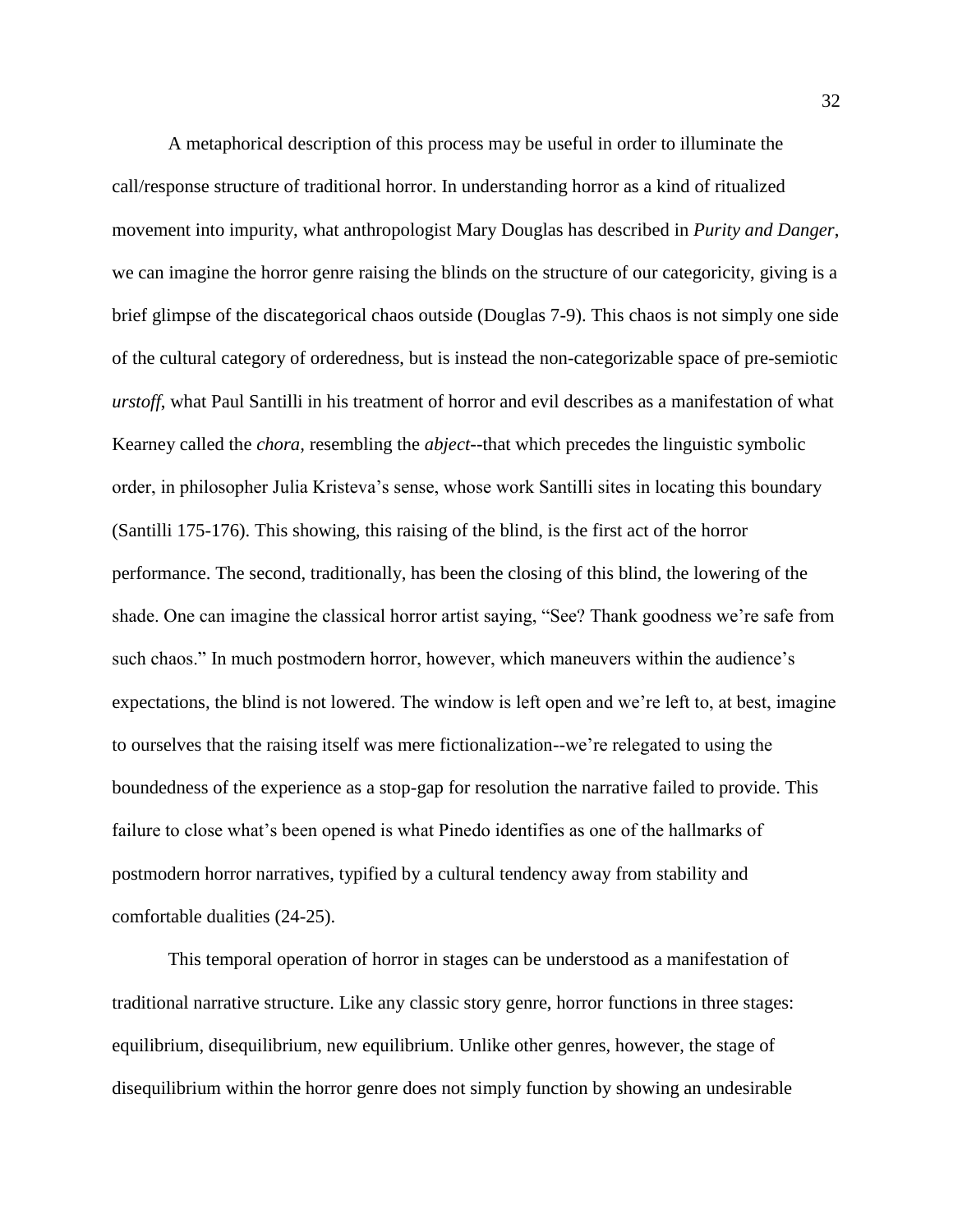A metaphorical description of this process may be useful in order to illuminate the call/response structure of traditional horror. In understanding horror as a kind of ritualized movement into impurity, what anthropologist Mary Douglas has described in *Purity and Danger*, we can imagine the horror genre raising the blinds on the structure of our categoricity, giving is a brief glimpse of the discategorical chaos outside (Douglas 7-9). This chaos is not simply one side of the cultural category of orderedness, but is instead the non-categorizable space of pre-semiotic *urstoff*, what Paul Santilli in his treatment of horror and evil describes as a manifestation of what Kearney called the *chora,* resembling the *abject*--that which precedes the linguistic symbolic order, in philosopher Julia Kristeva's sense, whose work Santilli sites in locating this boundary (Santilli 175-176). This showing, this raising of the blind, is the first act of the horror performance. The second, traditionally, has been the closing of this blind, the lowering of the shade. One can imagine the classical horror artist saying, "See? Thank goodness we're safe from such chaos." In much postmodern horror, however, which maneuvers within the audience's expectations, the blind is not lowered. The window is left open and we're left to, at best, imagine to ourselves that the raising itself was mere fictionalization--we're relegated to using the boundedness of the experience as a stop-gap for resolution the narrative failed to provide. This failure to close what's been opened is what Pinedo identifies as one of the hallmarks of postmodern horror narratives, typified by a cultural tendency away from stability and comfortable dualities (24-25).

This temporal operation of horror in stages can be understood as a manifestation of traditional narrative structure. Like any classic story genre, horror functions in three stages: equilibrium, disequilibrium, new equilibrium. Unlike other genres, however, the stage of disequilibrium within the horror genre does not simply function by showing an undesirable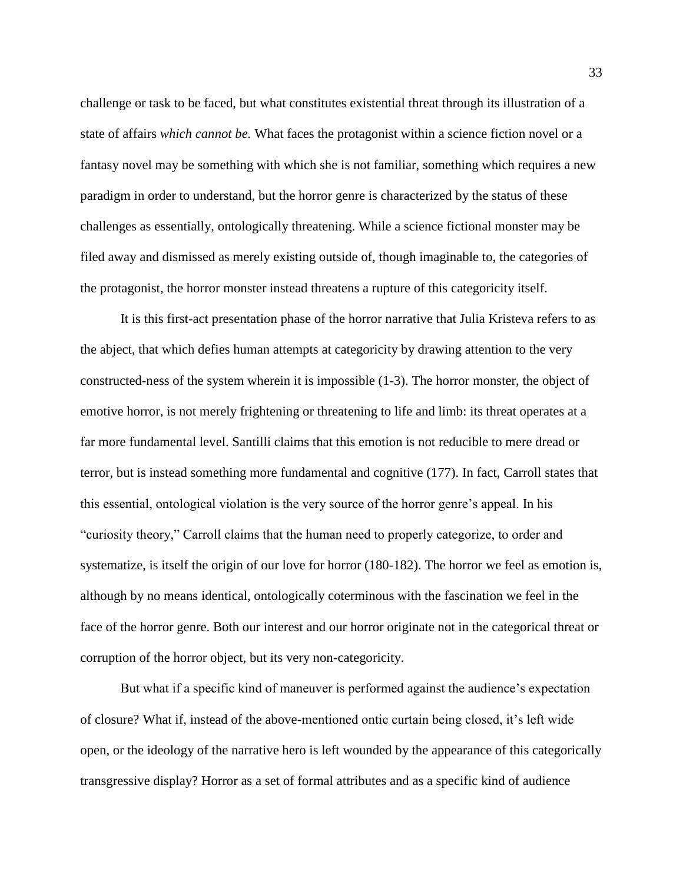challenge or task to be faced, but what constitutes existential threat through its illustration of a state of affairs *which cannot be.* What faces the protagonist within a science fiction novel or a fantasy novel may be something with which she is not familiar, something which requires a new paradigm in order to understand, but the horror genre is characterized by the status of these challenges as essentially, ontologically threatening. While a science fictional monster may be filed away and dismissed as merely existing outside of, though imaginable to, the categories of the protagonist, the horror monster instead threatens a rupture of this categoricity itself.

It is this first-act presentation phase of the horror narrative that Julia Kristeva refers to as the abject, that which defies human attempts at categoricity by drawing attention to the very constructed-ness of the system wherein it is impossible (1-3). The horror monster, the object of emotive horror, is not merely frightening or threatening to life and limb: its threat operates at a far more fundamental level. Santilli claims that this emotion is not reducible to mere dread or terror, but is instead something more fundamental and cognitive (177). In fact, Carroll states that this essential, ontological violation is the very source of the horror genre's appeal. In his "curiosity theory," Carroll claims that the human need to properly categorize, to order and systematize, is itself the origin of our love for horror (180-182). The horror we feel as emotion is, although by no means identical, ontologically coterminous with the fascination we feel in the face of the horror genre. Both our interest and our horror originate not in the categorical threat or corruption of the horror object, but its very non-categoricity.

But what if a specific kind of maneuver is performed against the audience's expectation of closure? What if, instead of the above-mentioned ontic curtain being closed, it's left wide open, or the ideology of the narrative hero is left wounded by the appearance of this categorically transgressive display? Horror as a set of formal attributes and as a specific kind of audience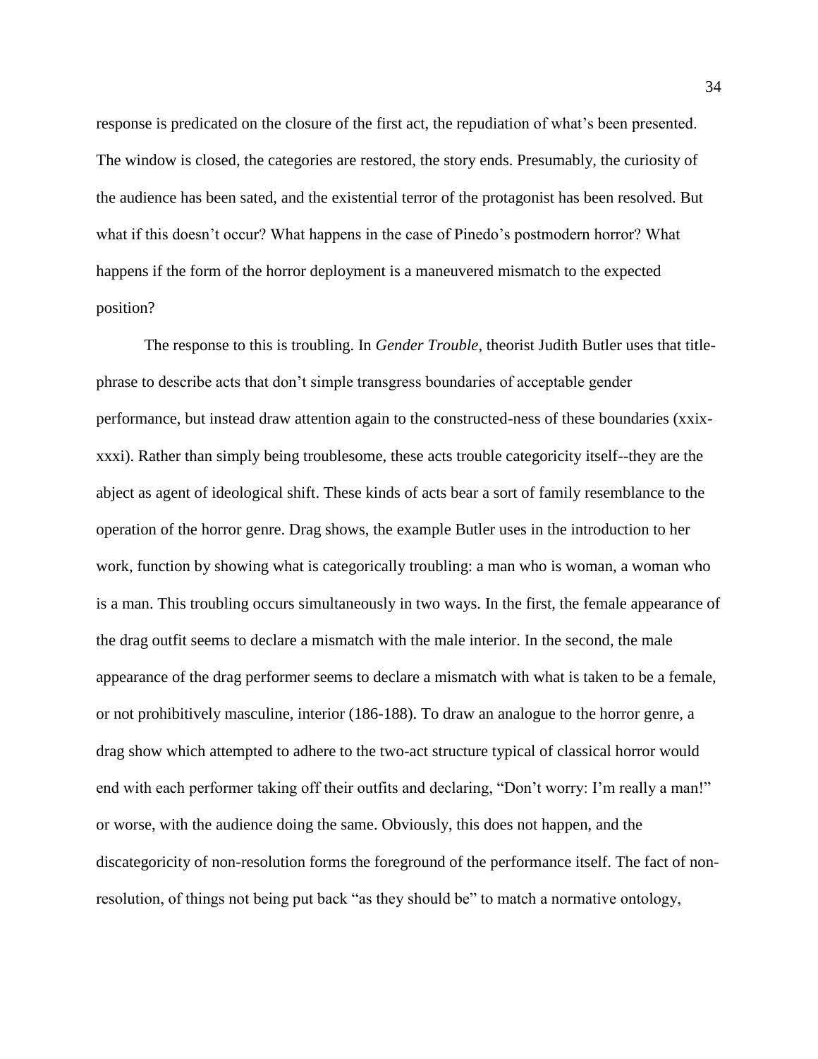response is predicated on the closure of the first act, the repudiation of what's been presented. The window is closed, the categories are restored, the story ends. Presumably, the curiosity of the audience has been sated, and the existential terror of the protagonist has been resolved. But what if this doesn't occur? What happens in the case of Pinedo's postmodern horror? What happens if the form of the horror deployment is a maneuvered mismatch to the expected position?

The response to this is troubling. In *Gender Trouble*, theorist Judith Butler uses that title-phrase to describe acts that don't simple transgress boundaries of acceptable gender performance, but instead draw attention again to the constructed-ness of these boundaries (xxix-xxxi). Rather than simply being troublesome, these acts trouble categoricity itself--they are the abject as agent of ideological shift. These kinds of acts bear a sort of family resemblance to the operation of the horror genre. Drag shows, the example Butler uses in the introduction to her work, function by showing what is categorically troubling: a man who is woman, a woman who is a man. This troubling occurs simultaneously in two ways. In the first, the female appearance of the drag outfit seems to declare a mismatch with the male interior. In the second, the male appearance of the drag performer seems to declare a mismatch with what is taken to be a female, or not prohibitively masculine, interior (186-188). To draw an analogue to the horror genre, a drag show which attempted to adhere to the two-act structure typical of classical horror would end with each performer taking off their outfits and declaring, "Don't worry: I'm really a man!" or worse, with the audience doing the same. Obviously, this does not happen, and the discategoricity of non-resolution forms the foreground of the performance itself. The fact of non-resolution, of things not being put back "as they should be" to match a normative ontology,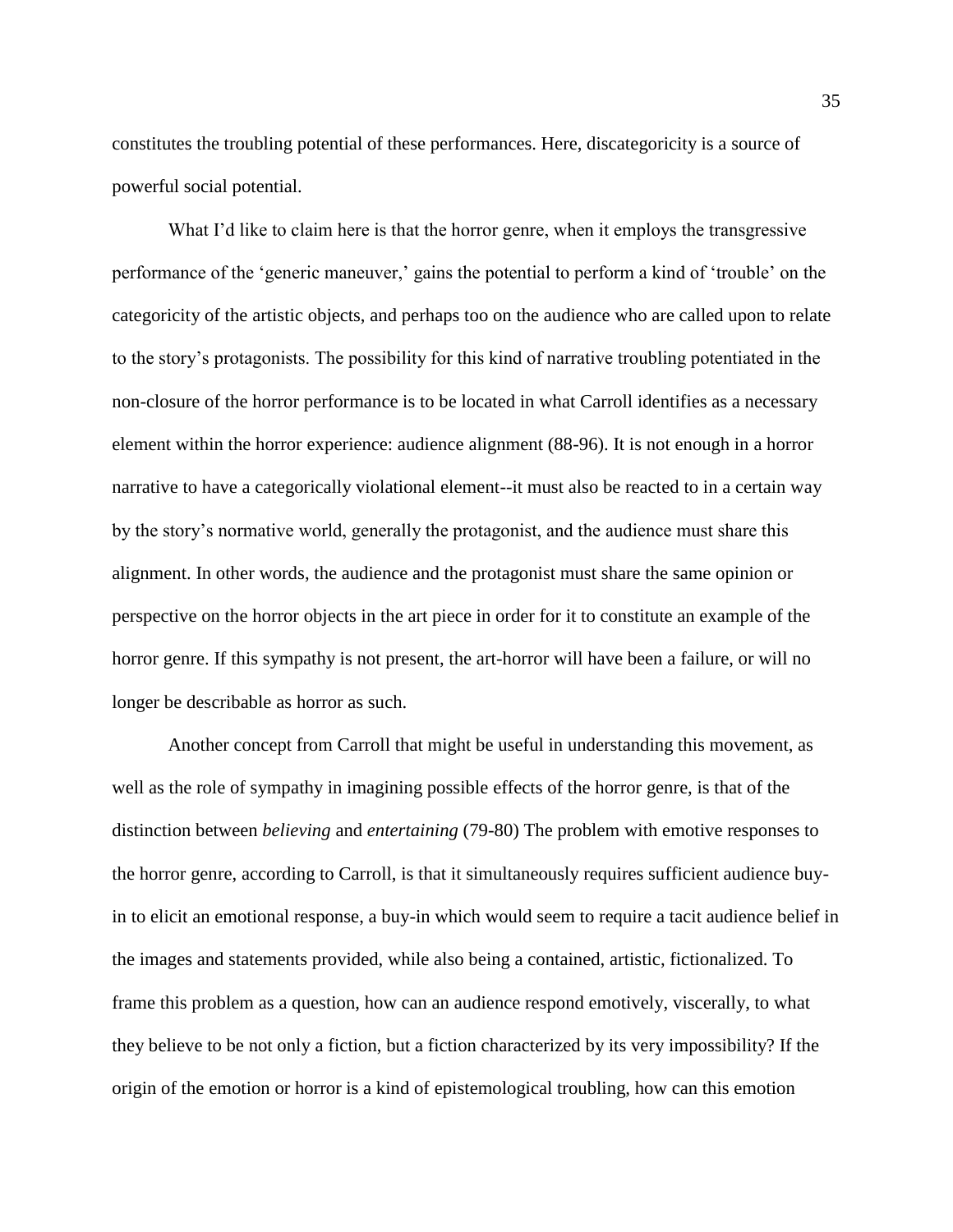constitutes the troubling potential of these performances. Here, discategoricity is a source of powerful social potential.

What I'd like to claim here is that the horror genre, when it employs the transgressive performance of the 'generic maneuver,' gains the potential to perform a kind of 'trouble' on the categoricity of the artistic objects, and perhaps too on the audience who are called upon to relate to the story's protagonists. The possibility for this kind of narrative troubling potentiated in the non-closure of the horror performance is to be located in what Carroll identifies as a necessary element within the horror experience: audience alignment (88-96). It is not enough in a horror narrative to have a categorically violational element--it must also be reacted to in a certain way by the story's normative world, generally the protagonist, and the audience must share this alignment. In other words, the audience and the protagonist must share the same opinion or perspective on the horror objects in the art piece in order for it to constitute an example of the horror genre. If this sympathy is not present, the art-horror will have been a failure, or will no longer be describable as horror as such.

Another concept from Carroll that might be useful in understanding this movement, as well as the role of sympathy in imagining possible effects of the horror genre, is that of the distinction between *believing* and *entertaining* (79-80) The problem with emotive responses to the horror genre, according to Carroll, is that it simultaneously requires sufficient audience buy-in to elicit an emotional response, a buy-in which would seem to require a tacit audience belief in the images and statements provided, while also being a contained, artistic, fictionalized. To frame this problem as a question, how can an audience respond emotively, viscerally, to what they believe to be not only a fiction, but a fiction characterized by its very impossibility? If the origin of the emotion or horror is a kind of epistemological troubling, how can this emotion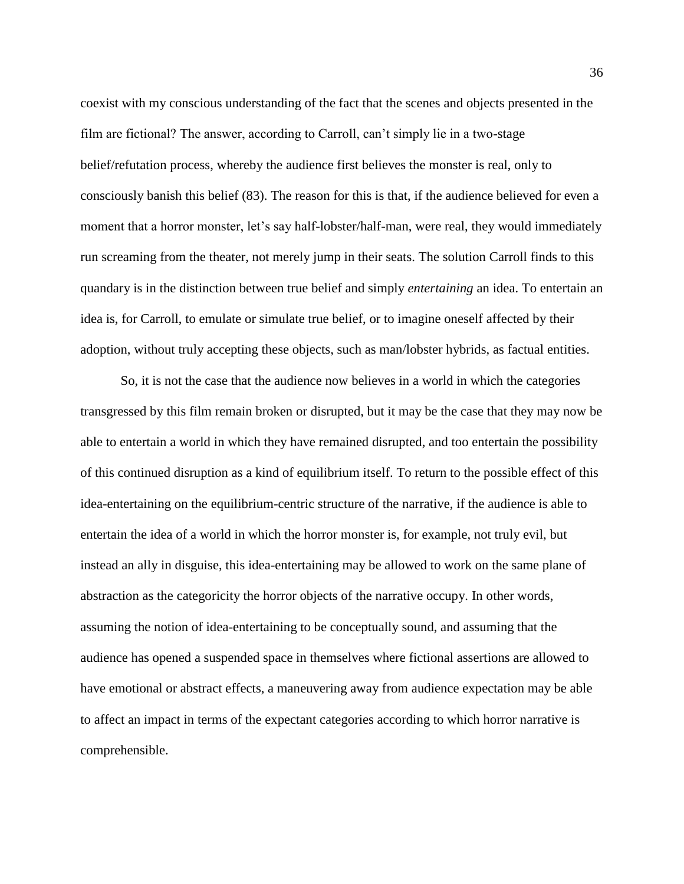coexist with my conscious understanding of the fact that the scenes and objects presented in the film are fictional? The answer, according to Carroll, can't simply lie in a two-stage belief/refutation process, whereby the audience first believes the monster is real, only to consciously banish this belief (83). The reason for this is that, if the audience believed for even a moment that a horror monster, let's say half-lobster/half-man, were real, they would immediately run screaming from the theater, not merely jump in their seats. The solution Carroll finds to this quandary is in the distinction between true belief and simply *entertaining* an idea. To entertain an idea is, for Carroll, to emulate or simulate true belief, or to imagine oneself affected by their adoption, without truly accepting these objects, such as man/lobster hybrids, as factual entities.

So, it is not the case that the audience now believes in a world in which the categories transgressed by this film remain broken or disrupted, but it may be the case that they may now be able to entertain a world in which they have remained disrupted, and too entertain the possibility of this continued disruption as a kind of equilibrium itself. To return to the possible effect of this idea-entertaining on the equilibrium-centric structure of the narrative, if the audience is able to entertain the idea of a world in which the horror monster is, for example, not truly evil, but instead an ally in disguise, this idea-entertaining may be allowed to work on the same plane of abstraction as the categoricity the horror objects of the narrative occupy. In other words, assuming the notion of idea-entertaining to be conceptually sound, and assuming that the audience has opened a suspended space in themselves where fictional assertions are allowed to have emotional or abstract effects, a maneuvering away from audience expectation may be able to affect an impact in terms of the expectant categories according to which horror narrative is comprehensible.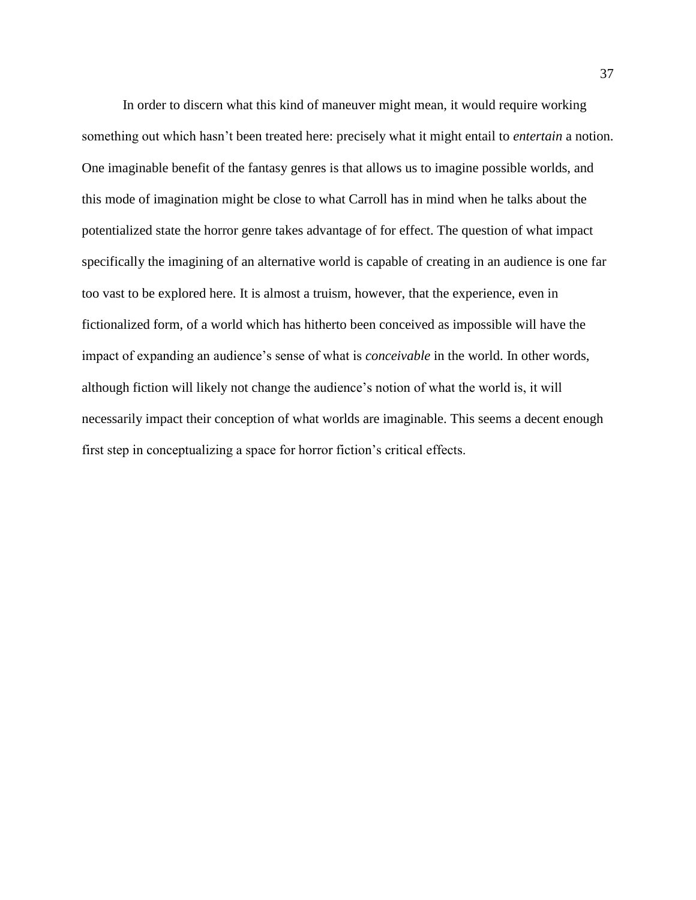In order to discern what this kind of maneuver might mean, it would require working something out which hasn't been treated here: precisely what it might entail to *entertain* a notion. One imaginable benefit of the fantasy genres is that allows us to imagine possible worlds, and this mode of imagination might be close to what Carroll has in mind when he talks about the potentialized state the horror genre takes advantage of for effect. The question of what impact specifically the imagining of an alternative world is capable of creating in an audience is one far too vast to be explored here. It is almost a truism, however, that the experience, even in fictionalized form, of a world which has hitherto been conceived as impossible will have the impact of expanding an audience's sense of what is *conceivable* in the world. In other words, although fiction will likely not change the audience's notion of what the world is, it will necessarily impact their conception of what worlds are imaginable. This seems a decent enough first step in conceptualizing a space for horror fiction's critical effects.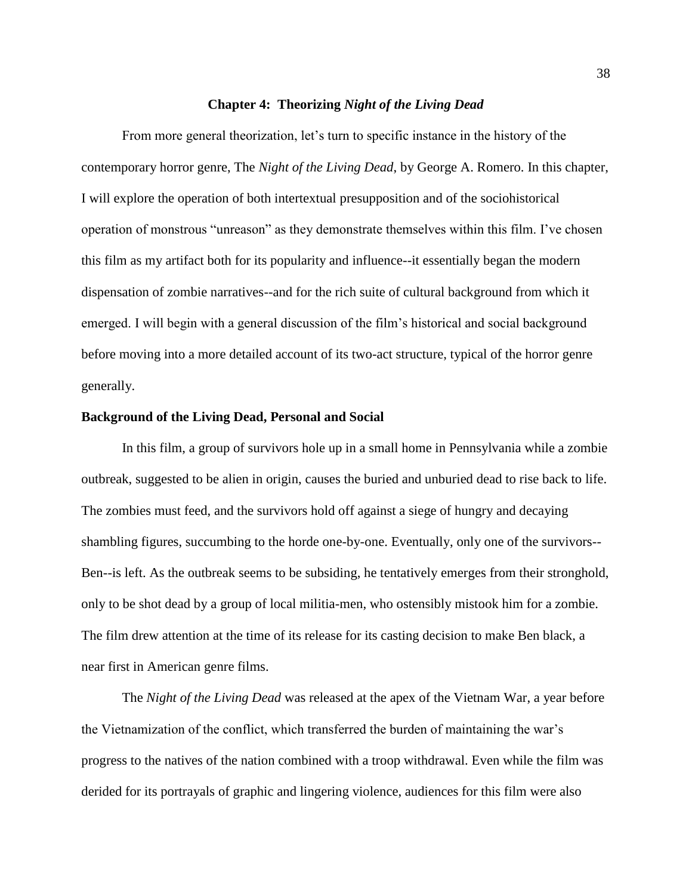## Chapter 4: Theorizing *Night of the Living Dead*

From more general theorization, let's turn to specific instance in the history of the contemporary horror genre, The *Night of the Living Dead*, by George A. Romero. In this chapter, I will explore the operation of both intertextual presupposition and of the sociohistorical operation of monstrous "unreason" as they demonstrate themselves within this film. I've chosen this film as my artifact both for its popularity and influence--it essentially began the modern dispensation of zombie narratives--and for the rich suite of cultural background from which it emerged. I will begin with a general discussion of the film's historical and social background before moving into a more detailed account of its two-act structure, typical of the horror genre generally.

### Background of the Living Dead, Personal and Social

In this film, a group of survivors hole up in a small home in Pennsylvania while a zombie outbreak, suggested to be alien in origin, causes the buried and unburied dead to rise back to life. The zombies must feed, and the survivors hold off against a siege of hungry and decaying shambling figures, succumbing to the horde one-by-one. Eventually, only one of the survivors--Ben--is left. As the outbreak seems to be subsiding, he tentatively emerges from their stronghold, only to be shot dead by a group of local militia-men, who ostensibly mistook him for a zombie. The film drew attention at the time of its release for its casting decision to make Ben black, a near first in American genre films.

The *Night of the Living Dead* was released at the apex of the Vietnam War, a year before the Vietnamization of the conflict, which transferred the burden of maintaining the war's progress to the natives of the nation combined with a troop withdrawal. Even while the film was derided for its portrayals of graphic and lingering violence, audiences for this film were also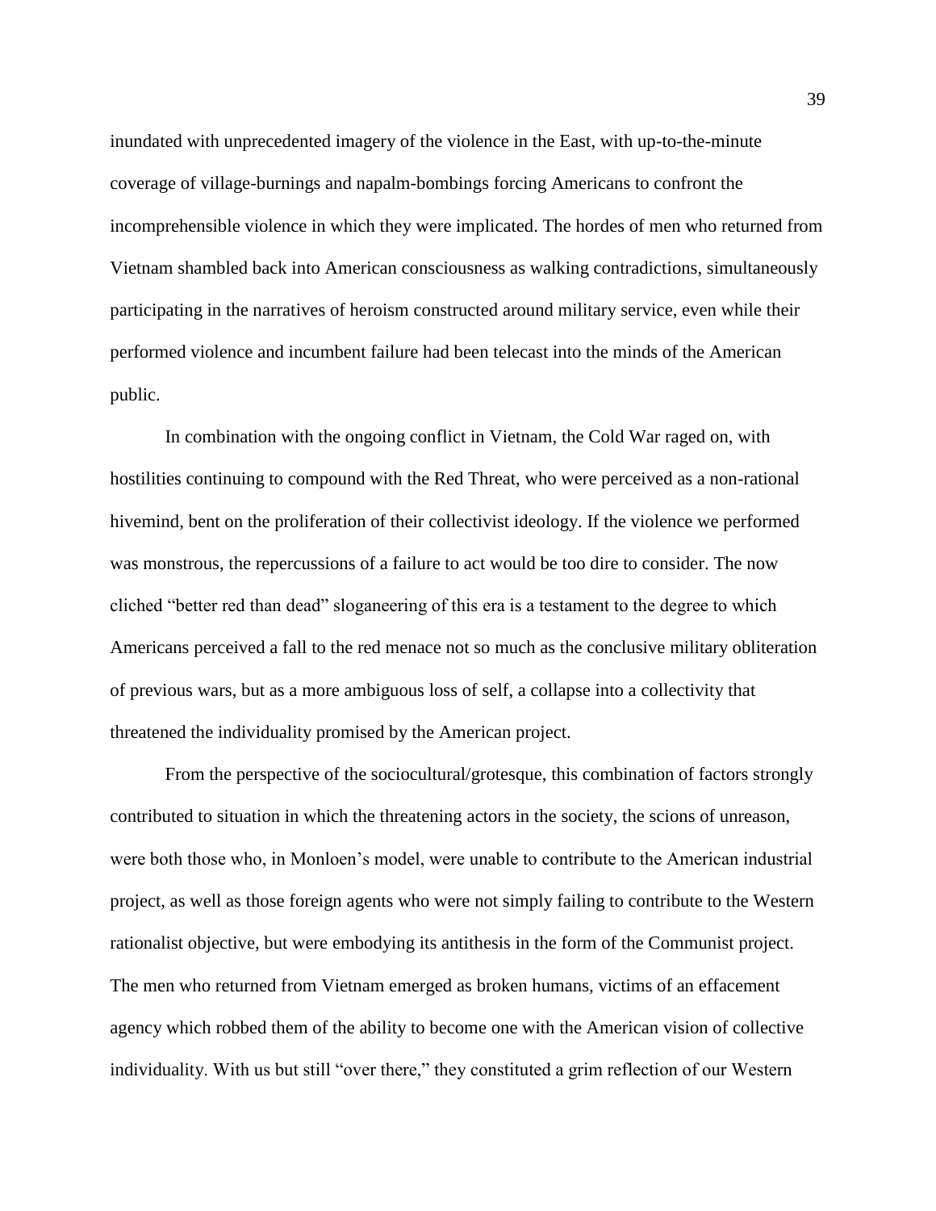inundated with unprecedented imagery of the violence in the East, with up-to-the-minute coverage of village-burnings and napalm-bombings forcing Americans to confront the incomprehensible violence in which they were implicated. The hordes of men who returned from Vietnam shambled back into American consciousness as walking contradictions, simultaneously participating in the narratives of heroism constructed around military service, even while their performed violence and incumbent failure had been telecast into the minds of the American public.

In combination with the ongoing conflict in Vietnam, the Cold War raged on, with hostilities continuing to compound with the Red Threat, who were perceived as a non-rational hivemind, bent on the proliferation of their collectivist ideology. If the violence we performed was monstrous, the repercussions of a failure to act would be too dire to consider. The now cliched "better red than dead" sloganeering of this era is a testament to the degree to which Americans perceived a fall to the red menace not so much as the conclusive military obliteration of previous wars, but as a more ambiguous loss of self, a collapse into a collectivity that threatened the individuality promised by the American project.

From the perspective of the sociocultural/grotesque, this combination of factors strongly contributed to situation in which the threatening actors in the society, the scions of unreason, were both those who, in Monloen's model, were unable to contribute to the American industrial project, as well as those foreign agents who were not simply failing to contribute to the Western rationalist objective, but were embodying its antithesis in the form of the Communist project. The men who returned from Vietnam emerged as broken humans, victims of an effacement agency which robbed them of the ability to become one with the American vision of collective individuality. With us but still "over there," they constituted a grim reflection of our Western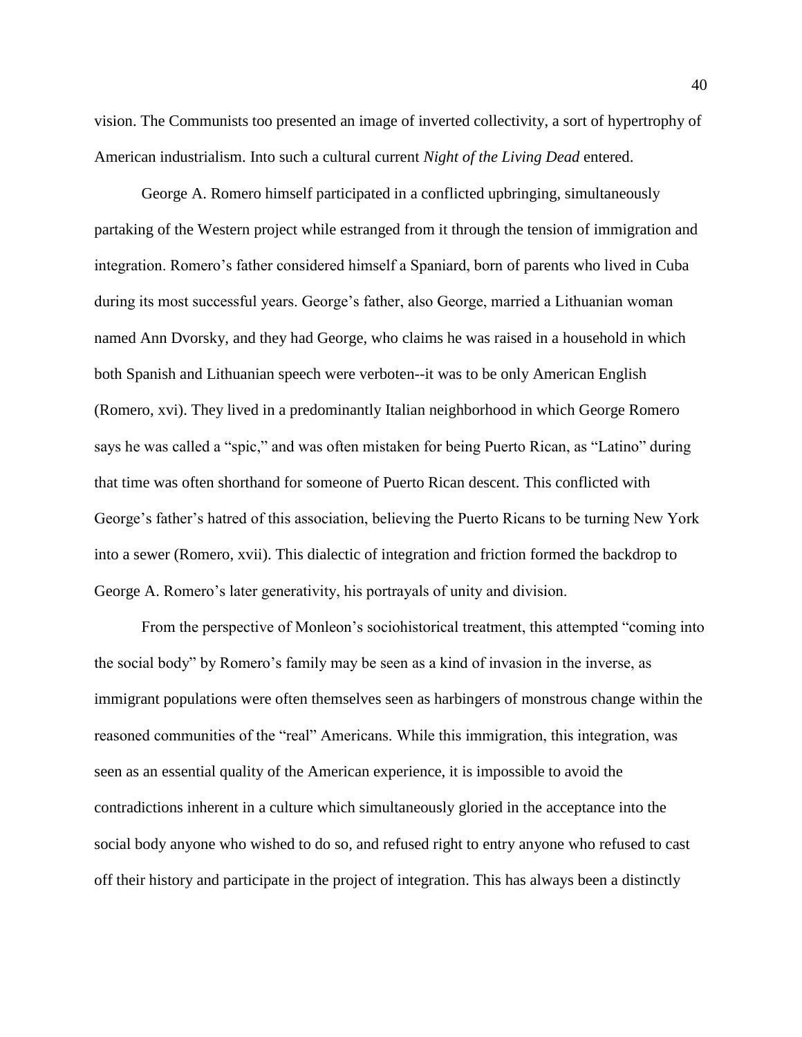vision. The Communists too presented an image of inverted collectivity, a sort of hypertrophy of American industrialism. Into such a cultural current *Night of the Living Dead* entered.

George A. Romero himself participated in a conflicted upbringing, simultaneously partaking of the Western project while estranged from it through the tension of immigration and integration. Romero's father considered himself a Spaniard, born of parents who lived in Cuba during its most successful years. George's father, also George, married a Lithuanian woman named Ann Dvorsky, and they had George, who claims he was raised in a household in which both Spanish and Lithuanian speech were verboten--it was to be only American English (Romero, xvi). They lived in a predominantly Italian neighborhood in which George Romero says he was called a "spic," and was often mistaken for being Puerto Rican, as "Latino" during that time was often shorthand for someone of Puerto Rican descent. This conflicted with George's father's hatred of this association, believing the Puerto Ricans to be turning New York into a sewer (Romero, xvii). This dialectic of integration and friction formed the backdrop to George A. Romero's later generativity, his portrayals of unity and division.

From the perspective of Monleon's sociohistorical treatment, this attempted "coming into the social body" by Romero's family may be seen as a kind of invasion in the inverse, as immigrant populations were often themselves seen as harbingers of monstrous change within the reasoned communities of the "real" Americans. While this immigration, this integration, was seen as an essential quality of the American experience, it is impossible to avoid the contradictions inherent in a culture which simultaneously gloried in the acceptance into the social body anyone who wished to do so, and refused right to entry anyone who refused to cast off their history and participate in the project of integration. This has always been a distinctly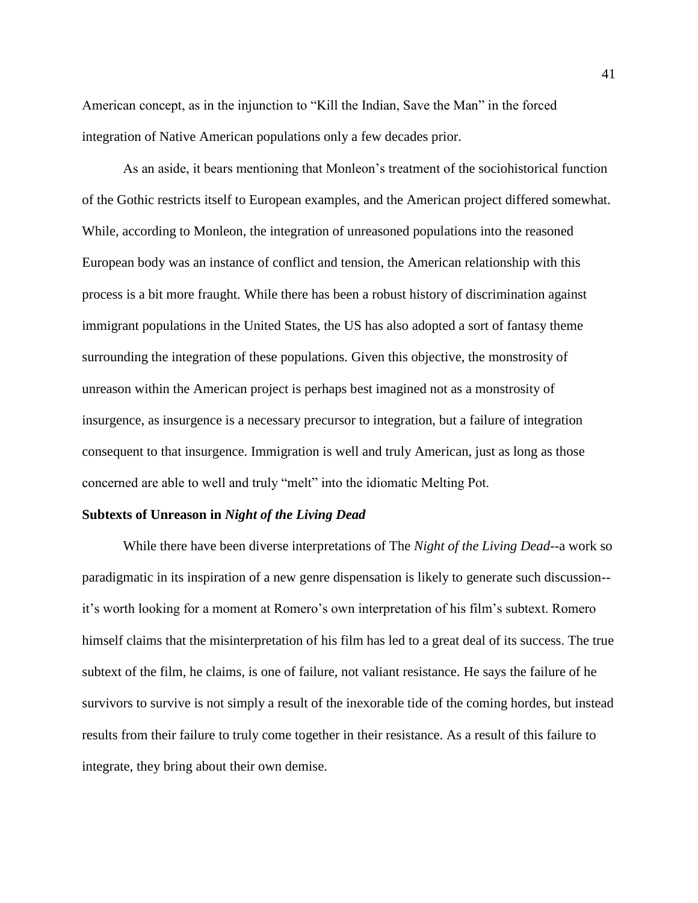American concept, as in the injunction to "Kill the Indian, Save the Man" in the forced integration of Native American populations only a few decades prior.

As an aside, it bears mentioning that Monleon's treatment of the sociohistorical function of the Gothic restricts itself to European examples, and the American project differed somewhat. While, according to Monleon, the integration of unreasoned populations into the reasoned European body was an instance of conflict and tension, the American relationship with this process is a bit more fraught. While there has been a robust history of discrimination against immigrant populations in the United States, the US has also adopted a sort of fantasy theme surrounding the integration of these populations. Given this objective, the monstrosity of unreason within the American project is perhaps best imagined not as a monstrosity of insurgence, as insurgence is a necessary precursor to integration, but a failure of integration consequent to that insurgence. Immigration is well and truly American, just as long as those concerned are able to well and truly "melt" into the idiomatic Melting Pot.

### Subtexts of Unreason in *Night of the Living Dead*

While there have been diverse interpretations of The *Night of the Living Dead*--a work so paradigmatic in its inspiration of a new genre dispensation is likely to generate such discussion--it's worth looking for a moment at Romero's own interpretation of his film's subtext. Romero himself claims that the misinterpretation of his film has led to a great deal of its success. The true subtext of the film, he claims, is one of failure, not valiant resistance. He says the failure of he survivors to survive is not simply a result of the inexorable tide of the coming hordes, but instead results from their failure to truly come together in their resistance. As a result of this failure to integrate, they bring about their own demise.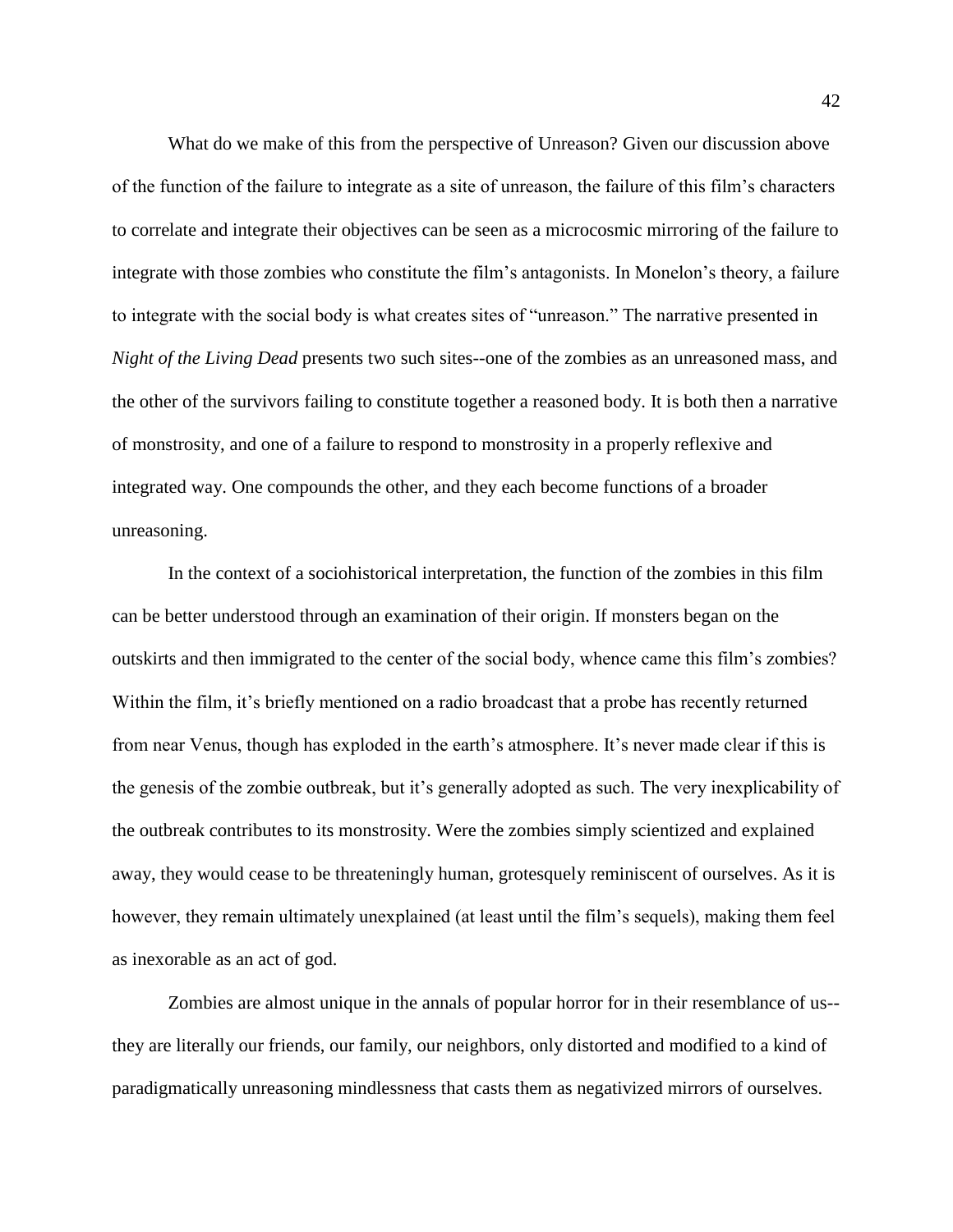What do we make of this from the perspective of Unreason? Given our discussion above of the function of the failure to integrate as a site of unreason, the failure of this film's characters to correlate and integrate their objectives can be seen as a microcosmic mirroring of the failure to integrate with those zombies who constitute the film's antagonists. In Monelon's theory, a failure to integrate with the social body is what creates sites of "unreason." The narrative presented in *Night of the Living Dead* presents two such sites--one of the zombies as an unreasoned mass, and the other of the survivors failing to constitute together a reasoned body. It is both then a narrative of monstrosity, and one of a failure to respond to monstrosity in a properly reflexive and integrated way. One compounds the other, and they each become functions of a broader unreasoning.

In the context of a sociohistorical interpretation, the function of the zombies in this film can be better understood through an examination of their origin. If monsters began on the outskirts and then immigrated to the center of the social body, whence came this film's zombies? Within the film, it's briefly mentioned on a radio broadcast that a probe has recently returned from near Venus, though has exploded in the earth's atmosphere. It's never made clear if this is the genesis of the zombie outbreak, but it's generally adopted as such. The very inexplicability of the outbreak contributes to its monstrosity. Were the zombies simply scientized and explained away, they would cease to be threateningly human, grotesquely reminiscent of ourselves. As it is however, they remain ultimately unexplained (at least until the film's sequels), making them feel as inexorable as an act of god.

Zombies are almost unique in the annals of popular horror for in their resemblance of us--they are literally our friends, our family, our neighbors, only distorted and modified to a kind of paradigmatically unreasoning mindlessness that casts them as negativized mirrors of ourselves.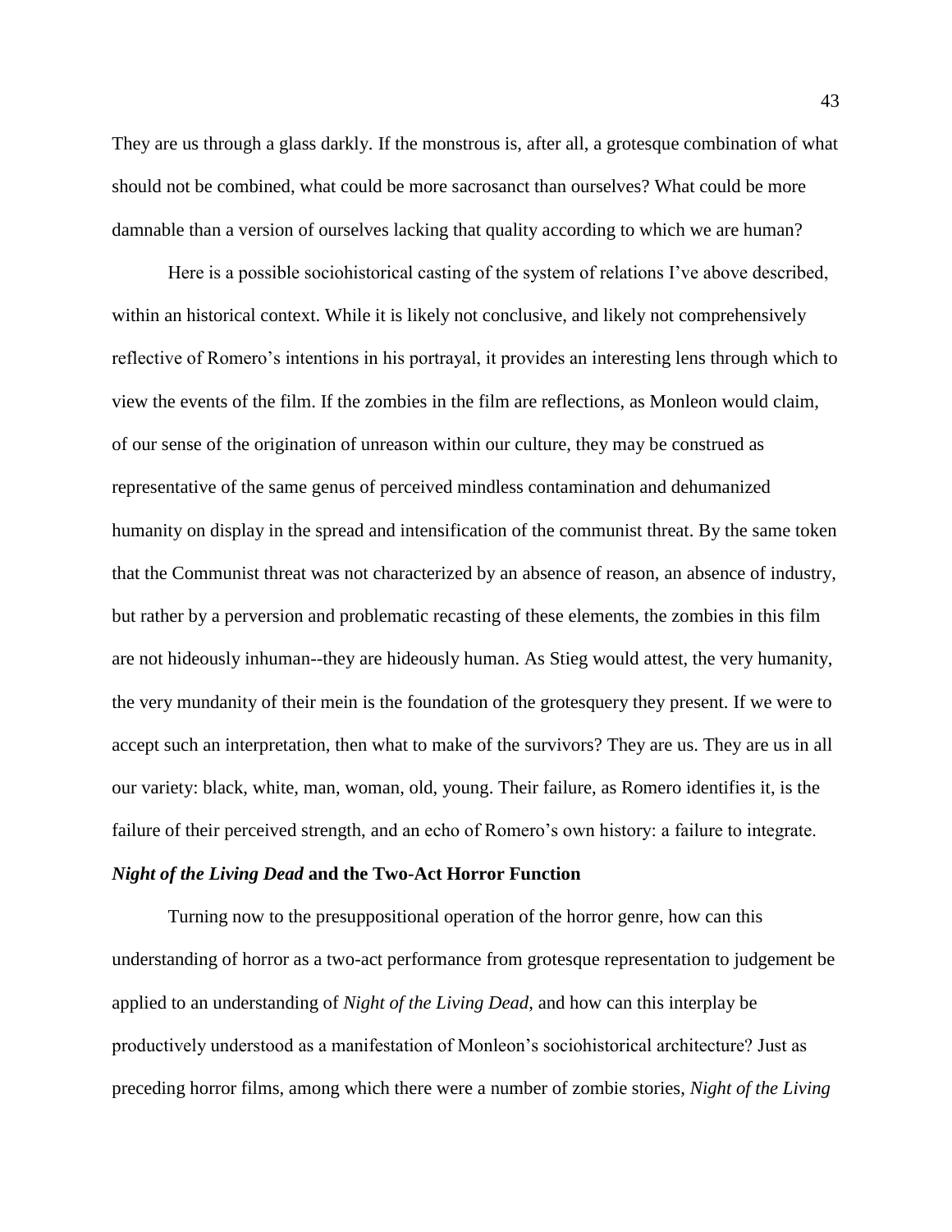They are us through a glass darkly. If the monstrous is, after all, a grotesque combination of what should not be combined, what could be more sacrosanct than ourselves? What could be more damnable than a version of ourselves lacking that quality according to which we are human?

Here is a possible sociohistorical casting of the system of relations I've above described, within an historical context. While it is likely not conclusive, and likely not comprehensively reflective of Romero's intentions in his portrayal, it provides an interesting lens through which to view the events of the film. If the zombies in the film are reflections, as Monleon would claim, of our sense of the origination of unreason within our culture, they may be construed as representative of the same genus of perceived mindless contamination and dehumanized humanity on display in the spread and intensification of the communist threat. By the same token that the Communist threat was not characterized by an absence of reason, an absence of industry, but rather by a perversion and problematic recasting of these elements, the zombies in this film are not hideously inhuman--they are hideously human. As Stieg would attest, the very humanity, the very mundanity of their mein is the foundation of the grotesquery they present. If we were to accept such an interpretation, then what to make of the survivors? They are us. They are us in all our variety: black, white, man, woman, old, young. Their failure, as Romero identifies it, is the failure of their perceived strength, and an echo of Romero's own history: a failure to integrate.

### *Night of the Living Dead* and the Two-Act Horror Function

Turning now to the presuppositional operation of the horror genre, how can this understanding of horror as a two-act performance from grotesque representation to judgement be applied to an understanding of *Night of the Living Dead*, and how can this interplay be productively understood as a manifestation of Monleon's sociohistorical architecture? Just as preceding horror films, among which there were a number of zombie stories, *Night of the Living*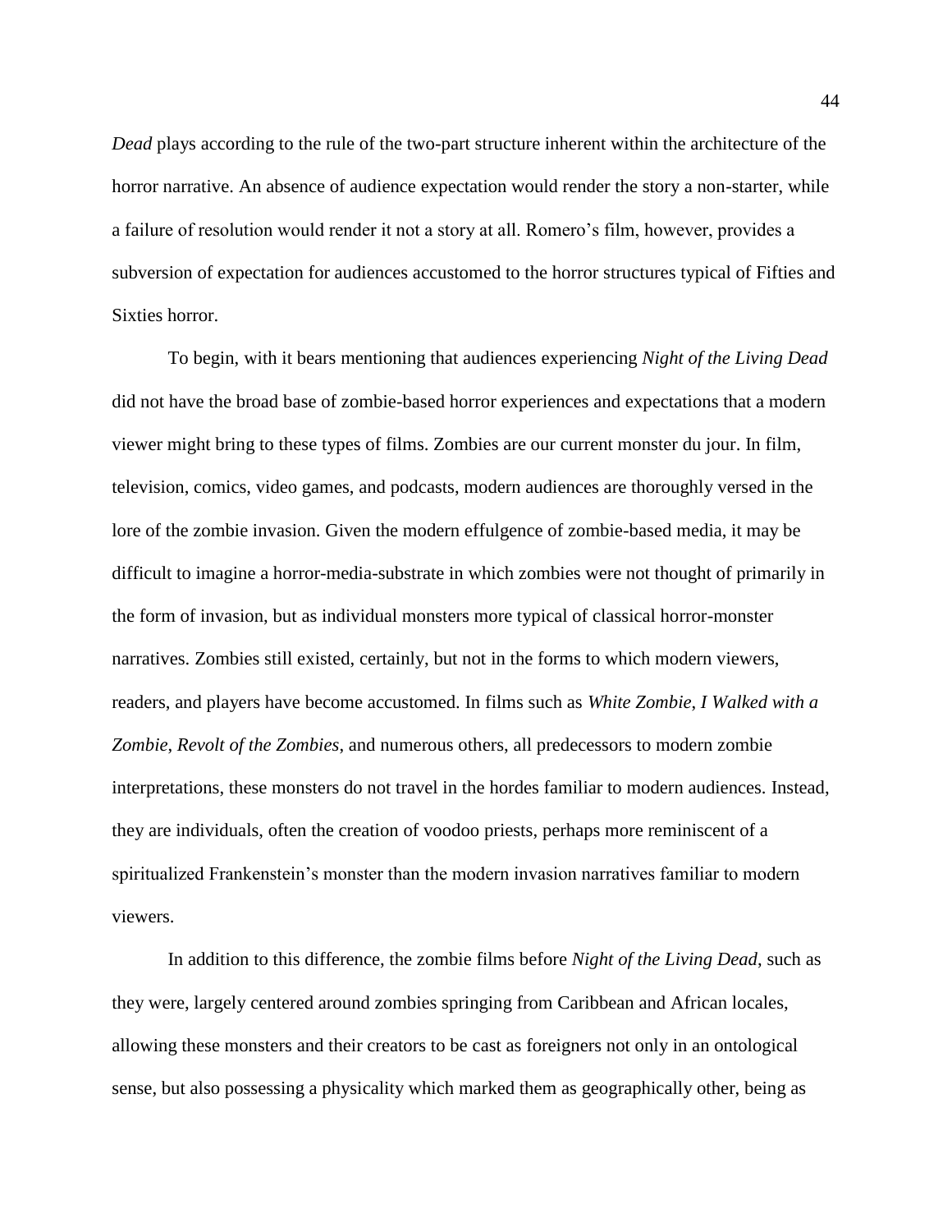*Dead* plays according to the rule of the two-part structure inherent within the architecture of the horror narrative. An absence of audience expectation would render the story a non-starter, while a failure of resolution would render it not a story at all. Romero's film, however, provides a subversion of expectation for audiences accustomed to the horror structures typical of Fifties and Sixties horror.

To begin, with it bears mentioning that audiences experiencing *Night of the Living Dead* did not have the broad base of zombie-based horror experiences and expectations that a modern viewer might bring to these types of films. Zombies are our current monster du jour. In film, television, comics, video games, and podcasts, modern audiences are thoroughly versed in the lore of the zombie invasion. Given the modern effulgence of zombie-based media, it may be difficult to imagine a horror-media-substrate in which zombies were not thought of primarily in the form of invasion, but as individual monsters more typical of classical horror-monster narratives. Zombies still existed, certainly, but not in the forms to which modern viewers, readers, and players have become accustomed. In films such as *White Zombie*, *I Walked with a Zombie*, *Revolt of the Zombies*, and numerous others, all predecessors to modern zombie interpretations, these monsters do not travel in the hordes familiar to modern audiences. Instead, they are individuals, often the creation of voodoo priests, perhaps more reminiscent of a spiritualized Frankenstein's monster than the modern invasion narratives familiar to modern viewers.

In addition to this difference, the zombie films before *Night of the Living Dead*, such as they were, largely centered around zombies springing from Caribbean and African locales, allowing these monsters and their creators to be cast as foreigners not only in an ontological sense, but also possessing a physicality which marked them as geographically other, being as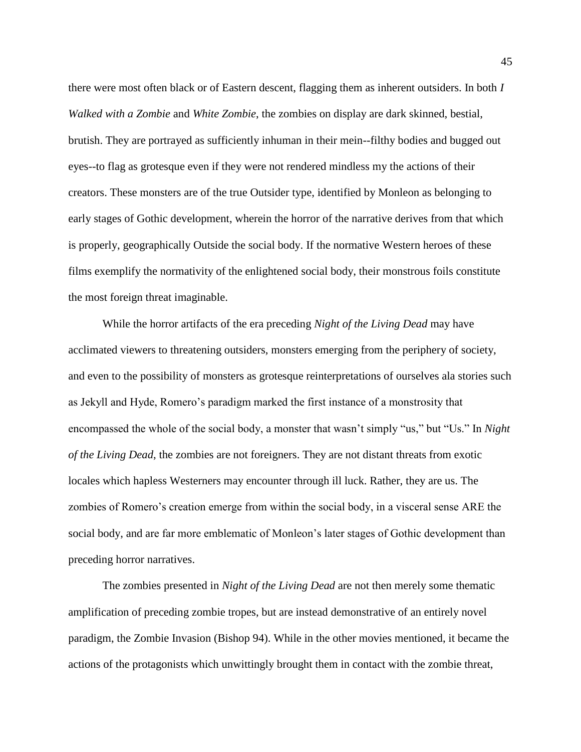there were most often black or of Eastern descent, flagging them as inherent outsiders. In both *I Walked with a Zombie* and *White Zombie*, the zombies on display are dark skinned, bestial, brutish. They are portrayed as sufficiently inhuman in their mein--filthy bodies and bugged out eyes--to flag as grotesque even if they were not rendered mindless my the actions of their creators. These monsters are of the true Outsider type, identified by Monleon as belonging to early stages of Gothic development, wherein the horror of the narrative derives from that which is properly, geographically Outside the social body. If the normative Western heroes of these films exemplify the normativity of the enlightened social body, their monstrous foils constitute the most foreign threat imaginable.

While the horror artifacts of the era preceding *Night of the Living Dead* may have acclimated viewers to threatening outsiders, monsters emerging from the periphery of society, and even to the possibility of monsters as grotesque reinterpretations of ourselves ala stories such as Jekyll and Hyde, Romero's paradigm marked the first instance of a monstrosity that encompassed the whole of the social body, a monster that wasn't simply "us," but "Us." In *Night of the Living Dead*, the zombies are not foreigners. They are not distant threats from exotic locales which hapless Westerners may encounter through ill luck. Rather, they are us. The zombies of Romero's creation emerge from within the social body, in a visceral sense ARE the social body, and are far more emblematic of Monleon's later stages of Gothic development than preceding horror narratives.

The zombies presented in *Night of the Living Dead* are not then merely some thematic amplification of preceding zombie tropes, but are instead demonstrative of an entirely novel paradigm, the Zombie Invasion (Bishop 94). While in the other movies mentioned, it became the actions of the protagonists which unwittingly brought them in contact with the zombie threat,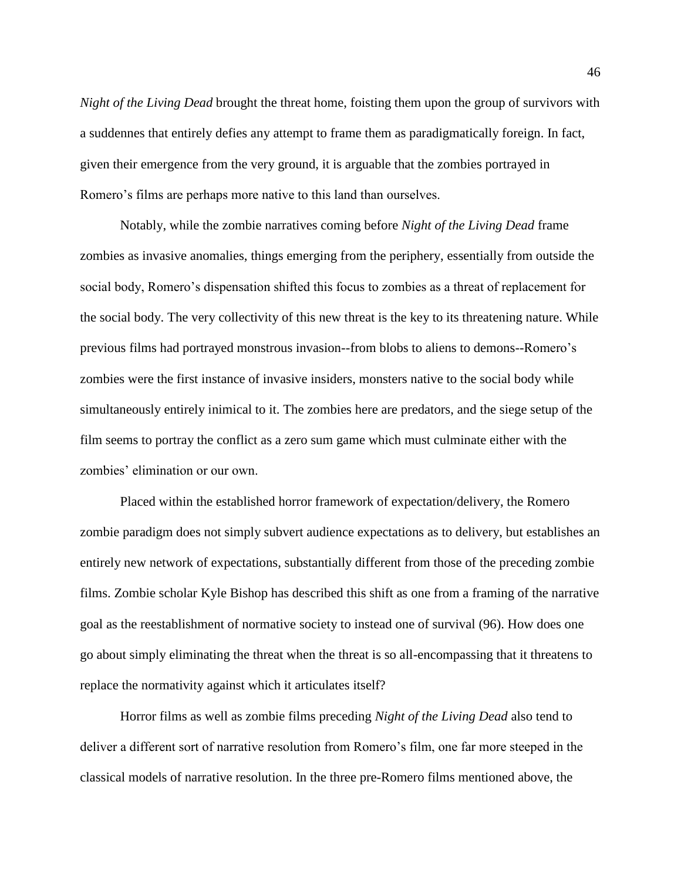*Night of the Living Dead* brought the threat home, foisting them upon the group of survivors with a suddennes that entirely defies any attempt to frame them as paradigmatically foreign. In fact, given their emergence from the very ground, it is arguable that the zombies portrayed in Romero's films are perhaps more native to this land than ourselves.

Notably, while the zombie narratives coming before *Night of the Living Dead* frame zombies as invasive anomalies, things emerging from the periphery, essentially from outside the social body, Romero's dispensation shifted this focus to zombies as a threat of replacement for the social body. The very collectivity of this new threat is the key to its threatening nature. While previous films had portrayed monstrous invasion--from blobs to aliens to demons--Romero's zombies were the first instance of invasive insiders, monsters native to the social body while simultaneously entirely inimical to it. The zombies here are predators, and the siege setup of the film seems to portray the conflict as a zero sum game which must culminate either with the zombies' elimination or our own.

Placed within the established horror framework of expectation/delivery, the Romero zombie paradigm does not simply subvert audience expectations as to delivery, but establishes an entirely new network of expectations, substantially different from those of the preceding zombie films. Zombie scholar Kyle Bishop has described this shift as one from a framing of the narrative goal as the reestablishment of normative society to instead one of survival (96). How does one go about simply eliminating the threat when the threat is so all-encompassing that it threatens to replace the normativity against which it articulates itself?

Horror films as well as zombie films preceding *Night of the Living Dead* also tend to deliver a different sort of narrative resolution from Romero's film, one far more steeped in the classical models of narrative resolution. In the three pre-Romero films mentioned above, the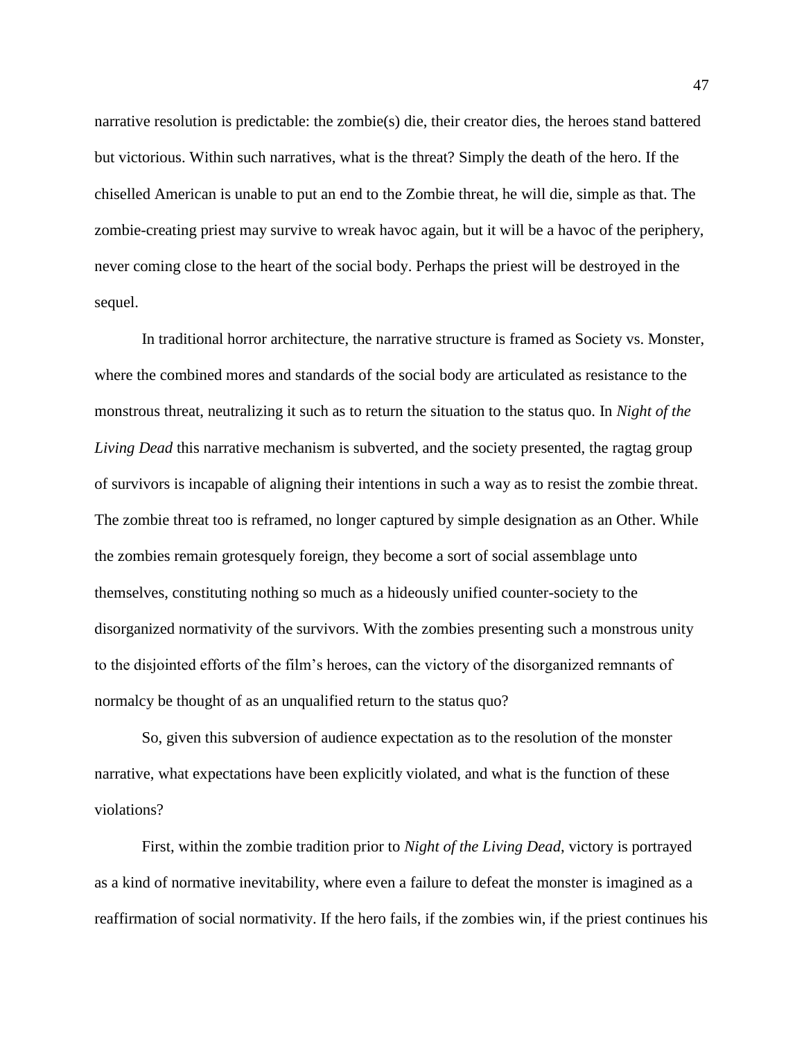narrative resolution is predictable: the zombie(s) die, their creator dies, the heroes stand battered but victorious. Within such narratives, what is the threat? Simply the death of the hero. If the chiselled American is unable to put an end to the Zombie threat, he will die, simple as that. The zombie-creating priest may survive to wreak havoc again, but it will be a havoc of the periphery, never coming close to the heart of the social body. Perhaps the priest will be destroyed in the sequel.

In traditional horror architecture, the narrative structure is framed as Society vs. Monster, where the combined mores and standards of the social body are articulated as resistance to the monstrous threat, neutralizing it such as to return the situation to the status quo. In *Night of the Living Dead* this narrative mechanism is subverted, and the society presented, the ragtag group of survivors is incapable of aligning their intentions in such a way as to resist the zombie threat. The zombie threat too is reframed, no longer captured by simple designation as an Other. While the zombies remain grotesquely foreign, they become a sort of social assemblage unto themselves, constituting nothing so much as a hideously unified counter-society to the disorganized normativity of the survivors. With the zombies presenting such a monstrous unity to the disjointed efforts of the film's heroes, can the victory of the disorganized remnants of normalcy be thought of as an unqualified return to the status quo?

So, given this subversion of audience expectation as to the resolution of the monster narrative, what expectations have been explicitly violated, and what is the function of these violations?

First, within the zombie tradition prior to *Night of the Living Dead*, victory is portrayed as a kind of normative inevitability, where even a failure to defeat the monster is imagined as a reaffirmation of social normativity. If the hero fails, if the zombies win, if the priest continues his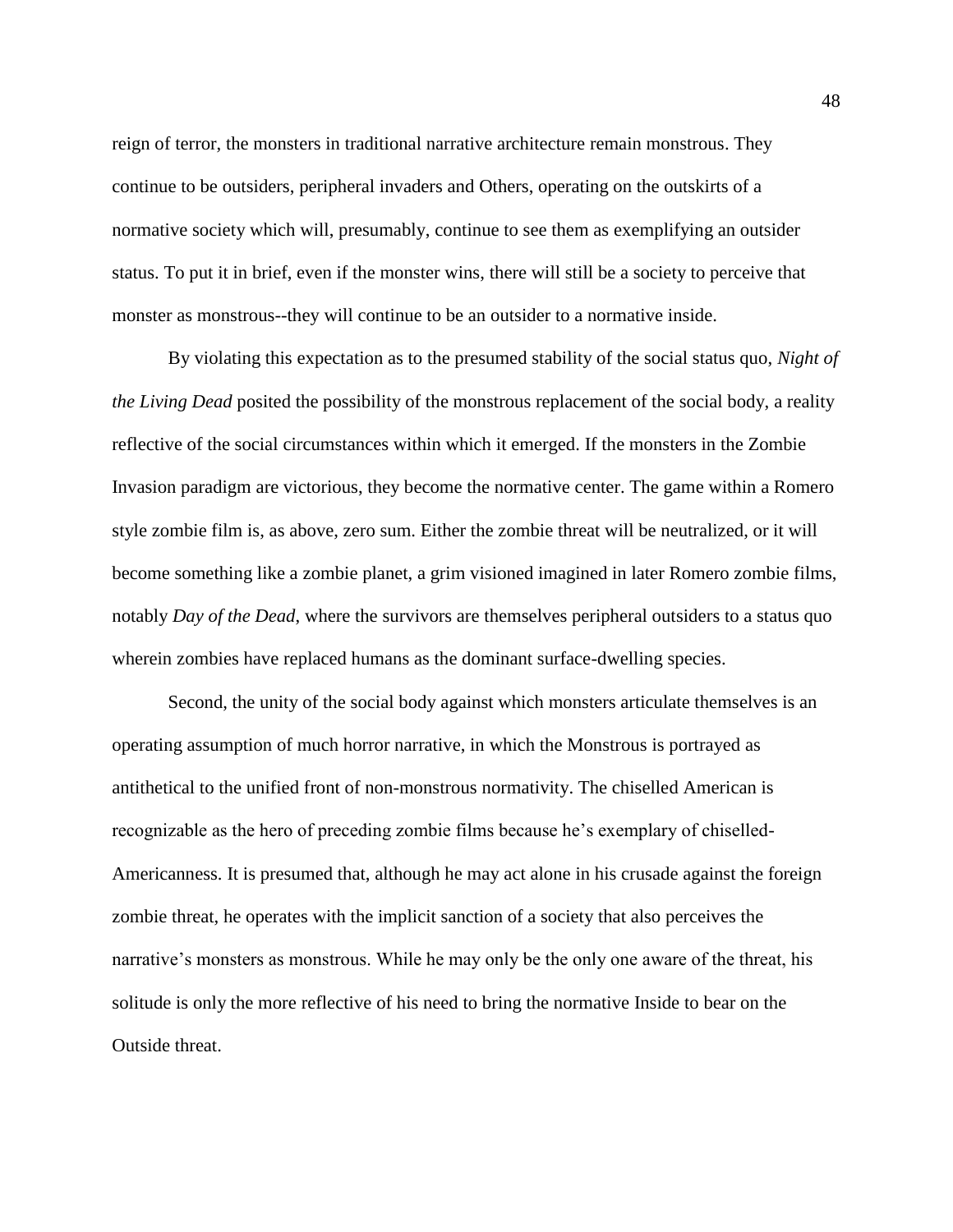reign of terror, the monsters in traditional narrative architecture remain monstrous. They continue to be outsiders, peripheral invaders and Others, operating on the outskirts of a normative society which will, presumably, continue to see them as exemplifying an outsider status. To put it in brief, even if the monster wins, there will still be a society to perceive that monster as monstrous--they will continue to be an outsider to a normative inside.

By violating this expectation as to the presumed stability of the social status quo, *Night of the Living Dead* posited the possibility of the monstrous replacement of the social body, a reality reflective of the social circumstances within which it emerged. If the monsters in the Zombie Invasion paradigm are victorious, they become the normative center. The game within a Romero style zombie film is, as above, zero sum. Either the zombie threat will be neutralized, or it will become something like a zombie planet, a grim visioned imagined in later Romero zombie films, notably *Day of the Dead*, where the survivors are themselves peripheral outsiders to a status quo wherein zombies have replaced humans as the dominant surface-dwelling species.

Second, the unity of the social body against which monsters articulate themselves is an operating assumption of much horror narrative, in which the Monstrous is portrayed as antithetical to the unified front of non-monstrous normativity. The chiselled American is recognizable as the hero of preceding zombie films because he's exemplary of chiselled-Americanness. It is presumed that, although he may act alone in his crusade against the foreign zombie threat, he operates with the implicit sanction of a society that also perceives the narrative's monsters as monstrous. While he may only be the only one aware of the threat, his solitude is only the more reflective of his need to bring the normative Inside to bear on the Outside threat.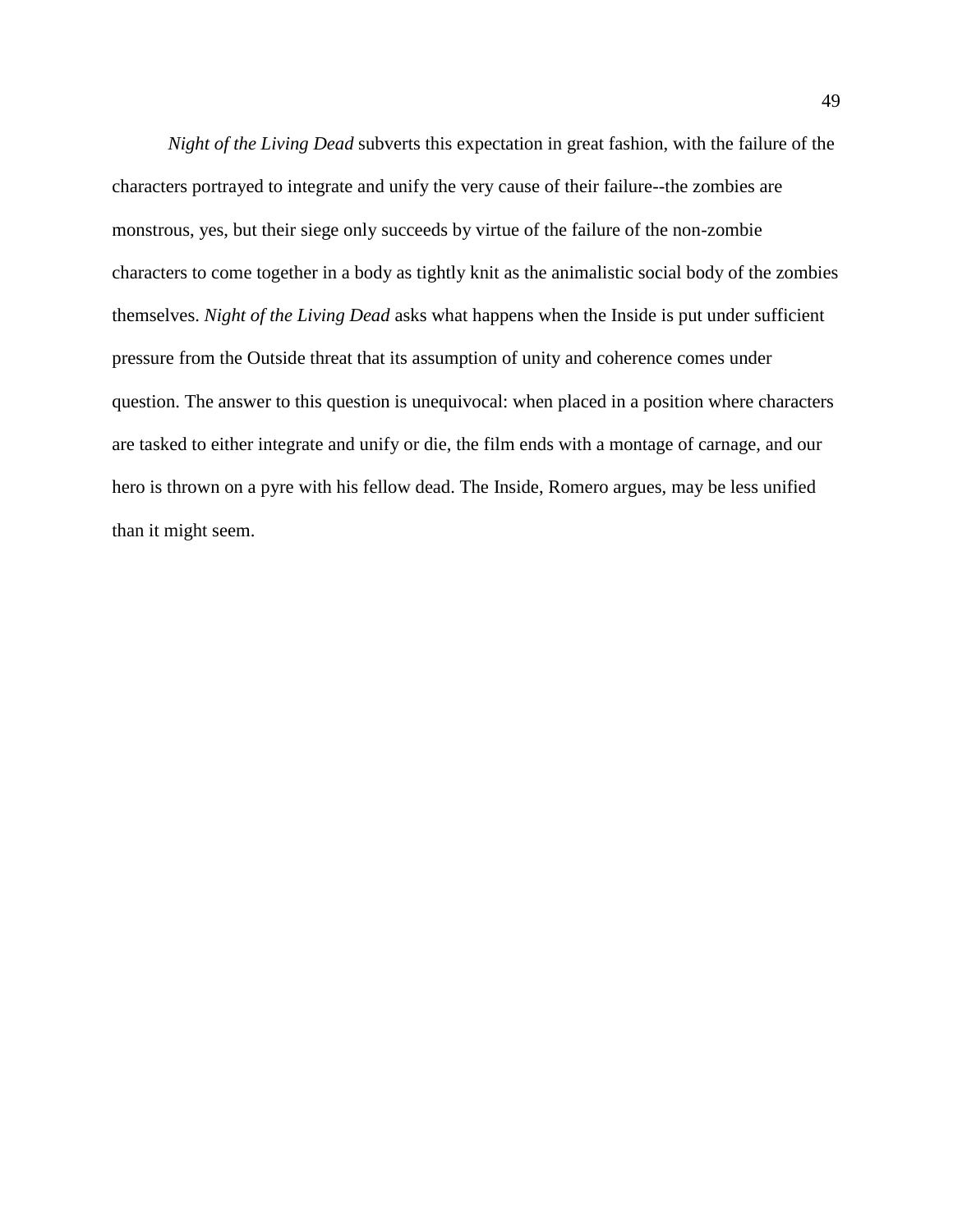*Night of the Living Dead* subverts this expectation in great fashion, with the failure of the characters portrayed to integrate and unify the very cause of their failure--the zombies are monstrous, yes, but their siege only succeeds by virtue of the failure of the non-zombie characters to come together in a body as tightly knit as the animalistic social body of the zombies themselves. *Night of the Living Dead* asks what happens when the Inside is put under sufficient pressure from the Outside threat that its assumption of unity and coherence comes under question. The answer to this question is unequivocal: when placed in a position where characters are tasked to either integrate and unify or die, the film ends with a montage of carnage, and our hero is thrown on a pyre with his fellow dead. The Inside, Romero argues, may be less unified than it might seem.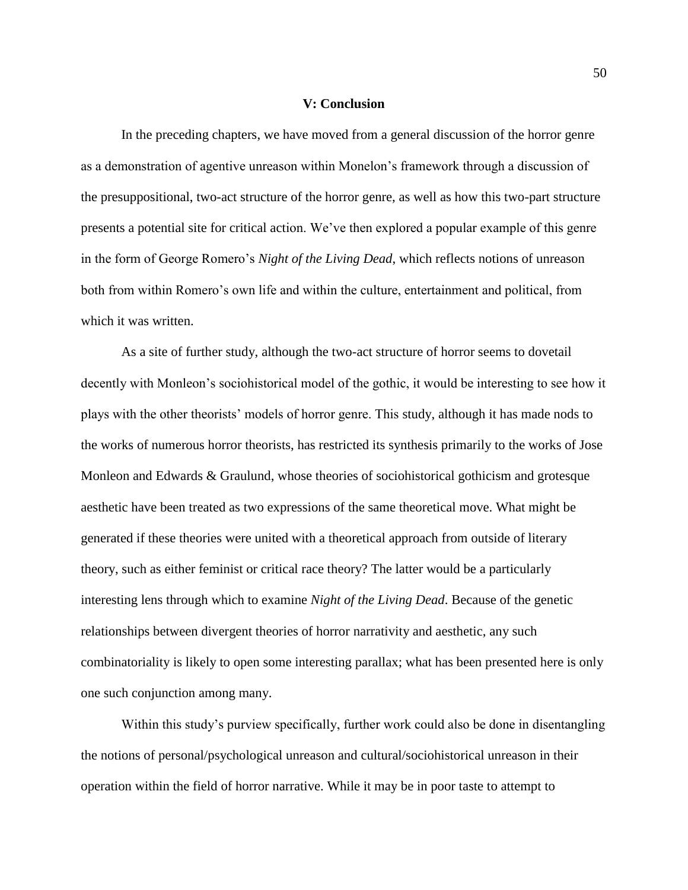## V: Conclusion

In the preceding chapters, we have moved from a general discussion of the horror genre as a demonstration of agentive unreason within Monelon's framework through a discussion of the presuppositional, two-act structure of the horror genre, as well as how this two-part structure presents a potential site for critical action. We've then explored a popular example of this genre in the form of George Romero's *Night of the Living Dead*, which reflects notions of unreason both from within Romero's own life and within the culture, entertainment and political, from which it was written.

As a site of further study, although the two-act structure of horror seems to dovetail decently with Monleon's sociohistorical model of the gothic, it would be interesting to see how it plays with the other theorists' models of horror genre. This study, although it has made nods to the works of numerous horror theorists, has restricted its synthesis primarily to the works of Jose Monleon and Edwards & Graulund, whose theories of sociohistorical gothicism and grotesque aesthetic have been treated as two expressions of the same theoretical move. What might be generated if these theories were united with a theoretical approach from outside of literary theory, such as either feminist or critical race theory? The latter would be a particularly interesting lens through which to examine *Night of the Living Dead*. Because of the genetic relationships between divergent theories of horror narrativity and aesthetic, any such combinatoriality is likely to open some interesting parallax; what has been presented here is only one such conjunction among many.

Within this study's purview specifically, further work could also be done in disentangling the notions of personal/psychological unreason and cultural/sociohistorical unreason in their operation within the field of horror narrative. While it may be in poor taste to attempt to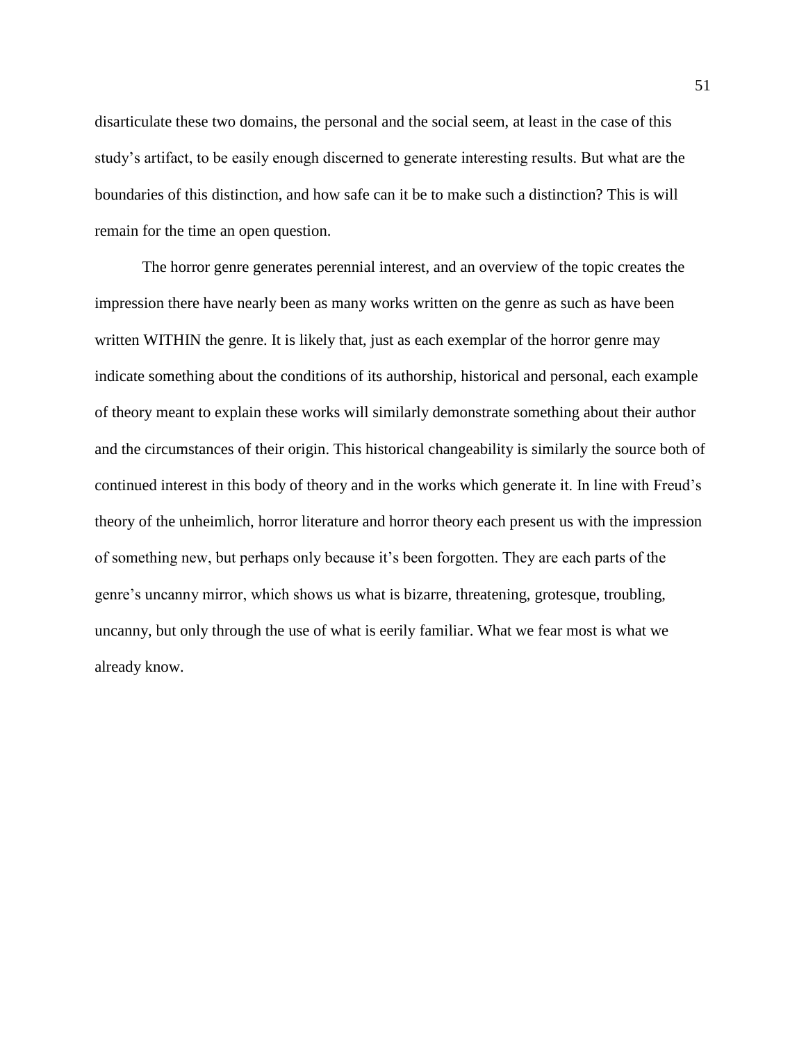disarticulate these two domains, the personal and the social seem, at least in the case of this study's artifact, to be easily enough discerned to generate interesting results. But what are the boundaries of this distinction, and how safe can it be to make such a distinction? This is will remain for the time an open question.

The horror genre generates perennial interest, and an overview of the topic creates the impression there have nearly been as many works written on the genre as such as have been written WITHIN the genre. It is likely that, just as each exemplar of the horror genre may indicate something about the conditions of its authorship, historical and personal, each example of theory meant to explain these works will similarly demonstrate something about their author and the circumstances of their origin. This historical changeability is similarly the source both of continued interest in this body of theory and in the works which generate it. In line with Freud's theory of the unheimlich, horror literature and horror theory each present us with the impression of something new, but perhaps only because it's been forgotten. They are each parts of the genre's uncanny mirror, which shows us what is bizarre, threatening, grotesque, troubling, uncanny, but only through the use of what is eerily familiar. What we fear most is what we already know.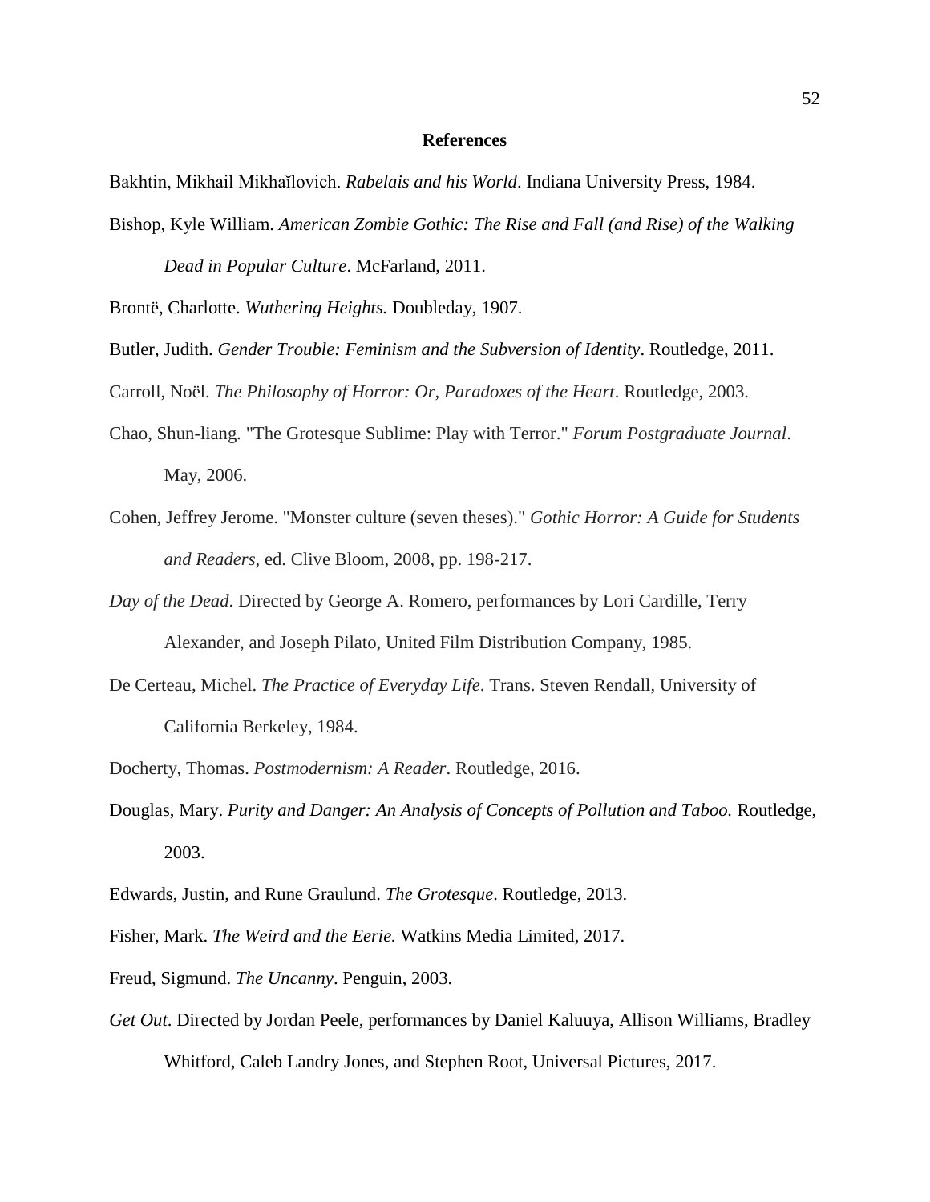**References**

Bakhtin, Mikhail Mikhaĭlovich. *Rabelais and his World*. Indiana University Press, 1984.

Bishop, Kyle William. *American Zombie Gothic: The Rise and Fall (and Rise) of the Walking Dead in Popular Culture*. McFarland, 2011.

Brontë, Charlotte. *Wuthering Heights.* Doubleday, 1907.

Butler, Judith. *Gender Trouble: Feminism and the Subversion of Identity*. Routledge, 2011.

Carroll, Noël. *The Philosophy of Horror: Or, Paradoxes of the Heart*. Routledge, 2003.

Chao, Shun-liang. "The Grotesque Sublime: Play with Terror." *Forum Postgraduate Journal*. May, 2006.

Cohen, Jeffrey Jerome. "Monster culture (seven theses)." *Gothic Horror: A Guide for Students and Readers*, ed. Clive Bloom, 2008, pp. 198-217.

*Day of the Dead*. Directed by George A. Romero, performances by Lori Cardille, Terry Alexander, and Joseph Pilato, United Film Distribution Company, 1985.

De Certeau, Michel. *The Practice of Everyday Life*. Trans. Steven Rendall, University of California Berkeley, 1984.

Docherty, Thomas. *Postmodernism: A Reader*. Routledge, 2016.

Douglas, Mary. *Purity and Danger: An Analysis of Concepts of Pollution and Taboo.* Routledge, 2003.

Edwards, Justin, and Rune Graulund. *The Grotesque*. Routledge, 2013.

Fisher, Mark. *The Weird and the Eerie.* Watkins Media Limited, 2017.

Freud, Sigmund. *The Uncanny*. Penguin, 2003.

*Get Out*. Directed by Jordan Peele, performances by Daniel Kaluuya, Allison Williams, Bradley Whitford, Caleb Landry Jones, and Stephen Root, Universal Pictures, 2017.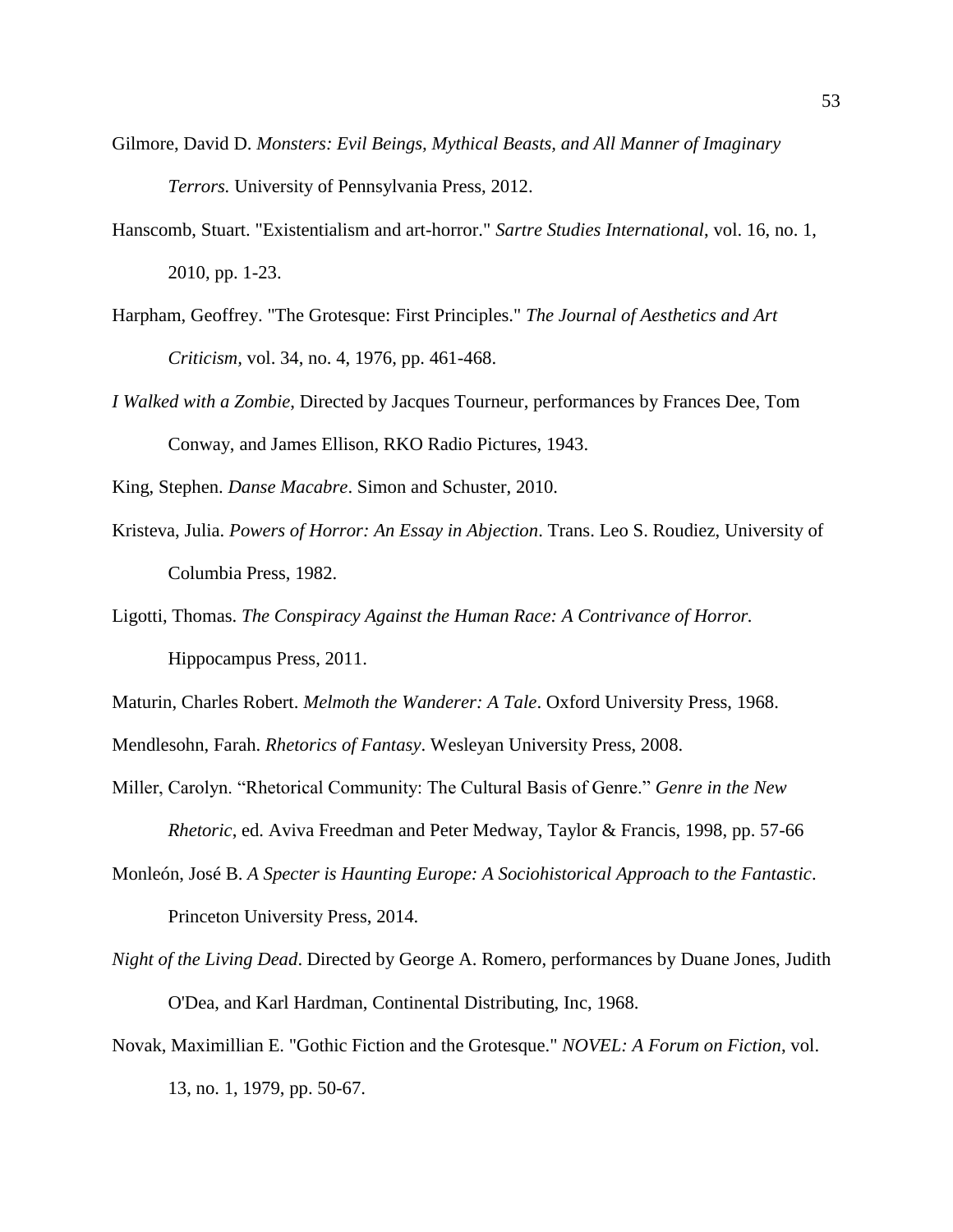Gilmore, David D. *Monsters: Evil Beings, Mythical Beasts, and All Manner of Imaginary Terrors.* University of Pennsylvania Press, 2012.

Hanscomb, Stuart. "Existentialism and art-horror." *Sartre Studies International*, vol. 16, no. 1, 2010, pp. 1-23.

Harpham, Geoffrey. "The Grotesque: First Principles." *The Journal of Aesthetics and Art Criticism,* vol. 34, no. 4, 1976, pp. 461-468.

*I Walked with a Zombie,* Directed by Jacques Tourneur, performances by Frances Dee, Tom Conway, and James Ellison, RKO Radio Pictures, 1943.

King, Stephen. *Danse Macabre*. Simon and Schuster, 2010.

Kristeva, Julia. *Powers of Horror: An Essay in Abjection*. Trans. Leo S. Roudiez, University of Columbia Press, 1982.

Ligotti, Thomas. *The Conspiracy Against the Human Race: A Contrivance of Horror.* Hippocampus Press, 2011.

Maturin, Charles Robert. *Melmoth the Wanderer: A Tale*. Oxford University Press, 1968.

Mendlesohn, Farah. *Rhetorics of Fantasy*. Wesleyan University Press, 2008.

Miller, Carolyn. "Rhetorical Community: The Cultural Basis of Genre." *Genre in the New Rhetoric*, ed. Aviva Freedman and Peter Medway, Taylor & Francis, 1998, pp. 57-66

Monleón, José B. *A Specter is Haunting Europe: A Sociohistorical Approach to the Fantastic*. Princeton University Press, 2014.

*Night of the Living Dead*. Directed by George A. Romero, performances by Duane Jones, Judith O'Dea, and Karl Hardman, Continental Distributing, Inc, 1968.

Novak, Maximillian E. "Gothic Fiction and the Grotesque." *NOVEL: A Forum on Fiction,* vol. 13, no. 1, 1979, pp. 50-67.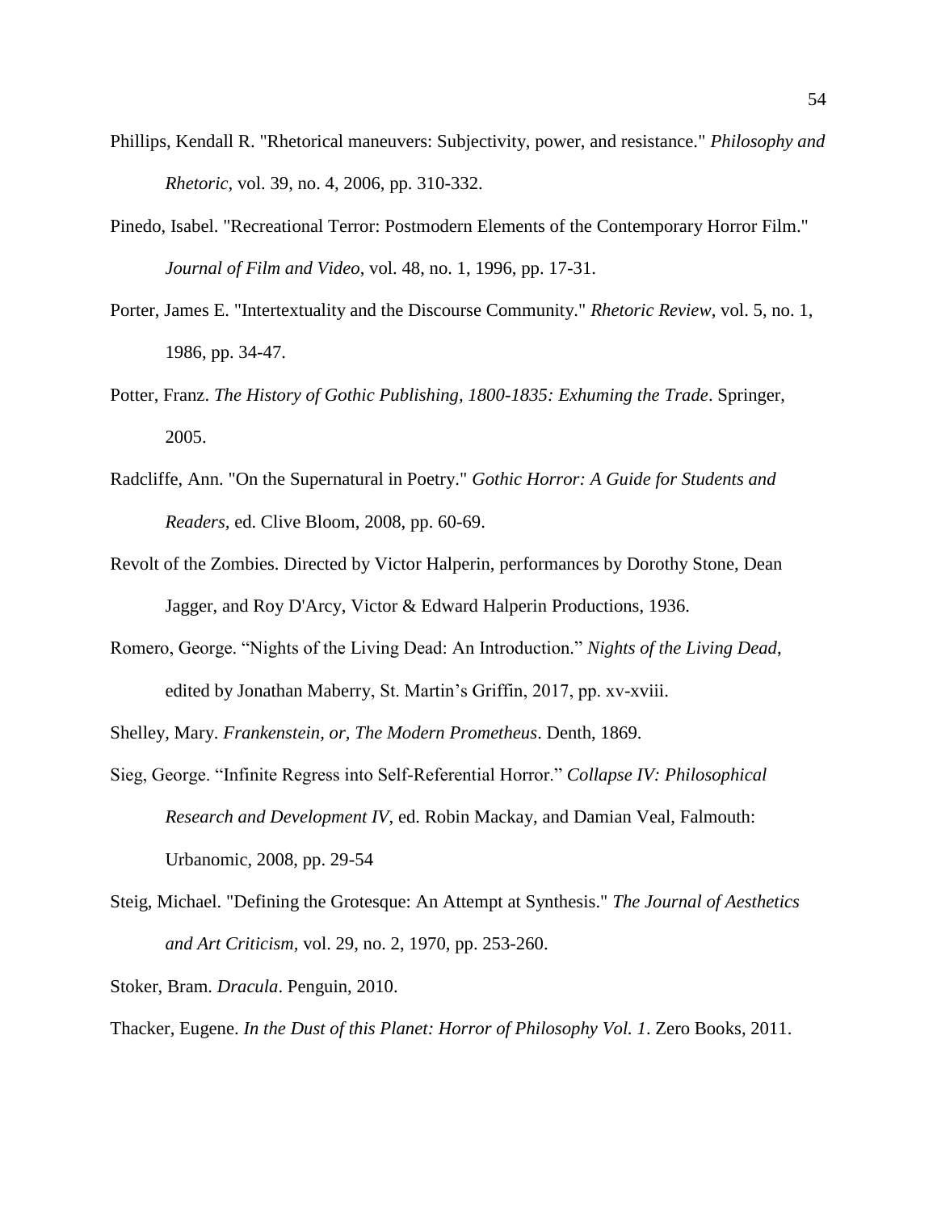Phillips, Kendall R. "Rhetorical maneuvers: Subjectivity, power, and resistance." *Philosophy and Rhetoric*, vol. 39, no. 4, 2006, pp. 310-332.

Pinedo, Isabel. "Recreational Terror: Postmodern Elements of the Contemporary Horror Film." *Journal of Film and Video*, vol. 48, no. 1, 1996, pp. 17-31.

Porter, James E. "Intertextuality and the Discourse Community." *Rhetoric Review*, vol. 5, no. 1, 1986, pp. 34-47.

Potter, Franz. *The History of Gothic Publishing, 1800-1835: Exhuming the Trade*. Springer, 2005.

Radcliffe, Ann. "On the Supernatural in Poetry." *Gothic Horror: A Guide for Students and Readers*, ed. Clive Bloom, 2008, pp. 60-69.

Revolt of the Zombies. Directed by Victor Halperin, performances by Dorothy Stone, Dean Jagger, and Roy D'Arcy, Victor & Edward Halperin Productions, 1936.

Romero, George. "Nights of the Living Dead: An Introduction." *Nights of the Living Dead*, edited by Jonathan Maberry, St. Martin's Griffin, 2017, pp. xv-xviii.

Shelley, Mary. *Frankenstein, or, The Modern Prometheus*. Denth, 1869.

Sieg, George. "Infinite Regress into Self-Referential Horror." *Collapse IV: Philosophical Research and Development IV*, ed. Robin Mackay, and Damian Veal, Falmouth: Urbanomic, 2008, pp. 29-54

Steig, Michael. "Defining the Grotesque: An Attempt at Synthesis." *The Journal of Aesthetics and Art Criticism*, vol. 29, no. 2, 1970, pp. 253-260.

Stoker, Bram. *Dracula*. Penguin, 2010.

Thacker, Eugene. *In the Dust of this Planet: Horror of Philosophy Vol. 1*. Zero Books, 2011.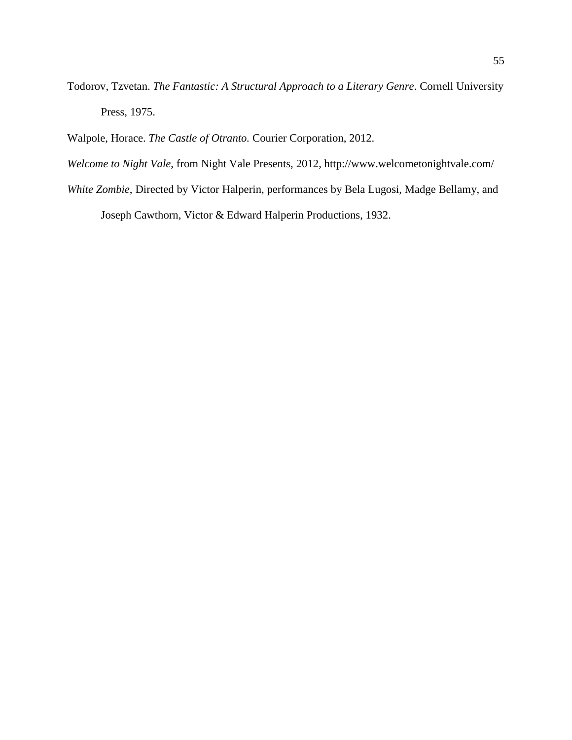Todorov, Tzvetan. *The Fantastic: A Structural Approach to a Literary Genre*. Cornell University Press, 1975.

Walpole, Horace. *The Castle of Otranto.* Courier Corporation, 2012.

*Welcome to Night Vale*, from Night Vale Presents, 2012, http://www.welcometonightvale.com/

*White Zombie*, Directed by Victor Halperin, performances by Bela Lugosi, Madge Bellamy, and Joseph Cawthorn, Victor & Edward Halperin Productions, 1932.